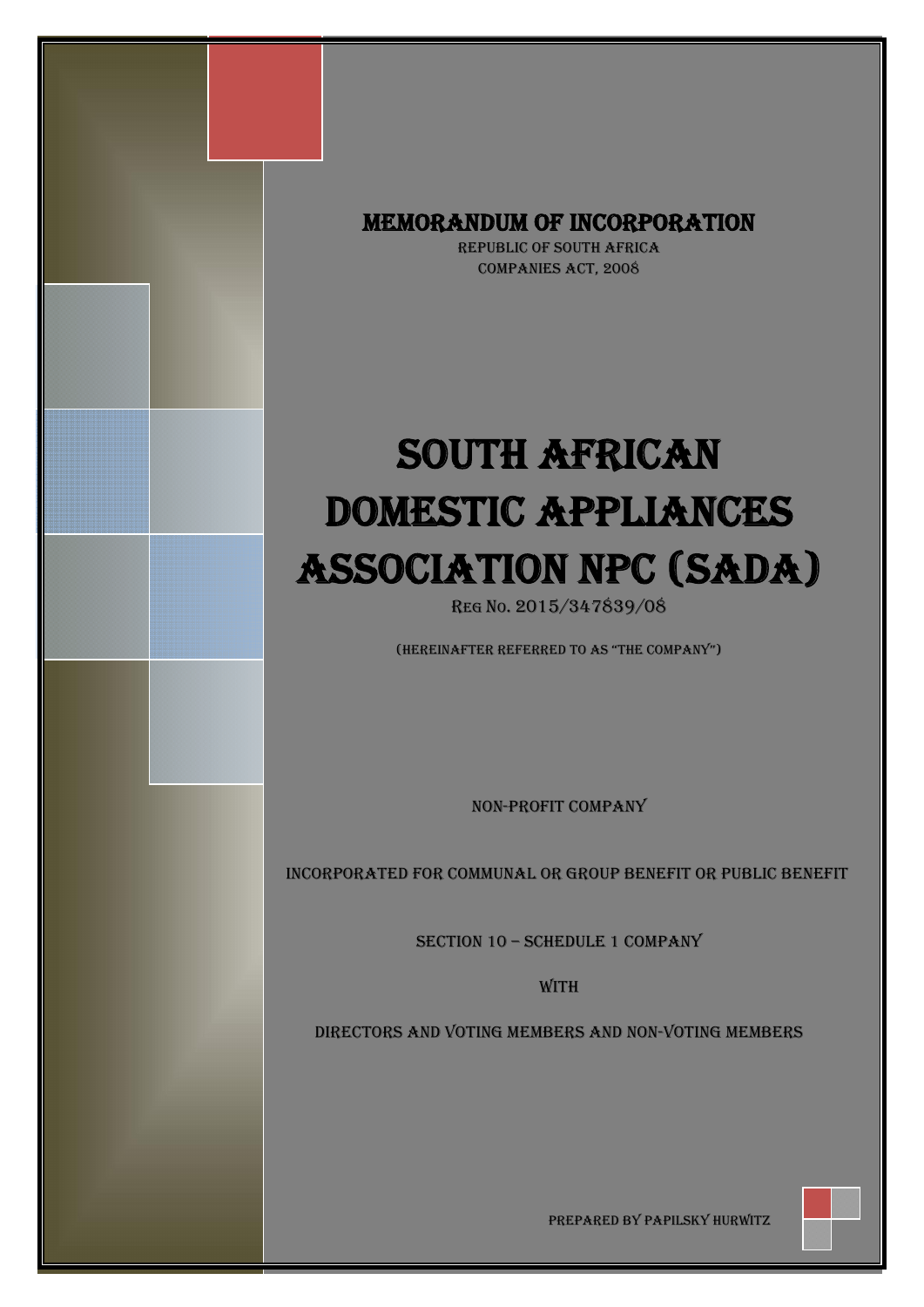# MEMORANDUM OF INCORPORATION

REPUBLIC OF SOUTH AFRICA

COMPANIES ACT, 2008

# SOUTH AFRICAN DOMESTIC APPLIANCES ASSOCIATION NPC (SADA)

Reg No. 2015/347839/08

(HEREINAFTER REFERRED TO AS "THE COMPANY")

NON-PROFIT COMPANY

INCORPORATED FOR COMMUNAL OR GROUP BENEFIT OR PUBLIC BENEFIT

SECTION 10 – SCHEDULE 1 COMPANY

WITH

DIRECTORS AND VOTING MEMBERS AND NON-VOTING MEMBERS

PREPARED BY PAPILSKY HURWITZ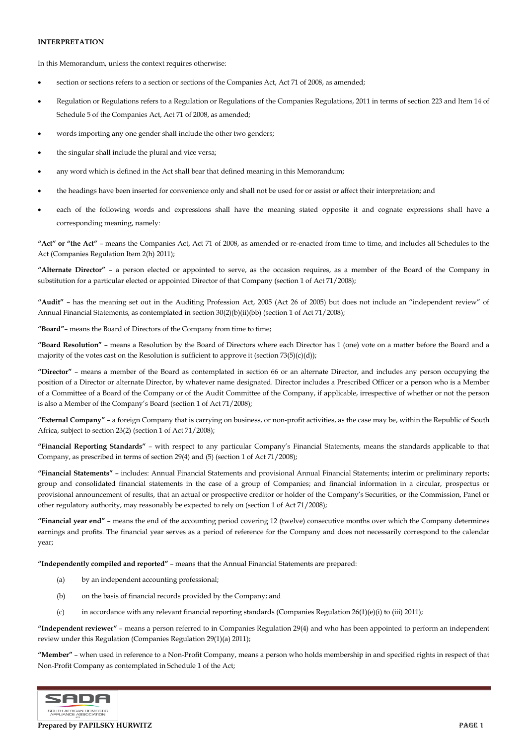**INTERPRETATION**

In this Memorandum, unless the context requires otherwise:

- section or sections refers to a section or sections of the Companies Act, Act 71 of 2008, as amended;
- Regulation or Regulations refers to a Regulation or Regulations of the Companies Regulations, 2011 in terms of section 223 and Item 14 of Schedule 5 of the Companies Act, Act 71 of 2008, as amended;
- words importing any one gender shall include the other two genders;
- the singular shall include the plural and vice versa;
- any word which is defined in the Act shall bear that defined meaning in this Memorandum;
- the headings have been inserted for convenience only and shall not be used for or assist or affect their interpretation; and
- each of the following words and expressions shall have the meaning stated opposite it and cognate expressions shall have a corresponding meaning, namely:

**"Act" or "the Act"** – means the Companies Act, Act 71 of 2008, as amended or re-enacted from time to time, and includes all Schedules to the Act (Companies Regulation Item 2(h) 2011);

**"Alternate Director"** – a person elected or appointed to serve, as the occasion requires, as a member of the Board of the Company in substitution for a particular elected or appointed Director of that Company (section 1 of Act 71/2008);

**"Audit"** – has the meaning set out in the Auditing Profession Act, 2005 (Act 26 of 2005) but does not include an "independent review" of Annual Financial Statements, as contemplated in section 30(2)(b)(ii)(bb) (section 1 of Act 71/2008);

**"Board"**– means the Board of Directors of the Company from time to time;

**"Board Resolution"** – means a Resolution by the Board of Directors where each Director has 1 (one) vote on a matter before the Board and a majority of the votes cast on the Resolution is sufficient to approve it (section 73(5)(c)(d));

**"Director"** – means a member of the Board as contemplated in section 66 or an alternate Director, and includes any person occupying the position of a Director or alternate Director, by whatever name designated. Director includes a Prescribed Officer or a person who is a Member of a Committee of a Board of the Company or of the Audit Committee of the Company, if applicable, irrespective of whether or not the person is also a Member of the Company's Board (section 1 of Act 71/2008);

**"External Company"** – a foreign Company that is carrying on business, or non-profit activities, as the case may be, within the Republic of South Africa, subject to section 23(2) (section 1 of Act 71/2008);

**"Financial Reporting Standards"** – with respect to any particular Company's Financial Statements, means the standards applicable to that Company, as prescribed in terms of section 29(4) and (5) (section 1 of Act 71/2008);

**"Financial Statements"** – includes: Annual Financial Statements and provisional Annual Financial Statements; interim or preliminary reports; group and consolidated financial statements in the case of a group of Companies; and financial information in a circular, prospectus or provisional announcement of results, that an actual or prospective creditor or holder of the Company's Securities, or the Commission, Panel or other regulatory authority, may reasonably be expected to rely on (section 1 of Act 71/2008);

**"Financial year end"** – means the end of the accounting period covering 12 (twelve) consecutive months over which the Company determines earnings and profits. The financial year serves as a period of reference for the Company and does not necessarily correspond to the calendar year;

**"Independently compiled and reported"** – means that the Annual Financial Statements are prepared:

(a) by an independent accounting professional;

(b) on the basis of financial records provided by the Company; and

(c) in accordance with any relevant financial reporting standards (Companies Regulation 26(1)(e)(i) to (iii) 2011);

**"Independent reviewer"** – means a person referred to in Companies Regulation 29(4) and who has been appointed to perform an independent review under this Regulation (Companies Regulation 29(1)(a) 2011);

**"Member"** – when used in reference to a Non-Profit Company, means a person who holds membership in and specified rights in respect of that Non-Profit Company as contemplated in Schedule 1 of the Act;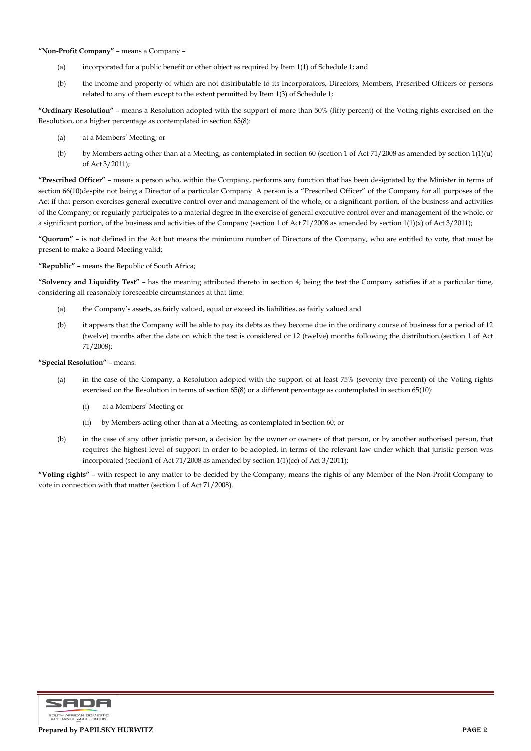**"Non-Profit Company"** – means a Company –

(a) incorporated for a public benefit or other object as required by Item 1(1) of Schedule 1; and

(b) the income and property of which are not distributable to its Incorporators, Directors, Members, Prescribed Officers or persons related to any of them except to the extent permitted by Item 1(3) of Schedule 1;

**"Ordinary Resolution"** – means a Resolution adopted with the support of more than 50% (fifty percent) of the Voting rights exercised on the Resolution, or a higher percentage as contemplated in section 65(8):

(a) at a Members' Meeting; or

(b) by Members acting other than at a Meeting, as contemplated in section 60 (section 1 of Act 71/2008 as amended by section 1(1)(u) of Act 3/2011);

**"Prescribed Officer"** – means a person who, within the Company, performs any function that has been designated by the Minister in terms of section 66(10)despite not being a Director of a particular Company. A person is a "Prescribed Officer" of the Company for all purposes of the Act if that person exercises general executive control over and management of the whole, or a significant portion, of the business and activities of the Company; or regularly participates to a material degree in the exercise of general executive control over and management of the whole, or a significant portion, of the business and activities of the Company (section 1 of Act 71/2008 as amended by section 1(1)(x) of Act 3/2011);

**"Quorum"** – is not defined in the Act but means the minimum number of Directors of the Company, who are entitled to vote, that must be present to make a Board Meeting valid;

**"Republic" –** means the Republic of South Africa;

**"Solvency and Liquidity Test"** – has the meaning attributed thereto in section 4; being the test the Company satisfies if at a particular time, considering all reasonably foreseeable circumstances at that time:

(a) the Company's assets, as fairly valued, equal or exceed its liabilities, as fairly valued and

(b) it appears that the Company will be able to pay its debts as they become due in the ordinary course of business for a period of 12 (twelve) months after the date on which the test is considered or 12 (twelve) months following the distribution.(section 1 of Act 71/2008);

**"Special Resolution"** – means:

(a) in the case of the Company, a Resolution adopted with the support of at least 75% (seventy five percent) of the Voting rights exercised on the Resolution in terms of section 65(8) or a different percentage as contemplated in section 65(10):

  (i) at a Members' Meeting or

  (ii) by Members acting other than at a Meeting, as contemplated in Section 60; or

(b) in the case of any other juristic person, a decision by the owner or owners of that person, or by another authorised person, that requires the highest level of support in order to be adopted, in terms of the relevant law under which that juristic person was incorporated (section1 of Act 71/2008 as amended by section 1(1)(cc) of Act 3/2011);

**"Voting rights"** – with respect to any matter to be decided by the Company, means the rights of any Member of the Non-Profit Company to vote in connection with that matter (section 1 of Act 71/2008).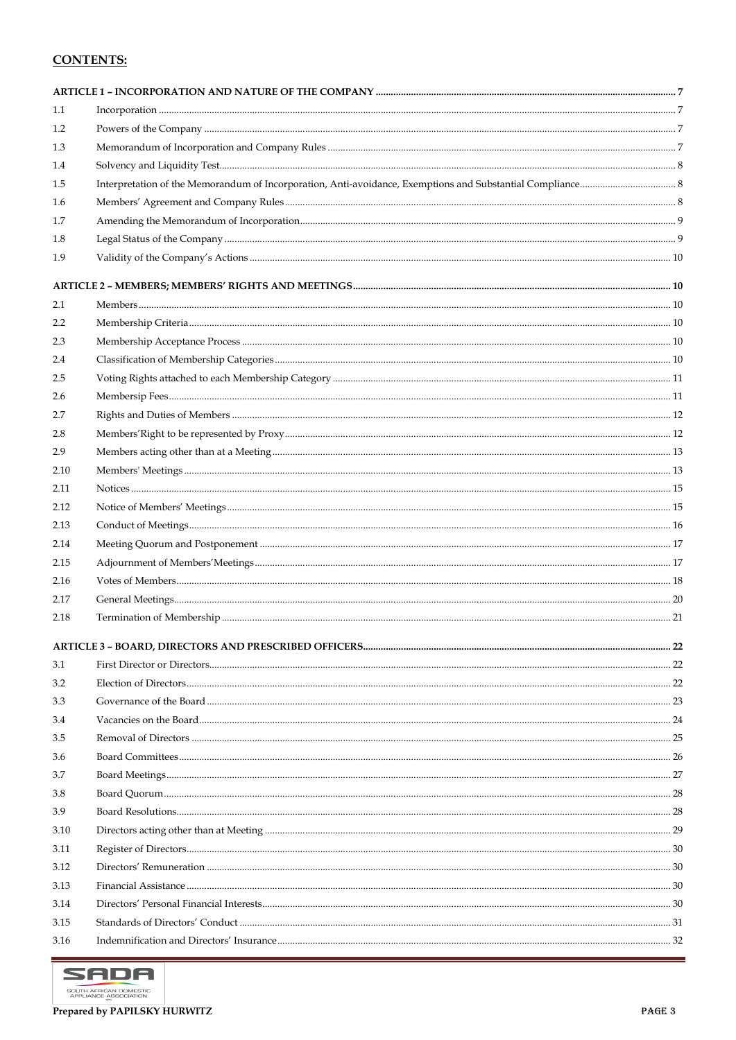## CONTENTS:

| | | |
|---|---|---|
| **ARTICLE 1 – INCORPORATION AND NATURE OF THE COMPANY** | | **7** |
| 1.1 | Incorporation | 7 |
| 1.2 | Powers of the Company | 7 |
| 1.3 | Memorandum of Incorporation and Company Rules | 7 |
| 1.4 | Solvency and Liquidity Test | 8 |
| 1.5 | Interpretation of the Memorandum of Incorporation, Anti-avoidance, Exemptions and Substantial Compliance | 8 |
| 1.6 | Members' Agreement and Company Rules | 8 |
| 1.7 | Amending the Memorandum of Incorporation | 9 |
| 1.8 | Legal Status of the Company | 9 |
| 1.9 | Validity of the Company's Actions | 10 |
| **ARTICLE 2 – MEMBERS; MEMBERS' RIGHTS AND MEETINGS** | | **10** |
| 2.1 | Members | 10 |
| 2.2 | Membership Criteria | 10 |
| 2.3 | Membership Acceptance Process | 10 |
| 2.4 | Classification of Membership Categories | 10 |
| 2.5 | Voting Rights attached to each Membership Category | 11 |
| 2.6 | Membersip Fees | 11 |
| 2.7 | Rights and Duties of Members | 12 |
| 2.8 | Members'Right to be represented by Proxy | 12 |
| 2.9 | Members acting other than at a Meeting | 13 |
| 2.10 | Members' Meetings | 13 |
| 2.11 | Notices | 15 |
| 2.12 | Notice of Members' Meetings | 15 |
| 2.13 | Conduct of Meetings | 16 |
| 2.14 | Meeting Quorum and Postponement | 17 |
| 2.15 | Adjournment of Members'Meetings | 17 |
| 2.16 | Votes of Members | 18 |
| 2.17 | General Meetings | 20 |
| 2.18 | Termination of Membership | 21 |
| **ARTICLE 3 – BOARD, DIRECTORS AND PRESCRIBED OFFICERS** | | **22** |
| 3.1 | First Director or Directors | 22 |
| 3.2 | Election of Directors | 22 |
| 3.3 | Governance of the Board | 23 |
| 3.4 | Vacancies on the Board | 24 |
| 3.5 | Removal of Directors | 25 |
| 3.6 | Board Committees | 26 |
| 3.7 | Board Meetings | 27 |
| 3.8 | Board Quorum | 28 |
| 3.9 | Board Resolutions | 28 |
| 3.10 | Directors acting other than at Meeting | 29 |
| 3.11 | Register of Directors | 30 |
| 3.12 | Directors' Remuneration | 30 |
| 3.13 | Financial Assistance | 30 |
| 3.14 | Directors' Personal Financial Interests | 30 |
| 3.15 | Standards of Directors' Conduct | 31 |
| 3.16 | Indemnification and Directors' Insurance | 32 |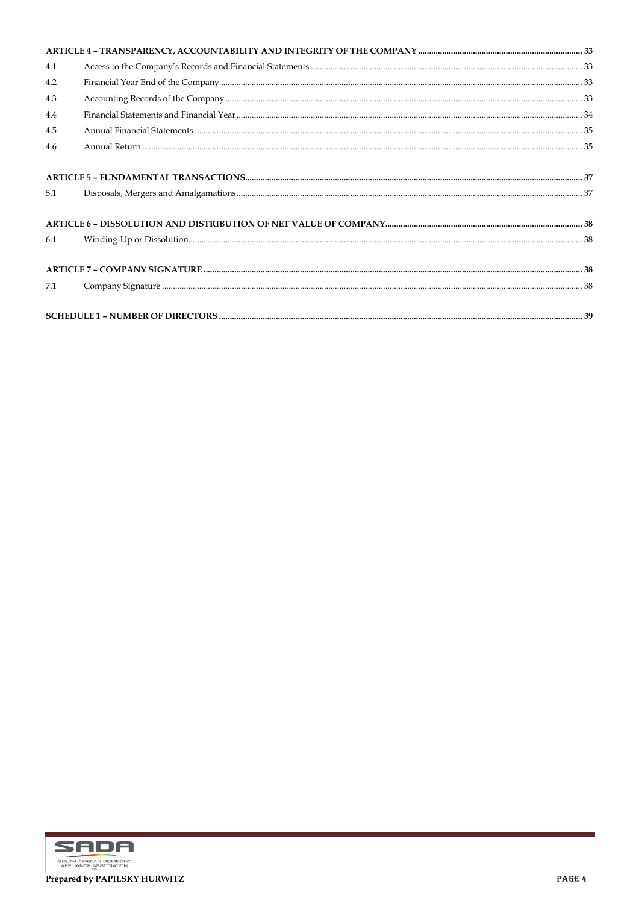| | | |
|---|---|---|
| **ARTICLE 4 – TRANSPARENCY, ACCOUNTABILITY AND INTEGRITY OF THE COMPANY** | | **33** |
| 4.1 | Access to the Company's Records and Financial Statements | 33 |
| 4.2 | Financial Year End of the Company | 33 |
| 4.3 | Accounting Records of the Company | 33 |
| 4.4 | Financial Statements and Financial Year | 34 |
| 4.5 | Annual Financial Statements | 35 |
| 4.6 | Annual Return | 35 |
| **ARTICLE 5 – FUNDAMENTAL TRANSACTIONS** | | **37** |
| 5.1 | Disposals, Mergers and Amalgamations | 37 |
| **ARTICLE 6 – DISSOLUTION AND DISTRIBUTION OF NET VALUE OF COMPANY** | | **38** |
| 6.1 | Winding-Up or Dissolution | 38 |
| **ARTICLE 7 – COMPANY SIGNATURE** | | **38** |
| 7.1 | Company Signature | 38 |
| **SCHEDULE 1 – NUMBER OF DIRECTORS** | | **39** |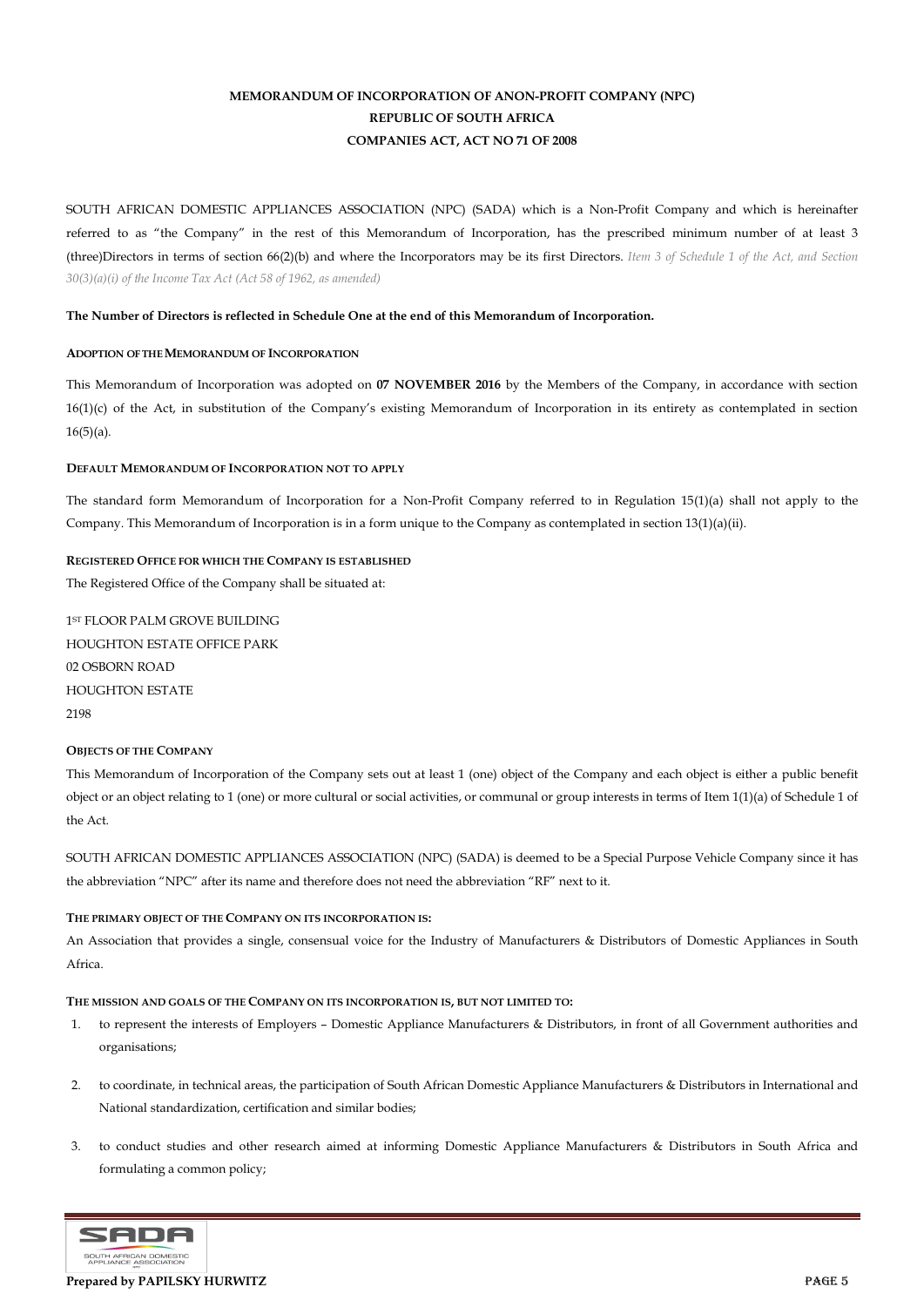**MEMORANDUM OF INCORPORATION OF ANON-PROFIT COMPANY (NPC)**
**REPUBLIC OF SOUTH AFRICA**
**COMPANIES ACT, ACT NO 71 OF 2008**

SOUTH AFRICAN DOMESTIC APPLIANCES ASSOCIATION (NPC) (SADA) which is a Non-Profit Company and which is hereinafter referred to as "the Company" in the rest of this Memorandum of Incorporation, has the prescribed minimum number of at least 3 (three)Directors in terms of section 66(2)(b) and where the Incorporators may be its first Directors. *Item 3 of Schedule 1 of the Act, and Section 30(3)(a)(i) of the Income Tax Act (Act 58 of 1962, as amended)*

**The Number of Directors is reflected in Schedule One at the end of this Memorandum of Incorporation.**

#### ADOPTION OF THE MEMORANDUM OF INCORPORATION

This Memorandum of Incorporation was adopted on **07 NOVEMBER 2016** by the Members of the Company, in accordance with section 16(1)(c) of the Act, in substitution of the Company's existing Memorandum of Incorporation in its entirety as contemplated in section 16(5)(a).

#### DEFAULT MEMORANDUM OF INCORPORATION NOT TO APPLY

The standard form Memorandum of Incorporation for a Non-Profit Company referred to in Regulation 15(1)(a) shall not apply to the Company. This Memorandum of Incorporation is in a form unique to the Company as contemplated in section 13(1)(a)(ii).

#### REGISTERED OFFICE FOR WHICH THE COMPANY IS ESTABLISHED

The Registered Office of the Company shall be situated at:

1ST FLOOR PALM GROVE BUILDING
HOUGHTON ESTATE OFFICE PARK
02 OSBORN ROAD
HOUGHTON ESTATE
2198

#### OBJECTS OF THE COMPANY

This Memorandum of Incorporation of the Company sets out at least 1 (one) object of the Company and each object is either a public benefit object or an object relating to 1 (one) or more cultural or social activities, or communal or group interests in terms of Item 1(1)(a) of Schedule 1 of the Act.

SOUTH AFRICAN DOMESTIC APPLIANCES ASSOCIATION (NPC) (SADA) is deemed to be a Special Purpose Vehicle Company since it has the abbreviation "NPC" after its name and therefore does not need the abbreviation "RF" next to it.

#### THE PRIMARY OBJECT OF THE COMPANY ON ITS INCORPORATION IS:

An Association that provides a single, consensual voice for the Industry of Manufacturers & Distributors of Domestic Appliances in South Africa.

#### THE MISSION AND GOALS OF THE COMPANY ON ITS INCORPORATION IS, BUT NOT LIMITED TO:

1. to represent the interests of Employers – Domestic Appliance Manufacturers & Distributors, in front of all Government authorities and organisations;
2. to coordinate, in technical areas, the participation of South African Domestic Appliance Manufacturers & Distributors in International and National standardization, certification and similar bodies;
3. to conduct studies and other research aimed at informing Domestic Appliance Manufacturers & Distributors in South Africa and formulating a common policy;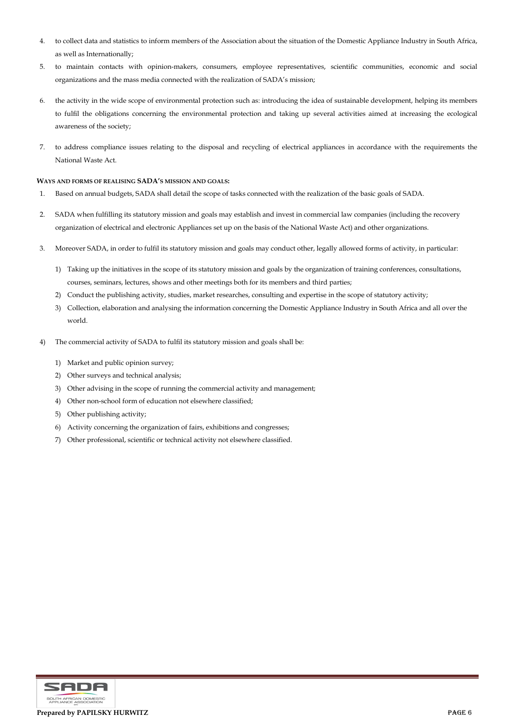4. to collect data and statistics to inform members of the Association about the situation of the Domestic Appliance Industry in South Africa, as well as Internationally;

5. to maintain contacts with opinion-makers, consumers, employee representatives, scientific communities, economic and social organizations and the mass media connected with the realization of SADA's mission;

6. the activity in the wide scope of environmental protection such as: introducing the idea of sustainable development, helping its members to fulfil the obligations concerning the environmental protection and taking up several activities aimed at increasing the ecological awareness of the society;

7. to address compliance issues relating to the disposal and recycling of electrical appliances in accordance with the requirements the National Waste Act.

**WAYS AND FORMS OF REALISING SADA'S MISSION AND GOALS:**

1. Based on annual budgets, SADA shall detail the scope of tasks connected with the realization of the basic goals of SADA.

2. SADA when fulfilling its statutory mission and goals may establish and invest in commercial law companies (including the recovery organization of electrical and electronic Appliances set up on the basis of the National Waste Act) and other organizations.

3. Moreover SADA, in order to fulfil its statutory mission and goals may conduct other, legally allowed forms of activity, in particular:

    1) Taking up the initiatives in the scope of its statutory mission and goals by the organization of training conferences, consultations, courses, seminars, lectures, shows and other meetings both for its members and third parties;
    2) Conduct the publishing activity, studies, market researches, consulting and expertise in the scope of statutory activity;
    3) Collection, elaboration and analysing the information concerning the Domestic Appliance Industry in South Africa and all over the world.

4) The commercial activity of SADA to fulfil its statutory mission and goals shall be:

    1) Market and public opinion survey;
    2) Other surveys and technical analysis;
    3) Other advising in the scope of running the commercial activity and management;
    4) Other non-school form of education not elsewhere classified;
    5) Other publishing activity;
    6) Activity concerning the organization of fairs, exhibitions and congresses;
    7) Other professional, scientific or technical activity not elsewhere classified.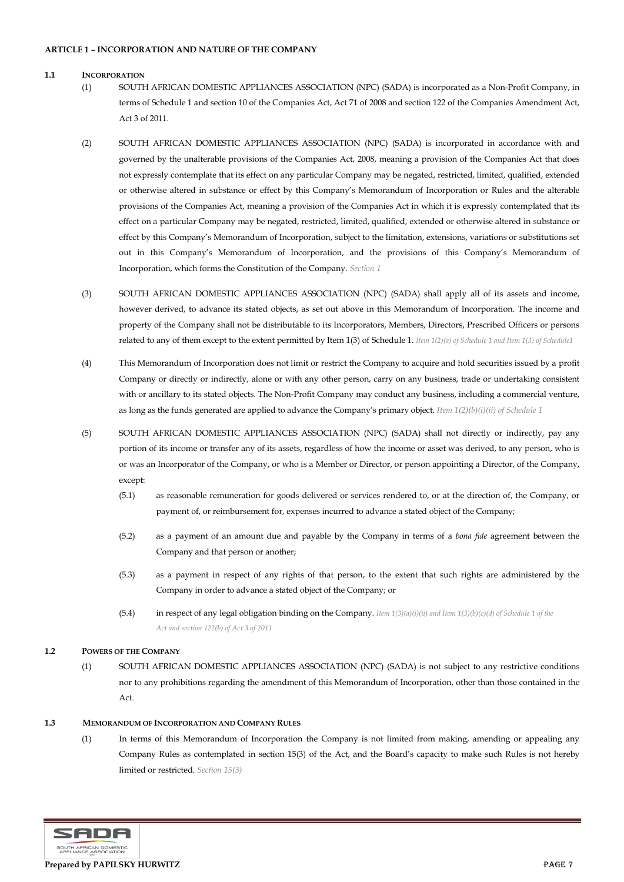**ARTICLE 1 – INCORPORATION AND NATURE OF THE COMPANY**

**1.1 INCORPORATION**

(1) SOUTH AFRICAN DOMESTIC APPLIANCES ASSOCIATION (NPC) (SADA) is incorporated as a Non-Profit Company, in terms of Schedule 1 and section 10 of the Companies Act, Act 71 of 2008 and section 122 of the Companies Amendment Act, Act 3 of 2011.

(2) SOUTH AFRICAN DOMESTIC APPLIANCES ASSOCIATION (NPC) (SADA) is incorporated in accordance with and governed by the unalterable provisions of the Companies Act, 2008, meaning a provision of the Companies Act that does not expressly contemplate that its effect on any particular Company may be negated, restricted, limited, qualified, extended or otherwise altered in substance or effect by this Company's Memorandum of Incorporation or Rules and the alterable provisions of the Companies Act, meaning a provision of the Companies Act in which it is expressly contemplated that its effect on a particular Company may be negated, restricted, limited, qualified, extended or otherwise altered in substance or effect by this Company's Memorandum of Incorporation, subject to the limitation, extensions, variations or substitutions set out in this Company's Memorandum of Incorporation, and the provisions of this Company's Memorandum of Incorporation, which forms the Constitution of the Company. *Section 1*

(3) SOUTH AFRICAN DOMESTIC APPLIANCES ASSOCIATION (NPC) (SADA) shall apply all of its assets and income, however derived, to advance its stated objects, as set out above in this Memorandum of Incorporation. The income and property of the Company shall not be distributable to its Incorporators, Members, Directors, Prescribed Officers or persons related to any of them except to the extent permitted by Item 1(3) of Schedule 1. *Item 1(2)(a) of Schedule 1 and Item 1(3) of Schedule1*

(4) This Memorandum of Incorporation does not limit or restrict the Company to acquire and hold securities issued by a profit Company or directly or indirectly, alone or with any other person, carry on any business, trade or undertaking consistent with or ancillary to its stated objects. The Non-Profit Company may conduct any business, including a commercial venture, as long as the funds generated are applied to advance the Company's primary object. *Item 1(2)(b)(i)(ii) of Schedule 1*

(5) SOUTH AFRICAN DOMESTIC APPLIANCES ASSOCIATION (NPC) (SADA) shall not directly or indirectly, pay any portion of its income or transfer any of its assets, regardless of how the income or asset was derived, to any person, who is or was an Incorporator of the Company, or who is a Member or Director, or person appointing a Director, of the Company, except:

(5.1) as reasonable remuneration for goods delivered or services rendered to, or at the direction of, the Company, or payment of, or reimbursement for, expenses incurred to advance a stated object of the Company;

(5.2) as a payment of an amount due and payable by the Company in terms of a *bona fide* agreement between the Company and that person or another;

(5.3) as a payment in respect of any rights of that person, to the extent that such rights are administered by the Company in order to advance a stated object of the Company; or

(5.4) in respect of any legal obligation binding on the Company. *Item 1(3)(a)(i)(ii) and Item 1(3)(b)(c)(d) of Schedule 1 of the Act and section 122(b) of Act 3 of 2011*

**1.2 POWERS OF THE COMPANY**

(1) SOUTH AFRICAN DOMESTIC APPLIANCES ASSOCIATION (NPC) (SADA) is not subject to any restrictive conditions nor to any prohibitions regarding the amendment of this Memorandum of Incorporation, other than those contained in the Act.

**1.3 MEMORANDUM OF INCORPORATION AND COMPANY RULES**

(1) In terms of this Memorandum of Incorporation the Company is not limited from making, amending or appealing any Company Rules as contemplated in section 15(3) of the Act, and the Board's capacity to make such Rules is not hereby limited or restricted. *Section 15(3)*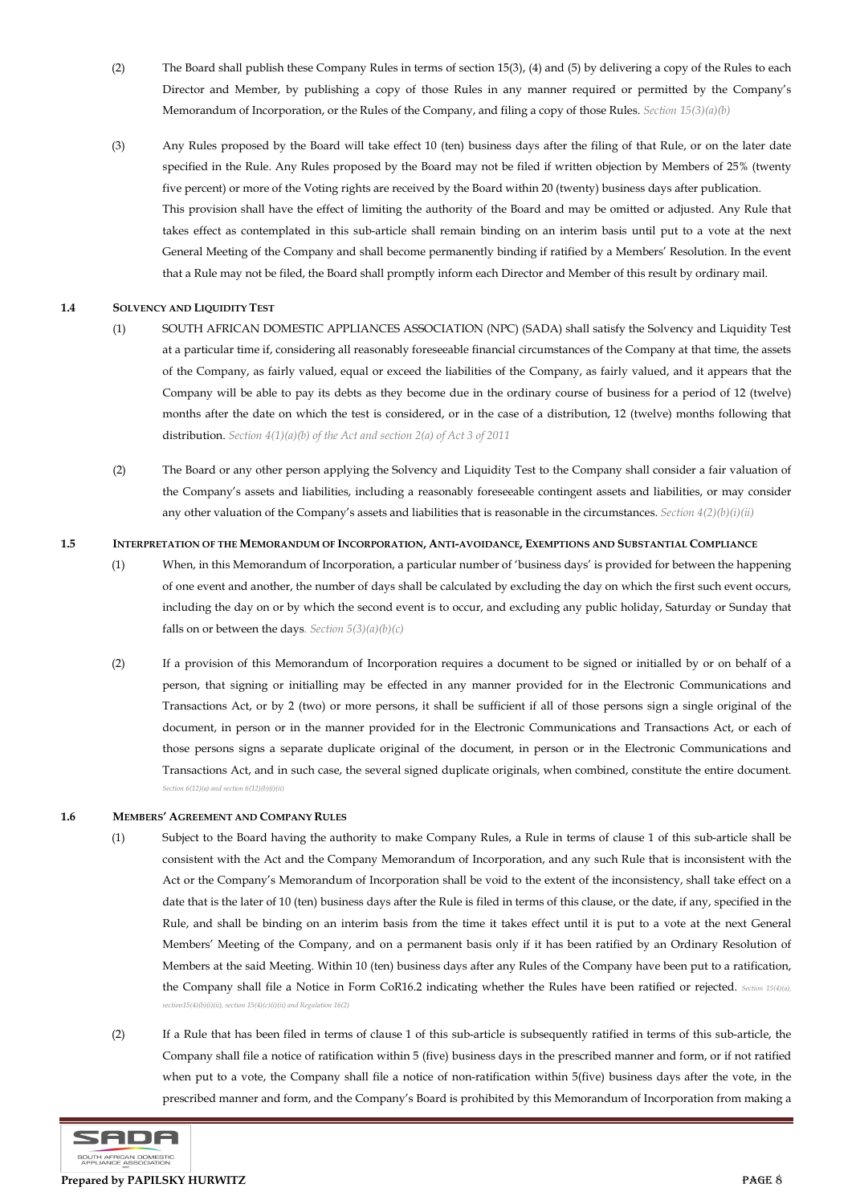(2) The Board shall publish these Company Rules in terms of section 15(3), (4) and (5) by delivering a copy of the Rules to each Director and Member, by publishing a copy of those Rules in any manner required or permitted by the Company's Memorandum of Incorporation, or the Rules of the Company, and filing a copy of those Rules. *Section 15(3)(a)(b)*

(3) Any Rules proposed by the Board will take effect 10 (ten) business days after the filing of that Rule, or on the later date specified in the Rule. Any Rules proposed by the Board may not be filed if written objection by Members of 25% (twenty five percent) or more of the Voting rights are received by the Board within 20 (twenty) business days after publication. This provision shall have the effect of limiting the authority of the Board and may be omitted or adjusted. Any Rule that takes effect as contemplated in this sub-article shall remain binding on an interim basis until put to a vote at the next General Meeting of the Company and shall become permanently binding if ratified by a Members' Resolution. In the event that a Rule may not be filed, the Board shall promptly inform each Director and Member of this result by ordinary mail.

### 1.4 SOLVENCY AND LIQUIDITY TEST

(1) SOUTH AFRICAN DOMESTIC APPLIANCES ASSOCIATION (NPC) (SADA) shall satisfy the Solvency and Liquidity Test at a particular time if, considering all reasonably foreseeable financial circumstances of the Company at that time, the assets of the Company, as fairly valued, equal or exceed the liabilities of the Company, as fairly valued, and it appears that the Company will be able to pay its debts as they become due in the ordinary course of business for a period of 12 (twelve) months after the date on which the test is considered, or in the case of a distribution, 12 (twelve) months following that distribution. *Section 4(1)(a)(b) of the Act and section 2(a) of Act 3 of 2011*

(2) The Board or any other person applying the Solvency and Liquidity Test to the Company shall consider a fair valuation of the Company's assets and liabilities, including a reasonably foreseeable contingent assets and liabilities, or may consider any other valuation of the Company's assets and liabilities that is reasonable in the circumstances. *Section 4(2)(b)(i)(ii)*

### 1.5 INTERPRETATION OF THE MEMORANDUM OF INCORPORATION, ANTI-AVOIDANCE, EXEMPTIONS AND SUBSTANTIAL COMPLIANCE

(1) When, in this Memorandum of Incorporation, a particular number of 'business days' is provided for between the happening of one event and another, the number of days shall be calculated by excluding the day on which the first such event occurs, including the day on or by which the second event is to occur, and excluding any public holiday, Saturday or Sunday that falls on or between the days. *Section 5(3)(a)(b)(c)*

(2) If a provision of this Memorandum of Incorporation requires a document to be signed or initialled by or on behalf of a person, that signing or initialling may be effected in any manner provided for in the Electronic Communications and Transactions Act, or by 2 (two) or more persons, it shall be sufficient if all of those persons sign a single original of the document, in person or in the manner provided for in the Electronic Communications and Transactions Act, or each of those persons signs a separate duplicate original of the document, in person or in the Electronic Communications and Transactions Act, and in such case, the several signed duplicate originals, when combined, constitute the entire document. *Section 6(12)(a) and section 6(12)(b)(i)(ii)*

### 1.6 MEMBERS' AGREEMENT AND COMPANY RULES

(1) Subject to the Board having the authority to make Company Rules, a Rule in terms of clause 1 of this sub-article shall be consistent with the Act and the Company Memorandum of Incorporation, and any such Rule that is inconsistent with the Act or the Company's Memorandum of Incorporation shall be void to the extent of the inconsistency, shall take effect on a date that is the later of 10 (ten) business days after the Rule is filed in terms of this clause, or the date, if any, specified in the Rule, and shall be binding on an interim basis from the time it takes effect until it is put to a vote at the next General Members' Meeting of the Company, and on a permanent basis only if it has been ratified by an Ordinary Resolution of Members at the said Meeting. Within 10 (ten) business days after any Rules of the Company have been put to a ratification, the Company shall file a Notice in Form CoR16.2 indicating whether the Rules have been ratified or rejected. *Section 15(4)(a), section15(4)(b)(i)(ii), section 15(4)(c)(i)(ii) and Regulation 16(2)*

(2) If a Rule that has been filed in terms of clause 1 of this sub-article is subsequently ratified in terms of this sub-article, the Company shall file a notice of ratification within 5 (five) business days in the prescribed manner and form, or if not ratified when put to a vote, the Company shall file a notice of non-ratification within 5(five) business days after the vote, in the prescribed manner and form, and the Company's Board is prohibited by this Memorandum of Incorporation from making a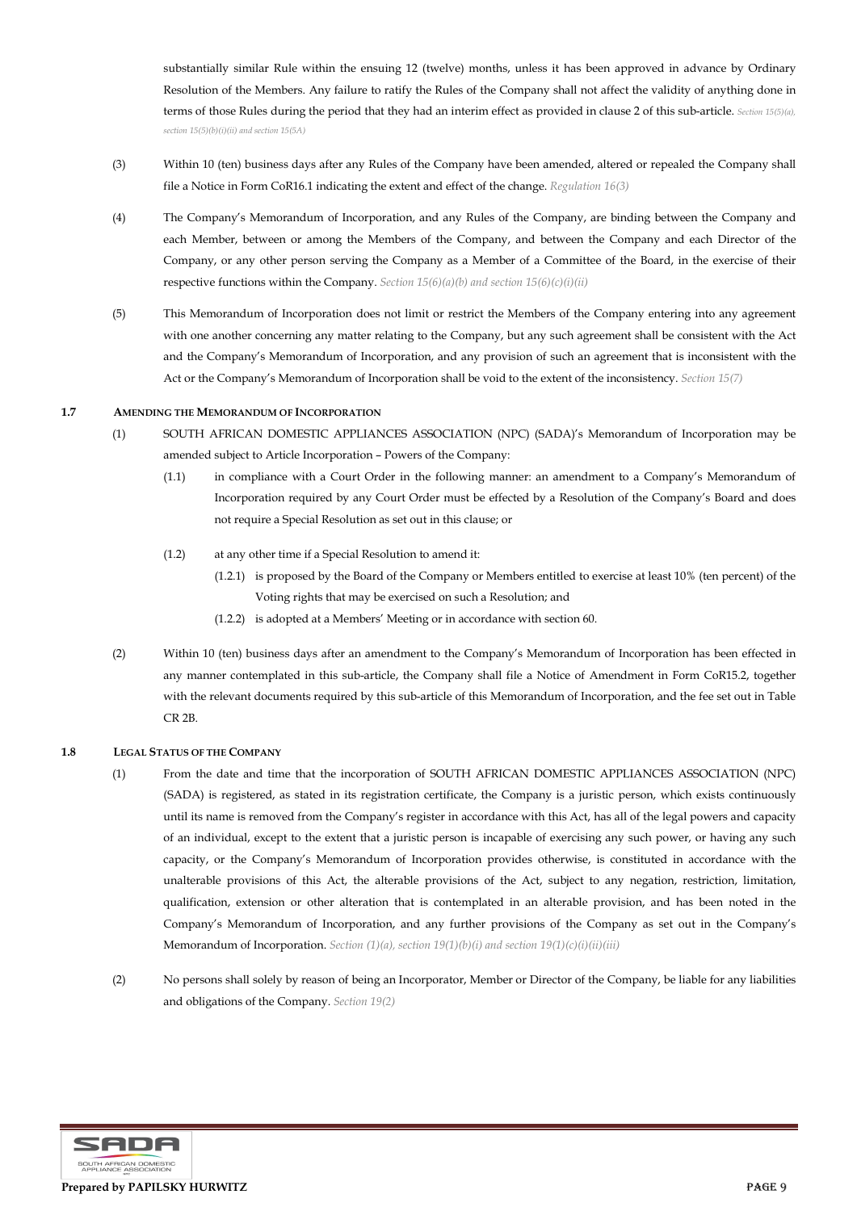substantially similar Rule within the ensuing 12 (twelve) months, unless it has been approved in advance by Ordinary Resolution of the Members. Any failure to ratify the Rules of the Company shall not affect the validity of anything done in terms of those Rules during the period that they had an interim effect as provided in clause 2 of this sub-article. *Section 15(5)(a), section 15(5)(b)(i)(ii) and section 15(5A)*

(3) Within 10 (ten) business days after any Rules of the Company have been amended, altered or repealed the Company shall file a Notice in Form CoR16.1 indicating the extent and effect of the change. *Regulation 16(3)*

(4) The Company's Memorandum of Incorporation, and any Rules of the Company, are binding between the Company and each Member, between or among the Members of the Company, and between the Company and each Director of the Company, or any other person serving the Company as a Member of a Committee of the Board, in the exercise of their respective functions within the Company. *Section 15(6)(a)(b) and section 15(6)(c)(i)(ii)*

(5) This Memorandum of Incorporation does not limit or restrict the Members of the Company entering into any agreement with one another concerning any matter relating to the Company, but any such agreement shall be consistent with the Act and the Company's Memorandum of Incorporation, and any provision of such an agreement that is inconsistent with the Act or the Company's Memorandum of Incorporation shall be void to the extent of the inconsistency. *Section 15(7)*

### 1.7 AMENDING THE MEMORANDUM OF INCORPORATION

(1) SOUTH AFRICAN DOMESTIC APPLIANCES ASSOCIATION (NPC) (SADA)'s Memorandum of Incorporation may be amended subject to Article Incorporation – Powers of the Company:

  (1.1) in compliance with a Court Order in the following manner: an amendment to a Company's Memorandum of Incorporation required by any Court Order must be effected by a Resolution of the Company's Board and does not require a Special Resolution as set out in this clause; or

  (1.2) at any other time if a Special Resolution to amend it:

    (1.2.1) is proposed by the Board of the Company or Members entitled to exercise at least 10% (ten percent) of the Voting rights that may be exercised on such a Resolution; and

    (1.2.2) is adopted at a Members' Meeting or in accordance with section 60.

(2) Within 10 (ten) business days after an amendment to the Company's Memorandum of Incorporation has been effected in any manner contemplated in this sub-article, the Company shall file a Notice of Amendment in Form CoR15.2, together with the relevant documents required by this sub-article of this Memorandum of Incorporation, and the fee set out in Table CR 2B.

### 1.8 LEGAL STATUS OF THE COMPANY

(1) From the date and time that the incorporation of SOUTH AFRICAN DOMESTIC APPLIANCES ASSOCIATION (NPC) (SADA) is registered, as stated in its registration certificate, the Company is a juristic person, which exists continuously until its name is removed from the Company's register in accordance with this Act, has all of the legal powers and capacity of an individual, except to the extent that a juristic person is incapable of exercising any such power, or having any such capacity, or the Company's Memorandum of Incorporation provides otherwise, is constituted in accordance with the unalterable provisions of this Act, the alterable provisions of the Act, subject to any negation, restriction, limitation, qualification, extension or other alteration that is contemplated in an alterable provision, and has been noted in the Company's Memorandum of Incorporation, and any further provisions of the Company as set out in the Company's Memorandum of Incorporation. *Section (1)(a), section 19(1)(b)(i) and section 19(1)(c)(i)(ii)(iii)*

(2) No persons shall solely by reason of being an Incorporator, Member or Director of the Company, be liable for any liabilities and obligations of the Company. *Section 19(2)*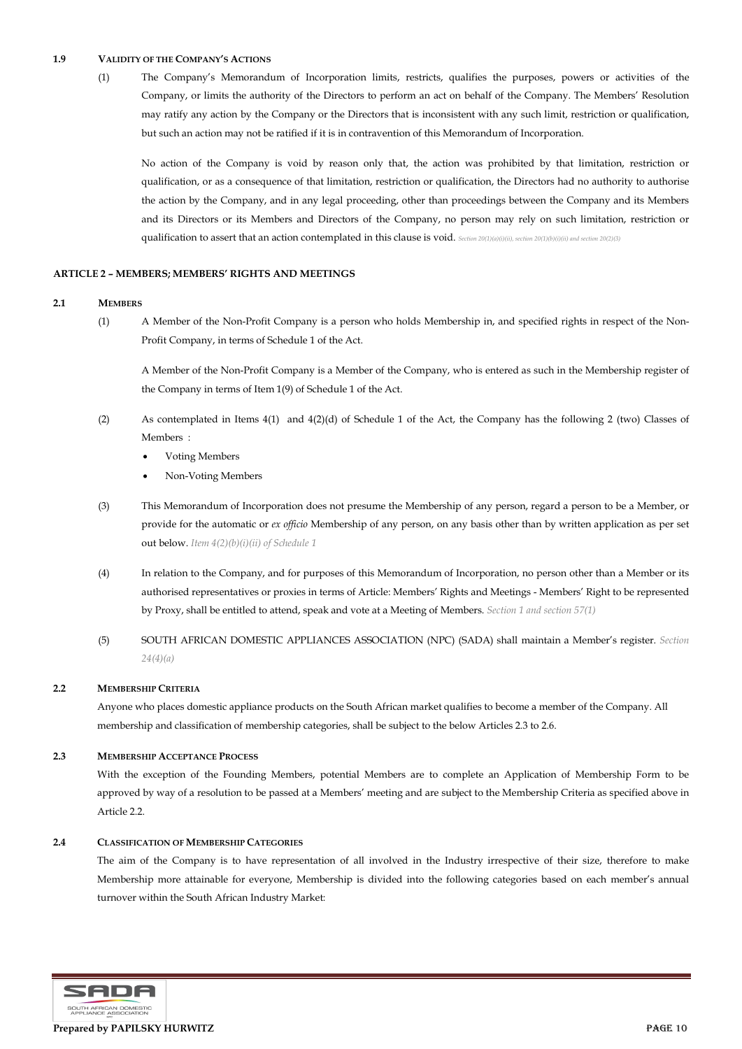**1.9 VALIDITY OF THE COMPANY'S ACTIONS**

(1) The Company's Memorandum of Incorporation limits, restricts, qualifies the purposes, powers or activities of the Company, or limits the authority of the Directors to perform an act on behalf of the Company. The Members' Resolution may ratify any action by the Company or the Directors that is inconsistent with any such limit, restriction or qualification, but such an action may not be ratified if it is in contravention of this Memorandum of Incorporation.

No action of the Company is void by reason only that, the action was prohibited by that limitation, restriction or qualification, or as a consequence of that limitation, restriction or qualification, the Directors had no authority to authorise the action by the Company, and in any legal proceeding, other than proceedings between the Company and its Members and its Directors or its Members and Directors of the Company, no person may rely on such limitation, restriction or qualification to assert that an action contemplated in this clause is void. *Section 20(1)(a)(i)(ii), section 20(1)(b)(i)(ii) and section 20(2)(3)*

## ARTICLE 2 – MEMBERS; MEMBERS' RIGHTS AND MEETINGS

**2.1 MEMBERS**

(1) A Member of the Non-Profit Company is a person who holds Membership in, and specified rights in respect of the Non-Profit Company, in terms of Schedule 1 of the Act.

A Member of the Non-Profit Company is a Member of the Company, who is entered as such in the Membership register of the Company in terms of Item 1(9) of Schedule 1 of the Act.

(2) As contemplated in Items 4(1) and 4(2)(d) of Schedule 1 of the Act, the Company has the following 2 (two) Classes of Members :

- Voting Members
- Non-Voting Members

(3) This Memorandum of Incorporation does not presume the Membership of any person, regard a person to be a Member, or provide for the automatic or *ex officio* Membership of any person, on any basis other than by written application as per set out below. *Item 4(2)(b)(i)(ii) of Schedule 1*

(4) In relation to the Company, and for purposes of this Memorandum of Incorporation, no person other than a Member or its authorised representatives or proxies in terms of Article: Members' Rights and Meetings - Members' Right to be represented by Proxy, shall be entitled to attend, speak and vote at a Meeting of Members. *Section 1 and section 57(1)*

(5) SOUTH AFRICAN DOMESTIC APPLIANCES ASSOCIATION (NPC) (SADA) shall maintain a Member's register. *Section 24(4)(a)*

**2.2 MEMBERSHIP CRITERIA**

Anyone who places domestic appliance products on the South African market qualifies to become a member of the Company. All membership and classification of membership categories, shall be subject to the below Articles 2.3 to 2.6.

**2.3 MEMBERSHIP ACCEPTANCE PROCESS**

With the exception of the Founding Members, potential Members are to complete an Application of Membership Form to be approved by way of a resolution to be passed at a Members' meeting and are subject to the Membership Criteria as specified above in Article 2.2.

**2.4 CLASSIFICATION OF MEMBERSHIP CATEGORIES**

The aim of the Company is to have representation of all involved in the Industry irrespective of their size, therefore to make Membership more attainable for everyone, Membership is divided into the following categories based on each member's annual turnover within the South African Industry Market: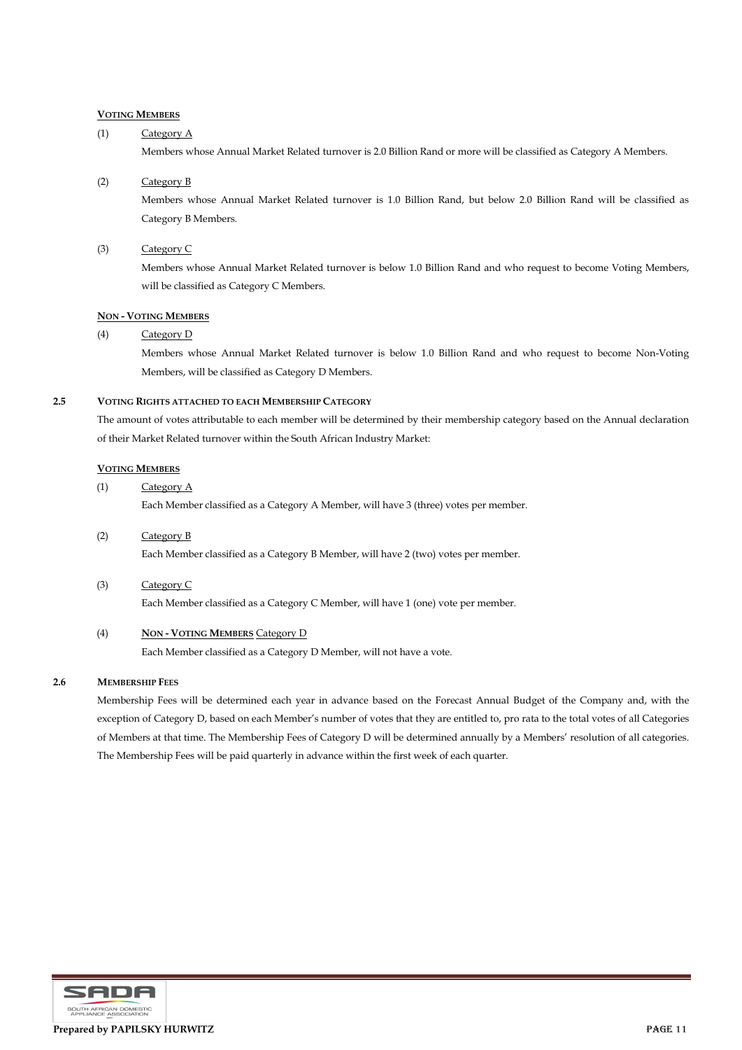**VOTING MEMBERS**

(1) Category A

Members whose Annual Market Related turnover is 2.0 Billion Rand or more will be classified as Category A Members.

(2) Category B

Members whose Annual Market Related turnover is 1.0 Billion Rand, but below 2.0 Billion Rand will be classified as Category B Members.

(3) Category C

Members whose Annual Market Related turnover is below 1.0 Billion Rand and who request to become Voting Members, will be classified as Category C Members.

**NON - VOTING MEMBERS**

(4) Category D

Members whose Annual Market Related turnover is below 1.0 Billion Rand and who request to become Non-Voting Members, will be classified as Category D Members.

### 2.5 VOTING RIGHTS ATTACHED TO EACH MEMBERSHIP CATEGORY

The amount of votes attributable to each member will be determined by their membership category based on the Annual declaration of their Market Related turnover within the South African Industry Market:

**VOTING MEMBERS**

(1) Category A

Each Member classified as a Category A Member, will have 3 (three) votes per member.

(2) Category B

Each Member classified as a Category B Member, will have 2 (two) votes per member.

(3) Category C

Each Member classified as a Category C Member, will have 1 (one) vote per member.

(4) **NON - VOTING MEMBERS** Category D

Each Member classified as a Category D Member, will not have a vote.

### 2.6 MEMBERSHIP FEES

Membership Fees will be determined each year in advance based on the Forecast Annual Budget of the Company and, with the exception of Category D, based on each Member's number of votes that they are entitled to, pro rata to the total votes of all Categories of Members at that time. The Membership Fees of Category D will be determined annually by a Members' resolution of all categories. The Membership Fees will be paid quarterly in advance within the first week of each quarter.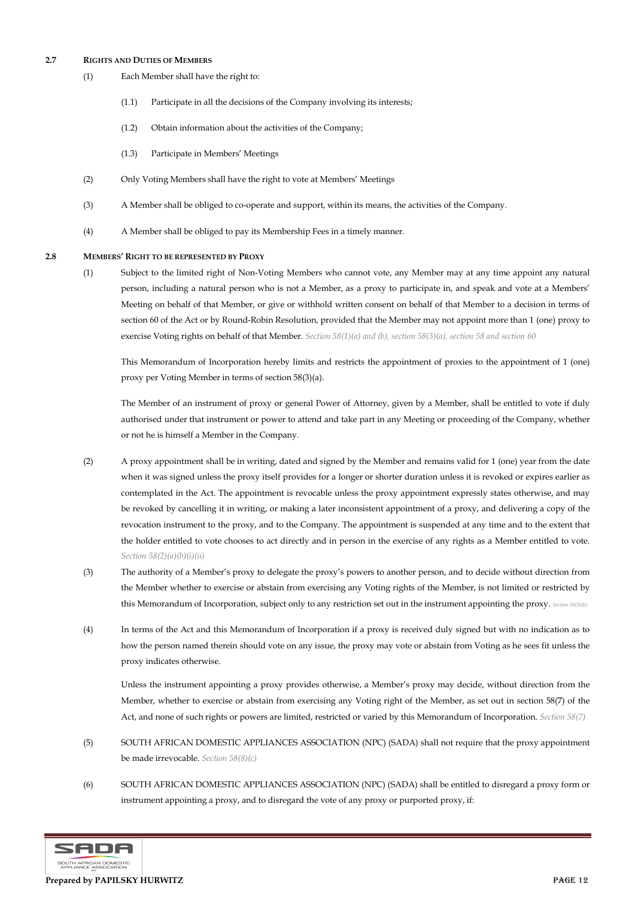**2.7 RIGHTS AND DUTIES OF MEMBERS**

(1) Each Member shall have the right to:

(1.1) Participate in all the decisions of the Company involving its interests;

(1.2) Obtain information about the activities of the Company;

(1.3) Participate in Members' Meetings

(2) Only Voting Members shall have the right to vote at Members' Meetings

(3) A Member shall be obliged to co-operate and support, within its means, the activities of the Company.

(4) A Member shall be obliged to pay its Membership Fees in a timely manner.

**2.8 MEMBERS' RIGHT TO BE REPRESENTED BY PROXY**

(1) Subject to the limited right of Non-Voting Members who cannot vote, any Member may at any time appoint any natural person, including a natural person who is not a Member, as a proxy to participate in, and speak and vote at a Members' Meeting on behalf of that Member, or give or withhold written consent on behalf of that Member to a decision in terms of section 60 of the Act or by Round-Robin Resolution, provided that the Member may not appoint more than 1 (one) proxy to exercise Voting rights on behalf of that Member. *Section 58(1)(a) and (b), section 58(3)(a), section 58 and section 60*

This Memorandum of Incorporation hereby limits and restricts the appointment of proxies to the appointment of 1 (one) proxy per Voting Member in terms of section 58(3)(a).

The Member of an instrument of proxy or general Power of Attorney, given by a Member, shall be entitled to vote if duly authorised under that instrument or power to attend and take part in any Meeting or proceeding of the Company, whether or not he is himself a Member in the Company.

(2) A proxy appointment shall be in writing, dated and signed by the Member and remains valid for 1 (one) year from the date when it was signed unless the proxy itself provides for a longer or shorter duration unless it is revoked or expires earlier as contemplated in the Act. The appointment is revocable unless the proxy appointment expressly states otherwise, and may be revoked by cancelling it in writing, or making a later inconsistent appointment of a proxy, and delivering a copy of the revocation instrument to the proxy, and to the Company. The appointment is suspended at any time and to the extent that the holder entitled to vote chooses to act directly and in person in the exercise of any rights as a Member entitled to vote. *Section 58(2)(a)(b)(i)(ii)*

(3) The authority of a Member's proxy to delegate the proxy's powers to another person, and to decide without direction from the Member whether to exercise or abstain from exercising any Voting rights of the Member, is not limited or restricted by this Memorandum of Incorporation, subject only to any restriction set out in the instrument appointing the proxy. *Section 58(3)(b)*

(4) In terms of the Act and this Memorandum of Incorporation if a proxy is received duly signed but with no indication as to how the person named therein should vote on any issue, the proxy may vote or abstain from Voting as he sees fit unless the proxy indicates otherwise.

Unless the instrument appointing a proxy provides otherwise, a Member's proxy may decide, without direction from the Member, whether to exercise or abstain from exercising any Voting right of the Member, as set out in section 58(7) of the Act, and none of such rights or powers are limited, restricted or varied by this Memorandum of Incorporation. *Section 58(7)*

(5) SOUTH AFRICAN DOMESTIC APPLIANCES ASSOCIATION (NPC) (SADA) shall not require that the proxy appointment be made irrevocable. *Section 58(8)(c)*

(6) SOUTH AFRICAN DOMESTIC APPLIANCES ASSOCIATION (NPC) (SADA) shall be entitled to disregard a proxy form or instrument appointing a proxy, and to disregard the vote of any proxy or purported proxy, if: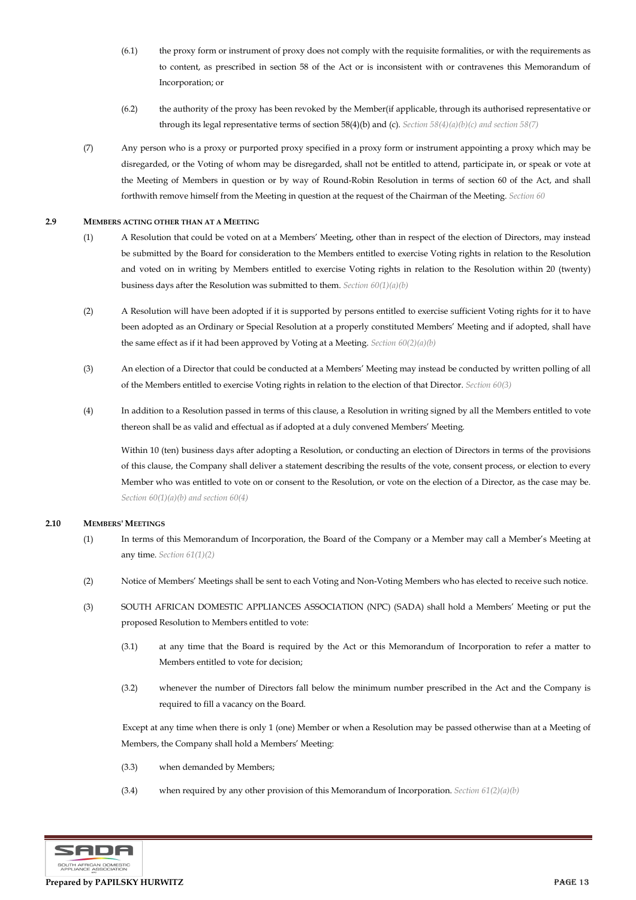(6.1) the proxy form or instrument of proxy does not comply with the requisite formalities, or with the requirements as to content, as prescribed in section 58 of the Act or is inconsistent with or contravenes this Memorandum of Incorporation; or

(6.2) the authority of the proxy has been revoked by the Member(if applicable, through its authorised representative or through its legal representative terms of section 58(4)(b) and (c). *Section 58(4)(a)(b)(c) and section 58(7)*

(7) Any person who is a proxy or purported proxy specified in a proxy form or instrument appointing a proxy which may be disregarded, or the Voting of whom may be disregarded, shall not be entitled to attend, participate in, or speak or vote at the Meeting of Members in question or by way of Round-Robin Resolution in terms of section 60 of the Act, and shall forthwith remove himself from the Meeting in question at the request of the Chairman of the Meeting. *Section 60*

### 2.9 MEMBERS ACTING OTHER THAN AT A MEETING

(1) A Resolution that could be voted on at a Members' Meeting, other than in respect of the election of Directors, may instead be submitted by the Board for consideration to the Members entitled to exercise Voting rights in relation to the Resolution and voted on in writing by Members entitled to exercise Voting rights in relation to the Resolution within 20 (twenty) business days after the Resolution was submitted to them. *Section 60(1)(a)(b)*

(2) A Resolution will have been adopted if it is supported by persons entitled to exercise sufficient Voting rights for it to have been adopted as an Ordinary or Special Resolution at a properly constituted Members' Meeting and if adopted, shall have the same effect as if it had been approved by Voting at a Meeting. *Section 60(2)(a)(b)*

(3) An election of a Director that could be conducted at a Members' Meeting may instead be conducted by written polling of all of the Members entitled to exercise Voting rights in relation to the election of that Director. *Section 60(3)*

(4) In addition to a Resolution passed in terms of this clause, a Resolution in writing signed by all the Members entitled to vote thereon shall be as valid and effectual as if adopted at a duly convened Members' Meeting.

Within 10 (ten) business days after adopting a Resolution, or conducting an election of Directors in terms of the provisions of this clause, the Company shall deliver a statement describing the results of the vote, consent process, or election to every Member who was entitled to vote on or consent to the Resolution, or vote on the election of a Director, as the case may be. *Section 60(1)(a)(b) and section 60(4)*

### 2.10 MEMBERS' MEETINGS

(1) In terms of this Memorandum of Incorporation, the Board of the Company or a Member may call a Member's Meeting at any time. *Section 61(1)(2)*

(2) Notice of Members' Meetings shall be sent to each Voting and Non-Voting Members who has elected to receive such notice.

(3) SOUTH AFRICAN DOMESTIC APPLIANCES ASSOCIATION (NPC) (SADA) shall hold a Members' Meeting or put the proposed Resolution to Members entitled to vote:

(3.1) at any time that the Board is required by the Act or this Memorandum of Incorporation to refer a matter to Members entitled to vote for decision;

(3.2) whenever the number of Directors fall below the minimum number prescribed in the Act and the Company is required to fill a vacancy on the Board.

Except at any time when there is only 1 (one) Member or when a Resolution may be passed otherwise than at a Meeting of Members, the Company shall hold a Members' Meeting:

(3.3) when demanded by Members;

(3.4) when required by any other provision of this Memorandum of Incorporation. *Section 61(2)(a)(b)*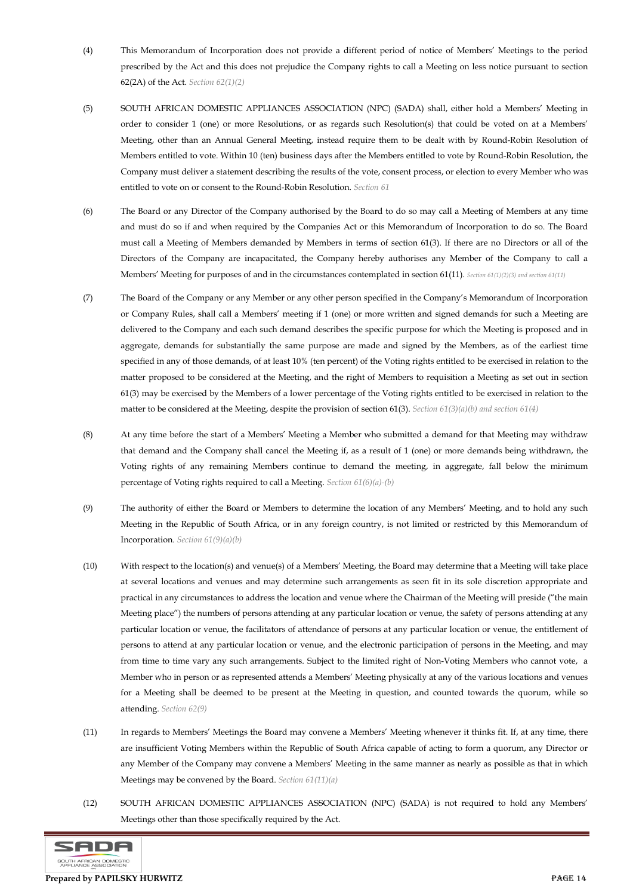(4) This Memorandum of Incorporation does not provide a different period of notice of Members' Meetings to the period prescribed by the Act and this does not prejudice the Company rights to call a Meeting on less notice pursuant to section 62(2A) of the Act. *Section 62(1)(2)*

(5) SOUTH AFRICAN DOMESTIC APPLIANCES ASSOCIATION (NPC) (SADA) shall, either hold a Members' Meeting in order to consider 1 (one) or more Resolutions, or as regards such Resolution(s) that could be voted on at a Members' Meeting, other than an Annual General Meeting, instead require them to be dealt with by Round-Robin Resolution of Members entitled to vote. Within 10 (ten) business days after the Members entitled to vote by Round-Robin Resolution, the Company must deliver a statement describing the results of the vote, consent process, or election to every Member who was entitled to vote on or consent to the Round-Robin Resolution. *Section 61*

(6) The Board or any Director of the Company authorised by the Board to do so may call a Meeting of Members at any time and must do so if and when required by the Companies Act or this Memorandum of Incorporation to do so. The Board must call a Meeting of Members demanded by Members in terms of section 61(3). If there are no Directors or all of the Directors of the Company are incapacitated, the Company hereby authorises any Member of the Company to call a Members' Meeting for purposes of and in the circumstances contemplated in section 61(11). *Section 61(1)(2)(3) and section 61(11)*

(7) The Board of the Company or any Member or any other person specified in the Company's Memorandum of Incorporation or Company Rules, shall call a Members' meeting if 1 (one) or more written and signed demands for such a Meeting are delivered to the Company and each such demand describes the specific purpose for which the Meeting is proposed and in aggregate, demands for substantially the same purpose are made and signed by the Members, as of the earliest time specified in any of those demands, of at least 10% (ten percent) of the Voting rights entitled to be exercised in relation to the matter proposed to be considered at the Meeting, and the right of Members to requisition a Meeting as set out in section 61(3) may be exercised by the Members of a lower percentage of the Voting rights entitled to be exercised in relation to the matter to be considered at the Meeting, despite the provision of section 61(3). *Section 61(3)(a)(b) and section 61(4)*

(8) At any time before the start of a Members' Meeting a Member who submitted a demand for that Meeting may withdraw that demand and the Company shall cancel the Meeting if, as a result of 1 (one) or more demands being withdrawn, the Voting rights of any remaining Members continue to demand the meeting, in aggregate, fall below the minimum percentage of Voting rights required to call a Meeting. *Section 61(6)(a)-(b)*

(9) The authority of either the Board or Members to determine the location of any Members' Meeting, and to hold any such Meeting in the Republic of South Africa, or in any foreign country, is not limited or restricted by this Memorandum of Incorporation. *Section 61(9)(a)(b)*

(10) With respect to the location(s) and venue(s) of a Members' Meeting, the Board may determine that a Meeting will take place at several locations and venues and may determine such arrangements as seen fit in its sole discretion appropriate and practical in any circumstances to address the location and venue where the Chairman of the Meeting will preside ("the main Meeting place") the numbers of persons attending at any particular location or venue, the safety of persons attending at any particular location or venue, the facilitators of attendance of persons at any particular location or venue, the entitlement of persons to attend at any particular location or venue, and the electronic participation of persons in the Meeting, and may from time to time vary any such arrangements. Subject to the limited right of Non-Voting Members who cannot vote, a Member who in person or as represented attends a Members' Meeting physically at any of the various locations and venues for a Meeting shall be deemed to be present at the Meeting in question, and counted towards the quorum, while so attending. *Section 62(9)*

(11) In regards to Members' Meetings the Board may convene a Members' Meeting whenever it thinks fit. If, at any time, there are insufficient Voting Members within the Republic of South Africa capable of acting to form a quorum, any Director or any Member of the Company may convene a Members' Meeting in the same manner as nearly as possible as that in which Meetings may be convened by the Board. *Section 61(11)(a)*

(12) SOUTH AFRICAN DOMESTIC APPLIANCES ASSOCIATION (NPC) (SADA) is not required to hold any Members' Meetings other than those specifically required by the Act.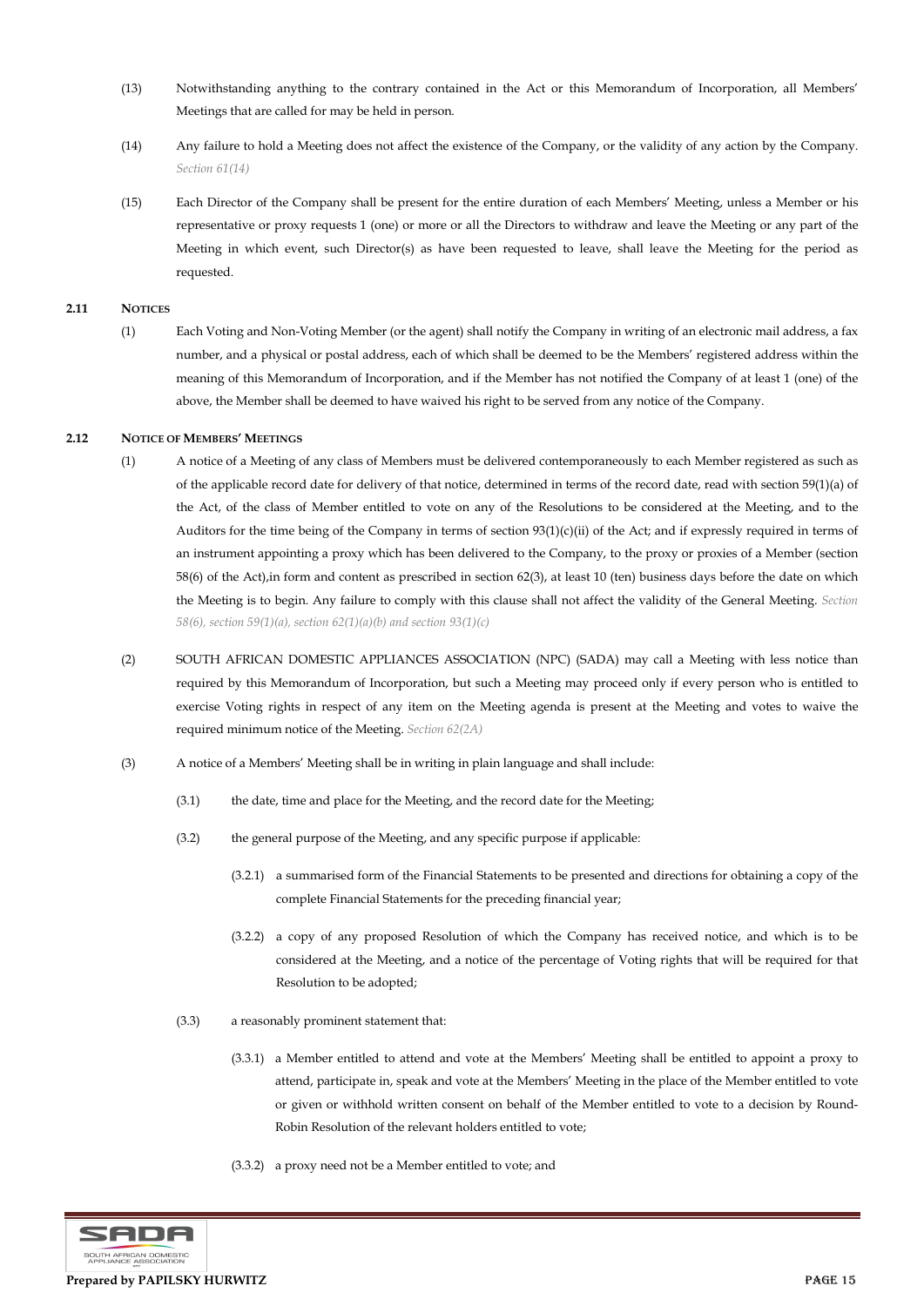(13) Notwithstanding anything to the contrary contained in the Act or this Memorandum of Incorporation, all Members' Meetings that are called for may be held in person.

(14) Any failure to hold a Meeting does not affect the existence of the Company, or the validity of any action by the Company. *Section 61(14)*

(15) Each Director of the Company shall be present for the entire duration of each Members' Meeting, unless a Member or his representative or proxy requests 1 (one) or more or all the Directors to withdraw and leave the Meeting or any part of the Meeting in which event, such Director(s) as have been requested to leave, shall leave the Meeting for the period as requested.

**2.11 NOTICES**

(1) Each Voting and Non-Voting Member (or the agent) shall notify the Company in writing of an electronic mail address, a fax number, and a physical or postal address, each of which shall be deemed to be the Members' registered address within the meaning of this Memorandum of Incorporation, and if the Member has not notified the Company of at least 1 (one) of the above, the Member shall be deemed to have waived his right to be served from any notice of the Company.

**2.12 NOTICE OF MEMBERS' MEETINGS**

(1) A notice of a Meeting of any class of Members must be delivered contemporaneously to each Member registered as such as of the applicable record date for delivery of that notice, determined in terms of the record date, read with section 59(1)(a) of the Act, of the class of Member entitled to vote on any of the Resolutions to be considered at the Meeting, and to the Auditors for the time being of the Company in terms of section 93(1)(c)(ii) of the Act; and if expressly required in terms of an instrument appointing a proxy which has been delivered to the Company, to the proxy or proxies of a Member (section 58(6) of the Act),in form and content as prescribed in section 62(3), at least 10 (ten) business days before the date on which the Meeting is to begin. Any failure to comply with this clause shall not affect the validity of the General Meeting. *Section 58(6), section 59(1)(a), section 62(1)(a)(b) and section 93(1)(c)*

(2) SOUTH AFRICAN DOMESTIC APPLIANCES ASSOCIATION (NPC) (SADA) may call a Meeting with less notice than required by this Memorandum of Incorporation, but such a Meeting may proceed only if every person who is entitled to exercise Voting rights in respect of any item on the Meeting agenda is present at the Meeting and votes to waive the required minimum notice of the Meeting. *Section 62(2A)*

(3) A notice of a Members' Meeting shall be in writing in plain language and shall include:

(3.1) the date, time and place for the Meeting, and the record date for the Meeting;

(3.2) the general purpose of the Meeting, and any specific purpose if applicable:

(3.2.1) a summarised form of the Financial Statements to be presented and directions for obtaining a copy of the complete Financial Statements for the preceding financial year;

(3.2.2) a copy of any proposed Resolution of which the Company has received notice, and which is to be considered at the Meeting, and a notice of the percentage of Voting rights that will be required for that Resolution to be adopted;

(3.3) a reasonably prominent statement that:

(3.3.1) a Member entitled to attend and vote at the Members' Meeting shall be entitled to appoint a proxy to attend, participate in, speak and vote at the Members' Meeting in the place of the Member entitled to vote or given or withhold written consent on behalf of the Member entitled to vote to a decision by Round-Robin Resolution of the relevant holders entitled to vote;

(3.3.2) a proxy need not be a Member entitled to vote; and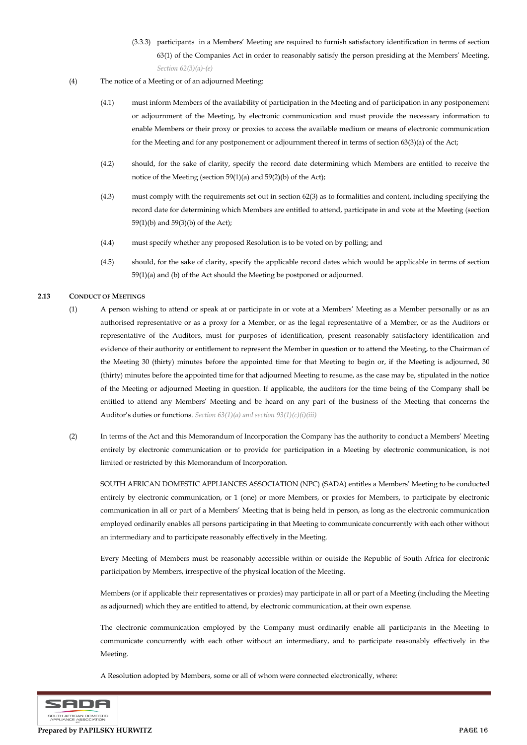(3.3.3) participants in a Members' Meeting are required to furnish satisfactory identification in terms of section 63(1) of the Companies Act in order to reasonably satisfy the person presiding at the Members' Meeting. *Section 62(3)(a)-(e)*

(4) The notice of a Meeting or of an adjourned Meeting:

(4.1) must inform Members of the availability of participation in the Meeting and of participation in any postponement or adjournment of the Meeting, by electronic communication and must provide the necessary information to enable Members or their proxy or proxies to access the available medium or means of electronic communication for the Meeting and for any postponement or adjournment thereof in terms of section 63(3)(a) of the Act;

(4.2) should, for the sake of clarity, specify the record date determining which Members are entitled to receive the notice of the Meeting (section 59(1)(a) and 59(2)(b) of the Act);

(4.3) must comply with the requirements set out in section 62(3) as to formalities and content, including specifying the record date for determining which Members are entitled to attend, participate in and vote at the Meeting (section 59(1)(b) and 59(3)(b) of the Act);

(4.4) must specify whether any proposed Resolution is to be voted on by polling; and

(4.5) should, for the sake of clarity, specify the applicable record dates which would be applicable in terms of section 59(1)(a) and (b) of the Act should the Meeting be postponed or adjourned.

**2.13 CONDUCT OF MEETINGS**

(1) A person wishing to attend or speak at or participate in or vote at a Members' Meeting as a Member personally or as an authorised representative or as a proxy for a Member, or as the legal representative of a Member, or as the Auditors or representative of the Auditors, must for purposes of identification, present reasonably satisfactory identification and evidence of their authority or entitlement to represent the Member in question or to attend the Meeting, to the Chairman of the Meeting 30 (thirty) minutes before the appointed time for that Meeting to begin or, if the Meeting is adjourned, 30 (thirty) minutes before the appointed time for that adjourned Meeting to resume, as the case may be, stipulated in the notice of the Meeting or adjourned Meeting in question. If applicable, the auditors for the time being of the Company shall be entitled to attend any Members' Meeting and be heard on any part of the business of the Meeting that concerns the Auditor's duties or functions. *Section 63(1)(a) and section 93(1)(c)(i)(iii)*

(2) In terms of the Act and this Memorandum of Incorporation the Company has the authority to conduct a Members' Meeting entirely by electronic communication or to provide for participation in a Meeting by electronic communication, is not limited or restricted by this Memorandum of Incorporation.

SOUTH AFRICAN DOMESTIC APPLIANCES ASSOCIATION (NPC) (SADA) entitles a Members' Meeting to be conducted entirely by electronic communication, or 1 (one) or more Members, or proxies for Members, to participate by electronic communication in all or part of a Members' Meeting that is being held in person, as long as the electronic communication employed ordinarily enables all persons participating in that Meeting to communicate concurrently with each other without an intermediary and to participate reasonably effectively in the Meeting.

Every Meeting of Members must be reasonably accessible within or outside the Republic of South Africa for electronic participation by Members, irrespective of the physical location of the Meeting.

Members (or if applicable their representatives or proxies) may participate in all or part of a Meeting (including the Meeting as adjourned) which they are entitled to attend, by electronic communication, at their own expense.

The electronic communication employed by the Company must ordinarily enable all participants in the Meeting to communicate concurrently with each other without an intermediary, and to participate reasonably effectively in the Meeting.

A Resolution adopted by Members, some or all of whom were connected electronically, where: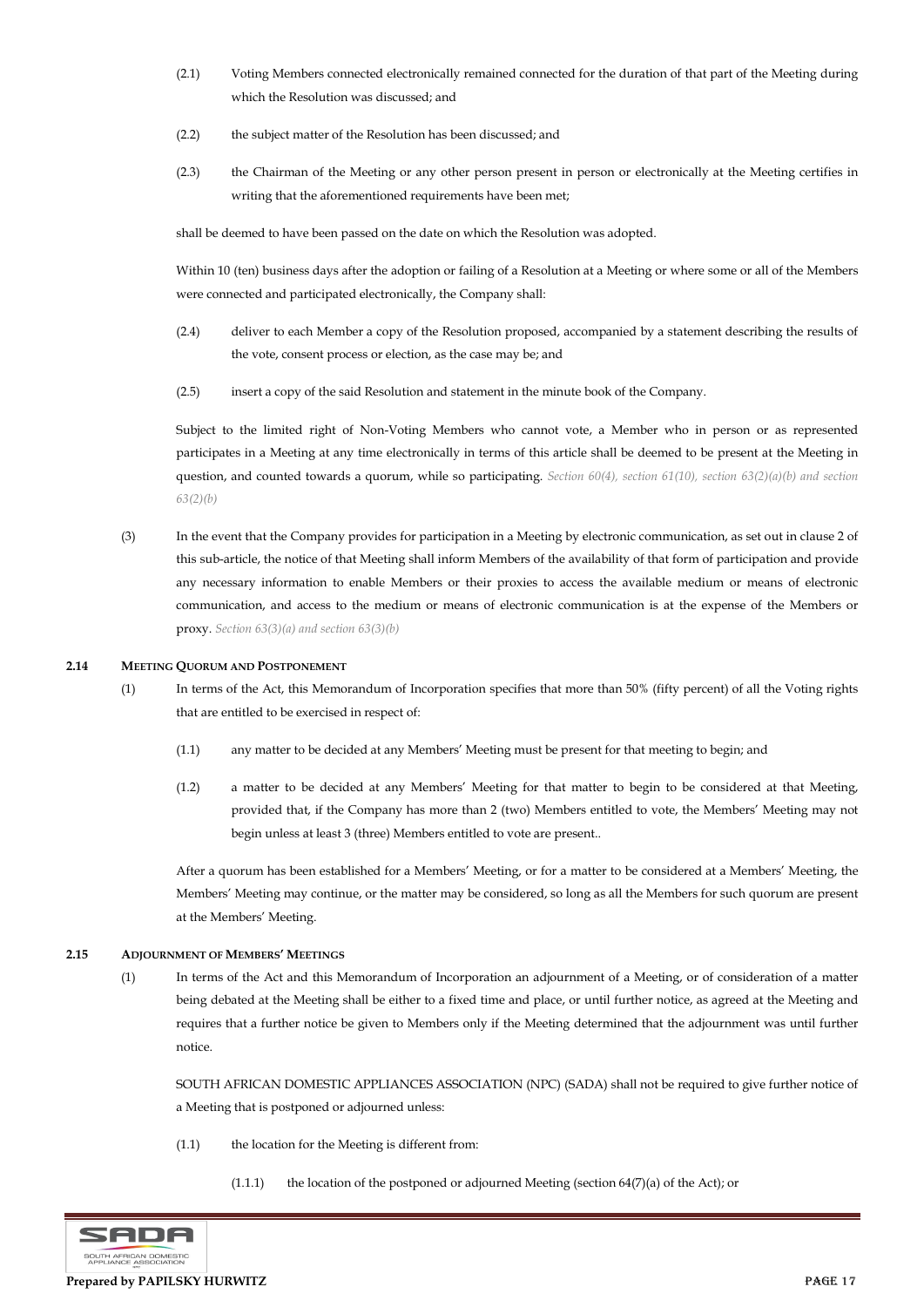(2.1) Voting Members connected electronically remained connected for the duration of that part of the Meeting during which the Resolution was discussed; and

(2.2) the subject matter of the Resolution has been discussed; and

(2.3) the Chairman of the Meeting or any other person present in person or electronically at the Meeting certifies in writing that the aforementioned requirements have been met;

shall be deemed to have been passed on the date on which the Resolution was adopted.

Within 10 (ten) business days after the adoption or failing of a Resolution at a Meeting or where some or all of the Members were connected and participated electronically, the Company shall:

(2.4) deliver to each Member a copy of the Resolution proposed, accompanied by a statement describing the results of the vote, consent process or election, as the case may be; and

(2.5) insert a copy of the said Resolution and statement in the minute book of the Company.

Subject to the limited right of Non-Voting Members who cannot vote, a Member who in person or as represented participates in a Meeting at any time electronically in terms of this article shall be deemed to be present at the Meeting in question, and counted towards a quorum, while so participating. *Section 60(4), section 61(10), section 63(2)(a)(b) and section 63(2)(b)*

(3) In the event that the Company provides for participation in a Meeting by electronic communication, as set out in clause 2 of this sub-article, the notice of that Meeting shall inform Members of the availability of that form of participation and provide any necessary information to enable Members or their proxies to access the available medium or means of electronic communication, and access to the medium or means of electronic communication is at the expense of the Members or proxy. *Section 63(3)(a) and section 63(3)(b)*

**2.14 MEETING QUORUM AND POSTPONEMENT**

(1) In terms of the Act, this Memorandum of Incorporation specifies that more than 50% (fifty percent) of all the Voting rights that are entitled to be exercised in respect of:

(1.1) any matter to be decided at any Members' Meeting must be present for that meeting to begin; and

(1.2) a matter to be decided at any Members' Meeting for that matter to begin to be considered at that Meeting, provided that, if the Company has more than 2 (two) Members entitled to vote, the Members' Meeting may not begin unless at least 3 (three) Members entitled to vote are present..

After a quorum has been established for a Members' Meeting, or for a matter to be considered at a Members' Meeting, the Members' Meeting may continue, or the matter may be considered, so long as all the Members for such quorum are present at the Members' Meeting.

**2.15 ADJOURNMENT OF MEMBERS' MEETINGS**

(1) In terms of the Act and this Memorandum of Incorporation an adjournment of a Meeting, or of consideration of a matter being debated at the Meeting shall be either to a fixed time and place, or until further notice, as agreed at the Meeting and requires that a further notice be given to Members only if the Meeting determined that the adjournment was until further notice.

SOUTH AFRICAN DOMESTIC APPLIANCES ASSOCIATION (NPC) (SADA) shall not be required to give further notice of a Meeting that is postponed or adjourned unless:

(1.1) the location for the Meeting is different from:

(1.1.1) the location of the postponed or adjourned Meeting (section 64(7)(a) of the Act); or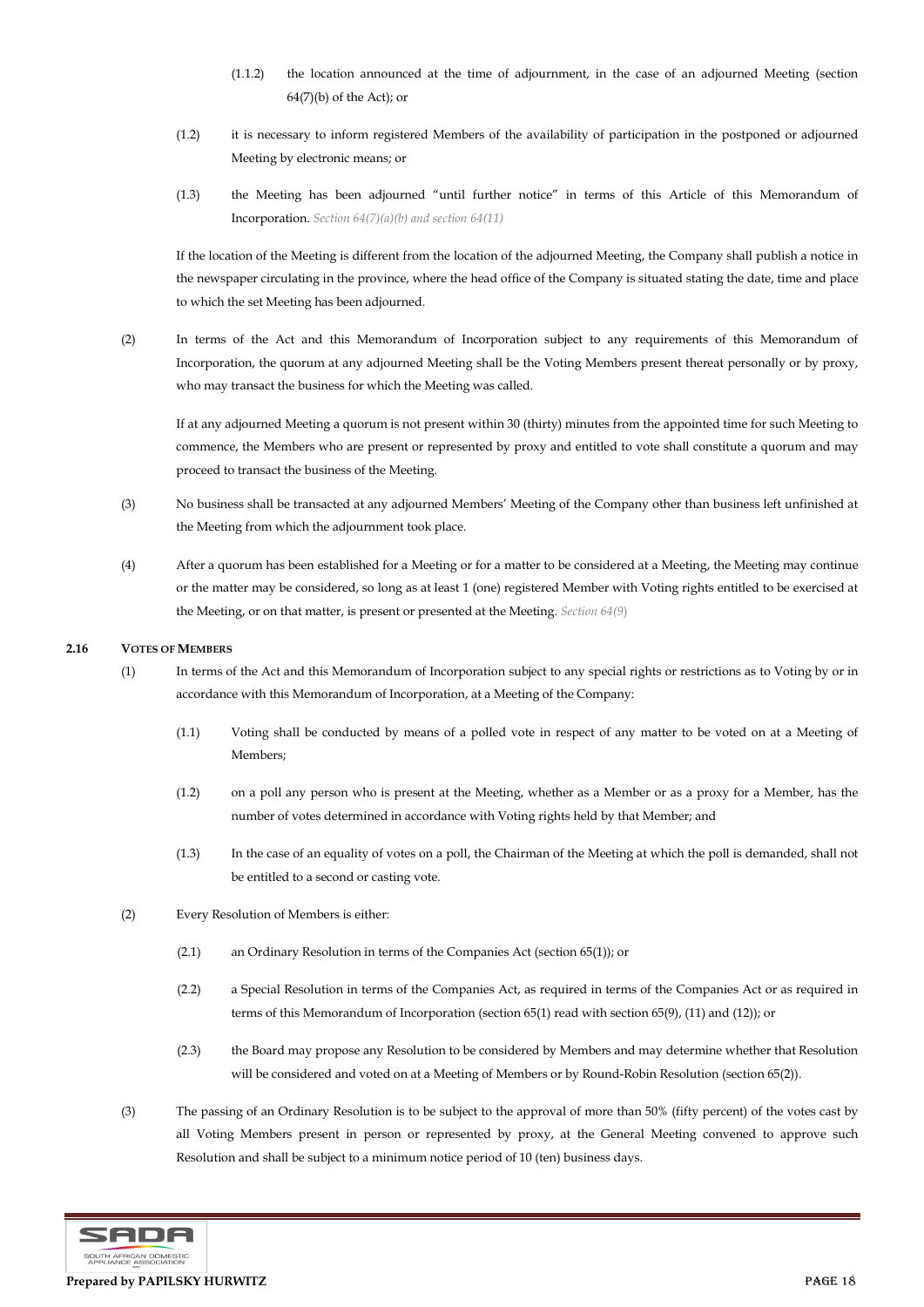(1.1.2) the location announced at the time of adjournment, in the case of an adjourned Meeting (section 64(7)(b) of the Act); or

(1.2) it is necessary to inform registered Members of the availability of participation in the postponed or adjourned Meeting by electronic means; or

(1.3) the Meeting has been adjourned "until further notice" in terms of this Article of this Memorandum of Incorporation. *Section 64(7)(a)(b) and section 64(11)*

If the location of the Meeting is different from the location of the adjourned Meeting, the Company shall publish a notice in the newspaper circulating in the province, where the head office of the Company is situated stating the date, time and place to which the set Meeting has been adjourned.

(2) In terms of the Act and this Memorandum of Incorporation subject to any requirements of this Memorandum of Incorporation, the quorum at any adjourned Meeting shall be the Voting Members present thereat personally or by proxy, who may transact the business for which the Meeting was called.

If at any adjourned Meeting a quorum is not present within 30 (thirty) minutes from the appointed time for such Meeting to commence, the Members who are present or represented by proxy and entitled to vote shall constitute a quorum and may proceed to transact the business of the Meeting.

(3) No business shall be transacted at any adjourned Members' Meeting of the Company other than business left unfinished at the Meeting from which the adjournment took place.

(4) After a quorum has been established for a Meeting or for a matter to be considered at a Meeting, the Meeting may continue or the matter may be considered, so long as at least 1 (one) registered Member with Voting rights entitled to be exercised at the Meeting, or on that matter, is present or presented at the Meeting. *Section 64(9)*

**2.16 VOTES OF MEMBERS**

(1) In terms of the Act and this Memorandum of Incorporation subject to any special rights or restrictions as to Voting by or in accordance with this Memorandum of Incorporation, at a Meeting of the Company:

(1.1) Voting shall be conducted by means of a polled vote in respect of any matter to be voted on at a Meeting of Members;

(1.2) on a poll any person who is present at the Meeting, whether as a Member or as a proxy for a Member, has the number of votes determined in accordance with Voting rights held by that Member; and

(1.3) In the case of an equality of votes on a poll, the Chairman of the Meeting at which the poll is demanded, shall not be entitled to a second or casting vote.

(2) Every Resolution of Members is either:

(2.1) an Ordinary Resolution in terms of the Companies Act (section 65(1)); or

(2.2) a Special Resolution in terms of the Companies Act, as required in terms of the Companies Act or as required in terms of this Memorandum of Incorporation (section 65(1) read with section 65(9), (11) and (12)); or

(2.3) the Board may propose any Resolution to be considered by Members and may determine whether that Resolution will be considered and voted on at a Meeting of Members or by Round-Robin Resolution (section 65(2)).

(3) The passing of an Ordinary Resolution is to be subject to the approval of more than 50% (fifty percent) of the votes cast by all Voting Members present in person or represented by proxy, at the General Meeting convened to approve such Resolution and shall be subject to a minimum notice period of 10 (ten) business days.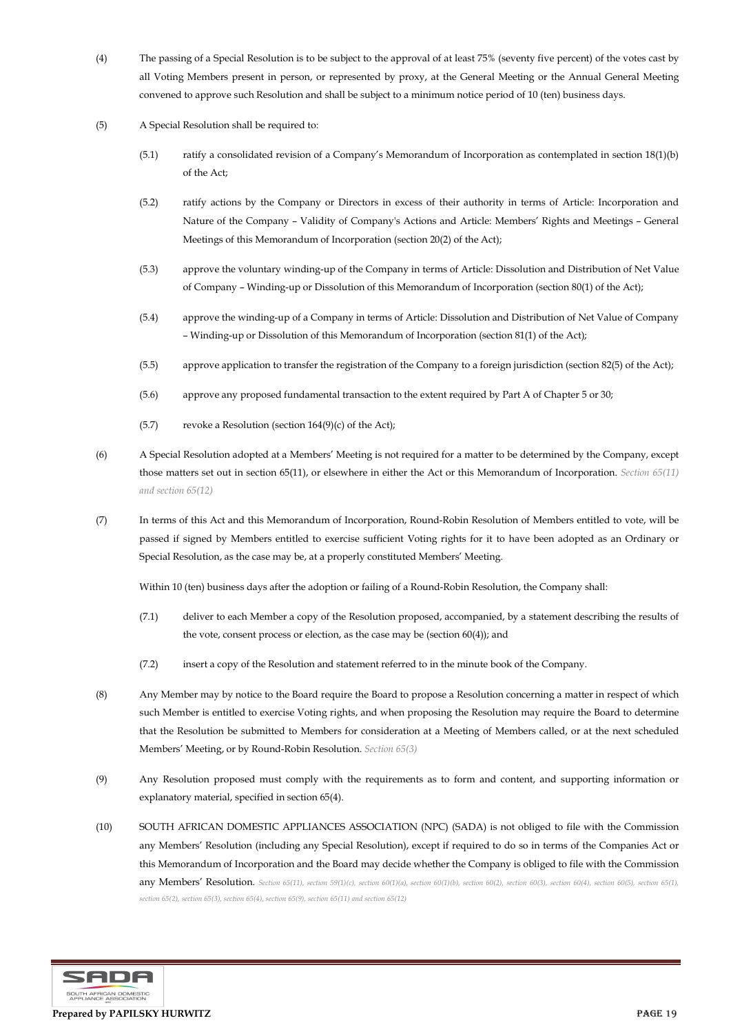(4) The passing of a Special Resolution is to be subject to the approval of at least 75% (seventy five percent) of the votes cast by all Voting Members present in person, or represented by proxy, at the General Meeting or the Annual General Meeting convened to approve such Resolution and shall be subject to a minimum notice period of 10 (ten) business days.

(5) A Special Resolution shall be required to:

(5.1) ratify a consolidated revision of a Company's Memorandum of Incorporation as contemplated in section 18(1)(b) of the Act;

(5.2) ratify actions by the Company or Directors in excess of their authority in terms of Article: Incorporation and Nature of the Company – Validity of Company's Actions and Article: Members' Rights and Meetings – General Meetings of this Memorandum of Incorporation (section 20(2) of the Act);

(5.3) approve the voluntary winding-up of the Company in terms of Article: Dissolution and Distribution of Net Value of Company – Winding-up or Dissolution of this Memorandum of Incorporation (section 80(1) of the Act);

(5.4) approve the winding-up of a Company in terms of Article: Dissolution and Distribution of Net Value of Company – Winding-up or Dissolution of this Memorandum of Incorporation (section 81(1) of the Act);

(5.5) approve application to transfer the registration of the Company to a foreign jurisdiction (section 82(5) of the Act);

(5.6) approve any proposed fundamental transaction to the extent required by Part A of Chapter 5 or 30;

(5.7) revoke a Resolution (section 164(9)(c) of the Act);

(6) A Special Resolution adopted at a Members' Meeting is not required for a matter to be determined by the Company, except those matters set out in section 65(11), or elsewhere in either the Act or this Memorandum of Incorporation. *Section 65(11) and section 65(12)*

(7) In terms of this Act and this Memorandum of Incorporation, Round-Robin Resolution of Members entitled to vote, will be passed if signed by Members entitled to exercise sufficient Voting rights for it to have been adopted as an Ordinary or Special Resolution, as the case may be, at a properly constituted Members' Meeting.

Within 10 (ten) business days after the adoption or failing of a Round-Robin Resolution, the Company shall:

(7.1) deliver to each Member a copy of the Resolution proposed, accompanied, by a statement describing the results of the vote, consent process or election, as the case may be (section 60(4)); and

(7.2) insert a copy of the Resolution and statement referred to in the minute book of the Company.

(8) Any Member may by notice to the Board require the Board to propose a Resolution concerning a matter in respect of which such Member is entitled to exercise Voting rights, and when proposing the Resolution may require the Board to determine that the Resolution be submitted to Members for consideration at a Meeting of Members called, or at the next scheduled Members' Meeting, or by Round-Robin Resolution. *Section 65(3)*

(9) Any Resolution proposed must comply with the requirements as to form and content, and supporting information or explanatory material, specified in section 65(4).

(10) SOUTH AFRICAN DOMESTIC APPLIANCES ASSOCIATION (NPC) (SADA) is not obliged to file with the Commission any Members' Resolution (including any Special Resolution), except if required to do so in terms of the Companies Act or this Memorandum of Incorporation and the Board may decide whether the Company is obliged to file with the Commission any Members' Resolution. *Section 65(11), section 59(1)(c), section 60(1)(a), section 60(1)(b), section 60(2), section 60(3), section 60(4), section 60(5), section 65(1), section 65(2), section 65(3), section 65(4), section 65(9), section 65(11) and section 65(12)*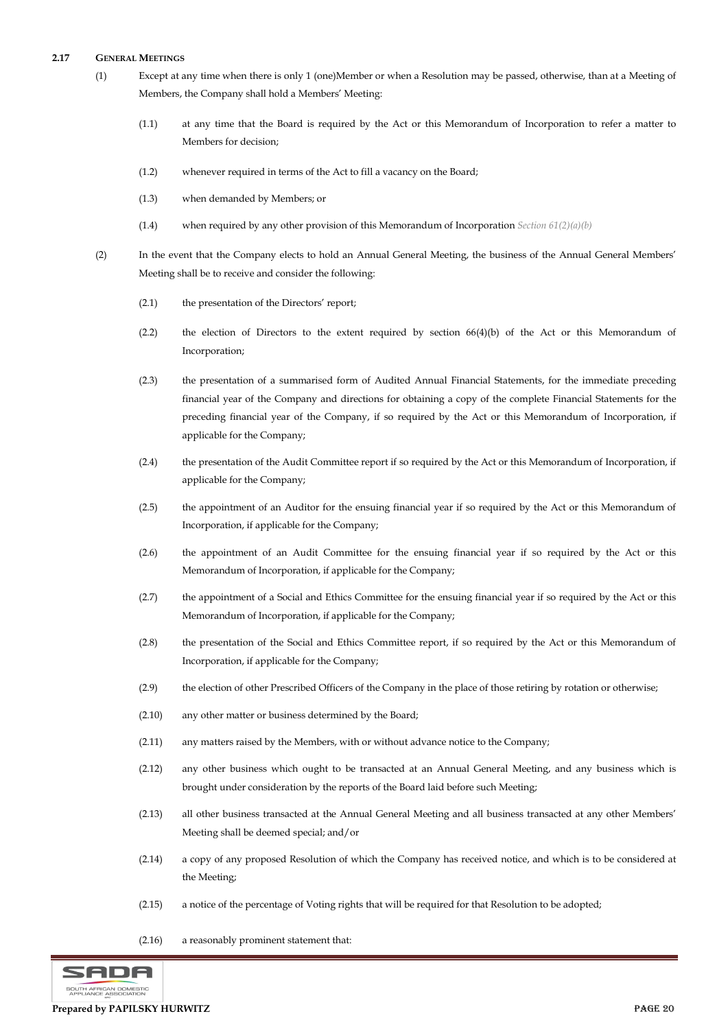**2.17 GENERAL MEETINGS**

(1) Except at any time when there is only 1 (one)Member or when a Resolution may be passed, otherwise, than at a Meeting of Members, the Company shall hold a Members' Meeting:

(1.1) at any time that the Board is required by the Act or this Memorandum of Incorporation to refer a matter to Members for decision;

(1.2) whenever required in terms of the Act to fill a vacancy on the Board;

(1.3) when demanded by Members; or

(1.4) when required by any other provision of this Memorandum of Incorporation *Section 61(2)(a)(b)*

(2) In the event that the Company elects to hold an Annual General Meeting, the business of the Annual General Members' Meeting shall be to receive and consider the following:

(2.1) the presentation of the Directors' report;

(2.2) the election of Directors to the extent required by section 66(4)(b) of the Act or this Memorandum of Incorporation;

(2.3) the presentation of a summarised form of Audited Annual Financial Statements, for the immediate preceding financial year of the Company and directions for obtaining a copy of the complete Financial Statements for the preceding financial year of the Company, if so required by the Act or this Memorandum of Incorporation, if applicable for the Company;

(2.4) the presentation of the Audit Committee report if so required by the Act or this Memorandum of Incorporation, if applicable for the Company;

(2.5) the appointment of an Auditor for the ensuing financial year if so required by the Act or this Memorandum of Incorporation, if applicable for the Company;

(2.6) the appointment of an Audit Committee for the ensuing financial year if so required by the Act or this Memorandum of Incorporation, if applicable for the Company;

(2.7) the appointment of a Social and Ethics Committee for the ensuing financial year if so required by the Act or this Memorandum of Incorporation, if applicable for the Company;

(2.8) the presentation of the Social and Ethics Committee report, if so required by the Act or this Memorandum of Incorporation, if applicable for the Company;

(2.9) the election of other Prescribed Officers of the Company in the place of those retiring by rotation or otherwise;

(2.10) any other matter or business determined by the Board;

(2.11) any matters raised by the Members, with or without advance notice to the Company;

(2.12) any other business which ought to be transacted at an Annual General Meeting, and any business which is brought under consideration by the reports of the Board laid before such Meeting;

(2.13) all other business transacted at the Annual General Meeting and all business transacted at any other Members' Meeting shall be deemed special; and/or

(2.14) a copy of any proposed Resolution of which the Company has received notice, and which is to be considered at the Meeting;

(2.15) a notice of the percentage of Voting rights that will be required for that Resolution to be adopted;

(2.16) a reasonably prominent statement that: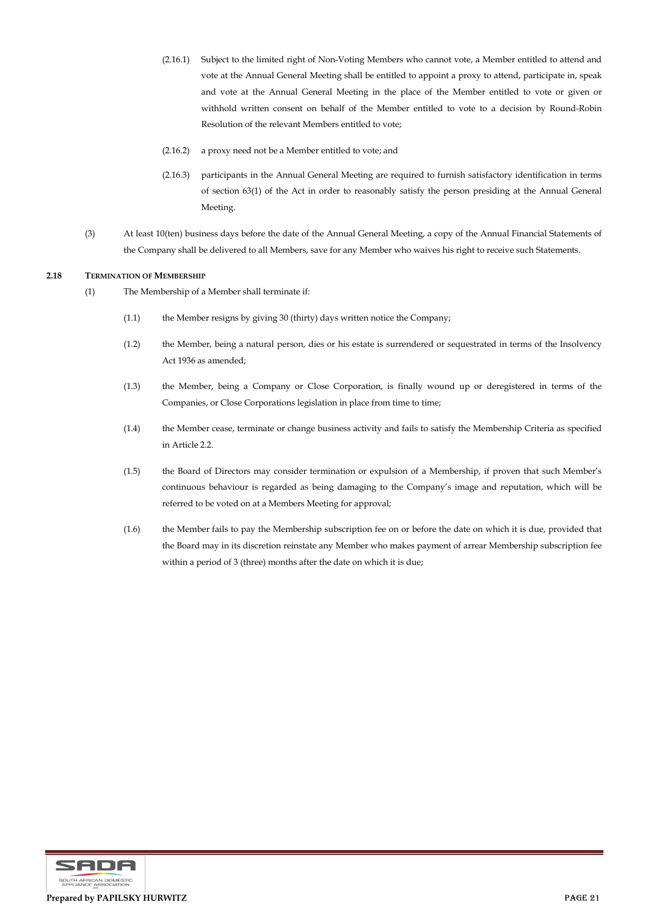(2.16.1) Subject to the limited right of Non-Voting Members who cannot vote, a Member entitled to attend and vote at the Annual General Meeting shall be entitled to appoint a proxy to attend, participate in, speak and vote at the Annual General Meeting in the place of the Member entitled to vote or given or withhold written consent on behalf of the Member entitled to vote to a decision by Round-Robin Resolution of the relevant Members entitled to vote;

(2.16.2) a proxy need not be a Member entitled to vote; and

(2.16.3) participants in the Annual General Meeting are required to furnish satisfactory identification in terms of section 63(1) of the Act in order to reasonably satisfy the person presiding at the Annual General Meeting.

(3) At least 10(ten) business days before the date of the Annual General Meeting, a copy of the Annual Financial Statements of the Company shall be delivered to all Members, save for any Member who waives his right to receive such Statements.

**2.18 TERMINATION OF MEMBERSHIP**

(1) The Membership of a Member shall terminate if:

(1.1) the Member resigns by giving 30 (thirty) days written notice the Company;

(1.2) the Member, being a natural person, dies or his estate is surrendered or sequestrated in terms of the Insolvency Act 1936 as amended;

(1.3) the Member, being a Company or Close Corporation, is finally wound up or deregistered in terms of the Companies, or Close Corporations legislation in place from time to time;

(1.4) the Member cease, terminate or change business activity and fails to satisfy the Membership Criteria as specified in Article 2.2.

(1.5) the Board of Directors may consider termination or expulsion of a Membership, if proven that such Member's continuous behaviour is regarded as being damaging to the Company's image and reputation, which will be referred to be voted on at a Members Meeting for approval;

(1.6) the Member fails to pay the Membership subscription fee on or before the date on which it is due, provided that the Board may in its discretion reinstate any Member who makes payment of arrear Membership subscription fee within a period of 3 (three) months after the date on which it is due;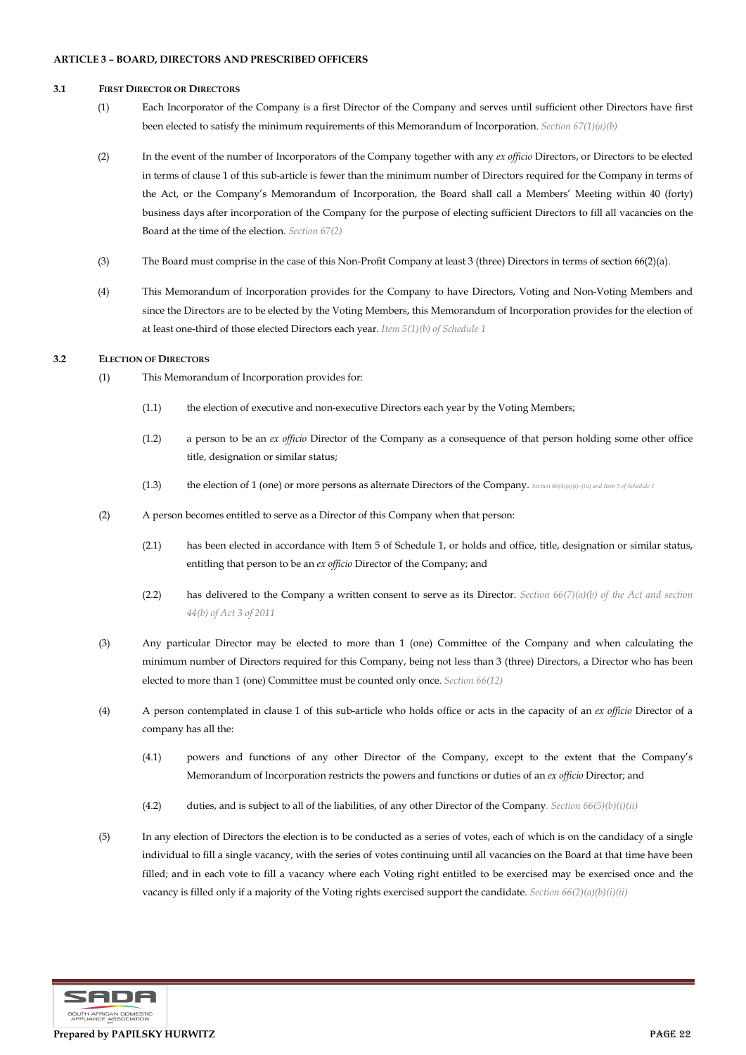**ARTICLE 3 – BOARD, DIRECTORS AND PRESCRIBED OFFICERS**

**3.1 FIRST DIRECTOR OR DIRECTORS**

(1) Each Incorporator of the Company is a first Director of the Company and serves until sufficient other Directors have first been elected to satisfy the minimum requirements of this Memorandum of Incorporation. *Section 67(1)(a)(b)*

(2) In the event of the number of Incorporators of the Company together with any *ex officio* Directors, or Directors to be elected in terms of clause 1 of this sub-article is fewer than the minimum number of Directors required for the Company in terms of the Act, or the Company's Memorandum of Incorporation, the Board shall call a Members' Meeting within 40 (forty) business days after incorporation of the Company for the purpose of electing sufficient Directors to fill all vacancies on the Board at the time of the election. *Section 67(2)*

(3) The Board must comprise in the case of this Non-Profit Company at least 3 (three) Directors in terms of section 66(2)(a).

(4) This Memorandum of Incorporation provides for the Company to have Directors, Voting and Non-Voting Members and since the Directors are to be elected by the Voting Members, this Memorandum of Incorporation provides for the election of at least one-third of those elected Directors each year. *Item 5(1)(b) of Schedule 1*

**3.2 ELECTION OF DIRECTORS**

(1) This Memorandum of Incorporation provides for:

(1.1) the election of executive and non-executive Directors each year by the Voting Members;

(1.2) a person to be an *ex officio* Director of the Company as a consequence of that person holding some other office title, designation or similar status;

(1.3) the election of 1 (one) or more persons as alternate Directors of the Company. *Section 66(4)(a)(i)–(iii) and Item 5 of Schedule 1*

(2) A person becomes entitled to serve as a Director of this Company when that person:

(2.1) has been elected in accordance with Item 5 of Schedule 1, or holds and office, title, designation or similar status, entitling that person to be an *ex officio* Director of the Company; and

(2.2) has delivered to the Company a written consent to serve as its Director. *Section 66(7)(a)(b) of the Act and section 44(b) of Act 3 of 2011*

(3) Any particular Director may be elected to more than 1 (one) Committee of the Company and when calculating the minimum number of Directors required for this Company, being not less than 3 (three) Directors, a Director who has been elected to more than 1 (one) Committee must be counted only once. *Section 66(12)*

(4) A person contemplated in clause 1 of this sub-article who holds office or acts in the capacity of an *ex officio* Director of a company has all the:

(4.1) powers and functions of any other Director of the Company, except to the extent that the Company's Memorandum of Incorporation restricts the powers and functions or duties of an *ex officio* Director; and

(4.2) duties, and is subject to all of the liabilities, of any other Director of the Company. *Section 66(5)(b)(i)(ii)*

(5) In any election of Directors the election is to be conducted as a series of votes, each of which is on the candidacy of a single individual to fill a single vacancy, with the series of votes continuing until all vacancies on the Board at that time have been filled; and in each vote to fill a vacancy where each Voting right entitled to be exercised may be exercised once and the vacancy is filled only if a majority of the Voting rights exercised support the candidate. *Section 66(2)(a)(b)(i)(ii)*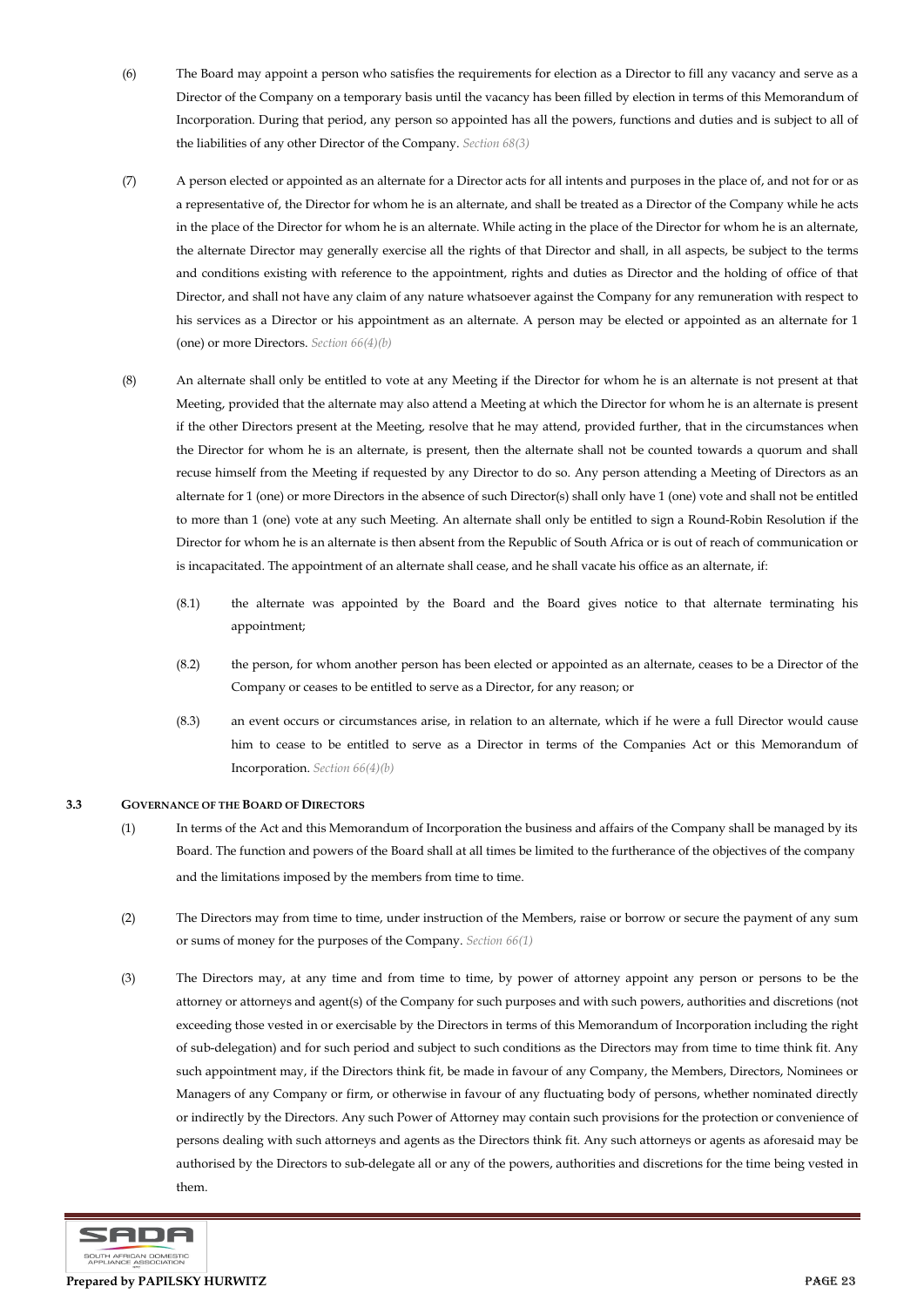(6) The Board may appoint a person who satisfies the requirements for election as a Director to fill any vacancy and serve as a Director of the Company on a temporary basis until the vacancy has been filled by election in terms of this Memorandum of Incorporation. During that period, any person so appointed has all the powers, functions and duties and is subject to all of the liabilities of any other Director of the Company. *Section 68(3)*

(7) A person elected or appointed as an alternate for a Director acts for all intents and purposes in the place of, and not for or as a representative of, the Director for whom he is an alternate, and shall be treated as a Director of the Company while he acts in the place of the Director for whom he is an alternate. While acting in the place of the Director for whom he is an alternate, the alternate Director may generally exercise all the rights of that Director and shall, in all aspects, be subject to the terms and conditions existing with reference to the appointment, rights and duties as Director and the holding of office of that Director, and shall not have any claim of any nature whatsoever against the Company for any remuneration with respect to his services as a Director or his appointment as an alternate. A person may be elected or appointed as an alternate for 1 (one) or more Directors. *Section 66(4)(b)*

(8) An alternate shall only be entitled to vote at any Meeting if the Director for whom he is an alternate is not present at that Meeting, provided that the alternate may also attend a Meeting at which the Director for whom he is an alternate is present if the other Directors present at the Meeting, resolve that he may attend, provided further, that in the circumstances when the Director for whom he is an alternate, is present, then the alternate shall not be counted towards a quorum and shall recuse himself from the Meeting if requested by any Director to do so. Any person attending a Meeting of Directors as an alternate for 1 (one) or more Directors in the absence of such Director(s) shall only have 1 (one) vote and shall not be entitled to more than 1 (one) vote at any such Meeting. An alternate shall only be entitled to sign a Round-Robin Resolution if the Director for whom he is an alternate is then absent from the Republic of South Africa or is out of reach of communication or is incapacitated. The appointment of an alternate shall cease, and he shall vacate his office as an alternate, if:

(8.1) the alternate was appointed by the Board and the Board gives notice to that alternate terminating his appointment;

(8.2) the person, for whom another person has been elected or appointed as an alternate, ceases to be a Director of the Company or ceases to be entitled to serve as a Director, for any reason; or

(8.3) an event occurs or circumstances arise, in relation to an alternate, which if he were a full Director would cause him to cease to be entitled to serve as a Director in terms of the Companies Act or this Memorandum of Incorporation. *Section 66(4)(b)*

### 3.3 GOVERNANCE OF THE BOARD OF DIRECTORS

(1) In terms of the Act and this Memorandum of Incorporation the business and affairs of the Company shall be managed by its Board. The function and powers of the Board shall at all times be limited to the furtherance of the objectives of the company and the limitations imposed by the members from time to time.

(2) The Directors may from time to time, under instruction of the Members, raise or borrow or secure the payment of any sum or sums of money for the purposes of the Company. *Section 66(1)*

(3) The Directors may, at any time and from time to time, by power of attorney appoint any person or persons to be the attorney or attorneys and agent(s) of the Company for such purposes and with such powers, authorities and discretions (not exceeding those vested in or exercisable by the Directors in terms of this Memorandum of Incorporation including the right of sub-delegation) and for such period and subject to such conditions as the Directors may from time to time think fit. Any such appointment may, if the Directors think fit, be made in favour of any Company, the Members, Directors, Nominees or Managers of any Company or firm, or otherwise in favour of any fluctuating body of persons, whether nominated directly or indirectly by the Directors. Any such Power of Attorney may contain such provisions for the protection or convenience of persons dealing with such attorneys and agents as the Directors think fit. Any such attorneys or agents as aforesaid may be authorised by the Directors to sub-delegate all or any of the powers, authorities and discretions for the time being vested in them.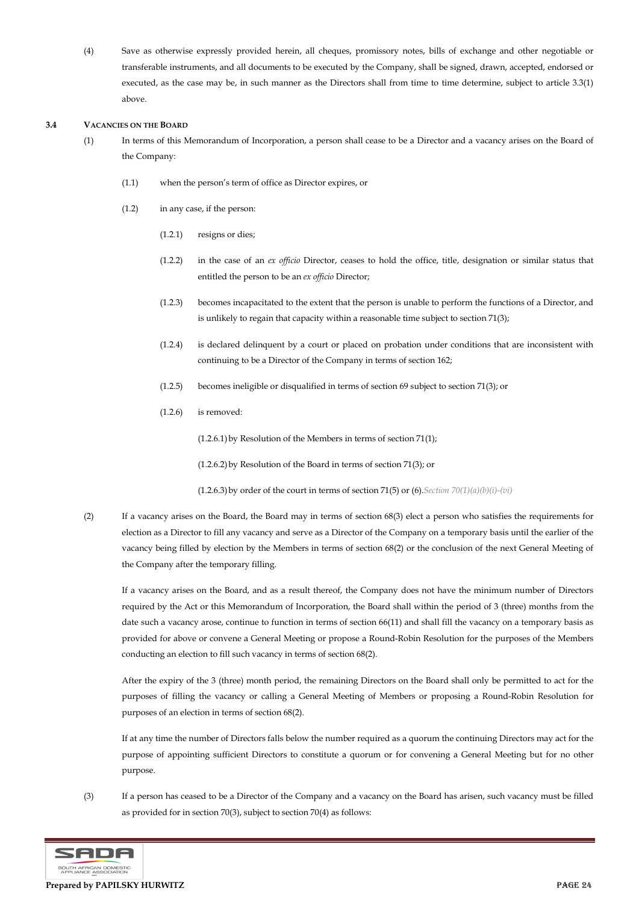(4) Save as otherwise expressly provided herein, all cheques, promissory notes, bills of exchange and other negotiable or transferable instruments, and all documents to be executed by the Company, shall be signed, drawn, accepted, endorsed or executed, as the case may be, in such manner as the Directors shall from time to time determine, subject to article 3.3(1) above.

**3.4 VACANCIES ON THE BOARD**

(1) In terms of this Memorandum of Incorporation, a person shall cease to be a Director and a vacancy arises on the Board of the Company:

(1.1) when the person's term of office as Director expires, or

(1.2) in any case, if the person:

(1.2.1) resigns or dies;

(1.2.2) in the case of an *ex officio* Director, ceases to hold the office, title, designation or similar status that entitled the person to be an *ex officio* Director;

(1.2.3) becomes incapacitated to the extent that the person is unable to perform the functions of a Director, and is unlikely to regain that capacity within a reasonable time subject to section 71(3);

(1.2.4) is declared delinquent by a court or placed on probation under conditions that are inconsistent with continuing to be a Director of the Company in terms of section 162;

(1.2.5) becomes ineligible or disqualified in terms of section 69 subject to section 71(3); or

(1.2.6) is removed:

(1.2.6.1) by Resolution of the Members in terms of section 71(1);

(1.2.6.2) by Resolution of the Board in terms of section 71(3); or

(1.2.6.3) by order of the court in terms of section 71(5) or (6). *Section 70(1)(a)(b)(i)-(vi)*

(2) If a vacancy arises on the Board, the Board may in terms of section 68(3) elect a person who satisfies the requirements for election as a Director to fill any vacancy and serve as a Director of the Company on a temporary basis until the earlier of the vacancy being filled by election by the Members in terms of section 68(2) or the conclusion of the next General Meeting of the Company after the temporary filling.

If a vacancy arises on the Board, and as a result thereof, the Company does not have the minimum number of Directors required by the Act or this Memorandum of Incorporation, the Board shall within the period of 3 (three) months from the date such a vacancy arose, continue to function in terms of section 66(11) and shall fill the vacancy on a temporary basis as provided for above or convene a General Meeting or propose a Round-Robin Resolution for the purposes of the Members conducting an election to fill such vacancy in terms of section 68(2).

After the expiry of the 3 (three) month period, the remaining Directors on the Board shall only be permitted to act for the purposes of filling the vacancy or calling a General Meeting of Members or proposing a Round-Robin Resolution for purposes of an election in terms of section 68(2).

If at any time the number of Directors falls below the number required as a quorum the continuing Directors may act for the purpose of appointing sufficient Directors to constitute a quorum or for convening a General Meeting but for no other purpose.

(3) If a person has ceased to be a Director of the Company and a vacancy on the Board has arisen, such vacancy must be filled as provided for in section 70(3), subject to section 70(4) as follows: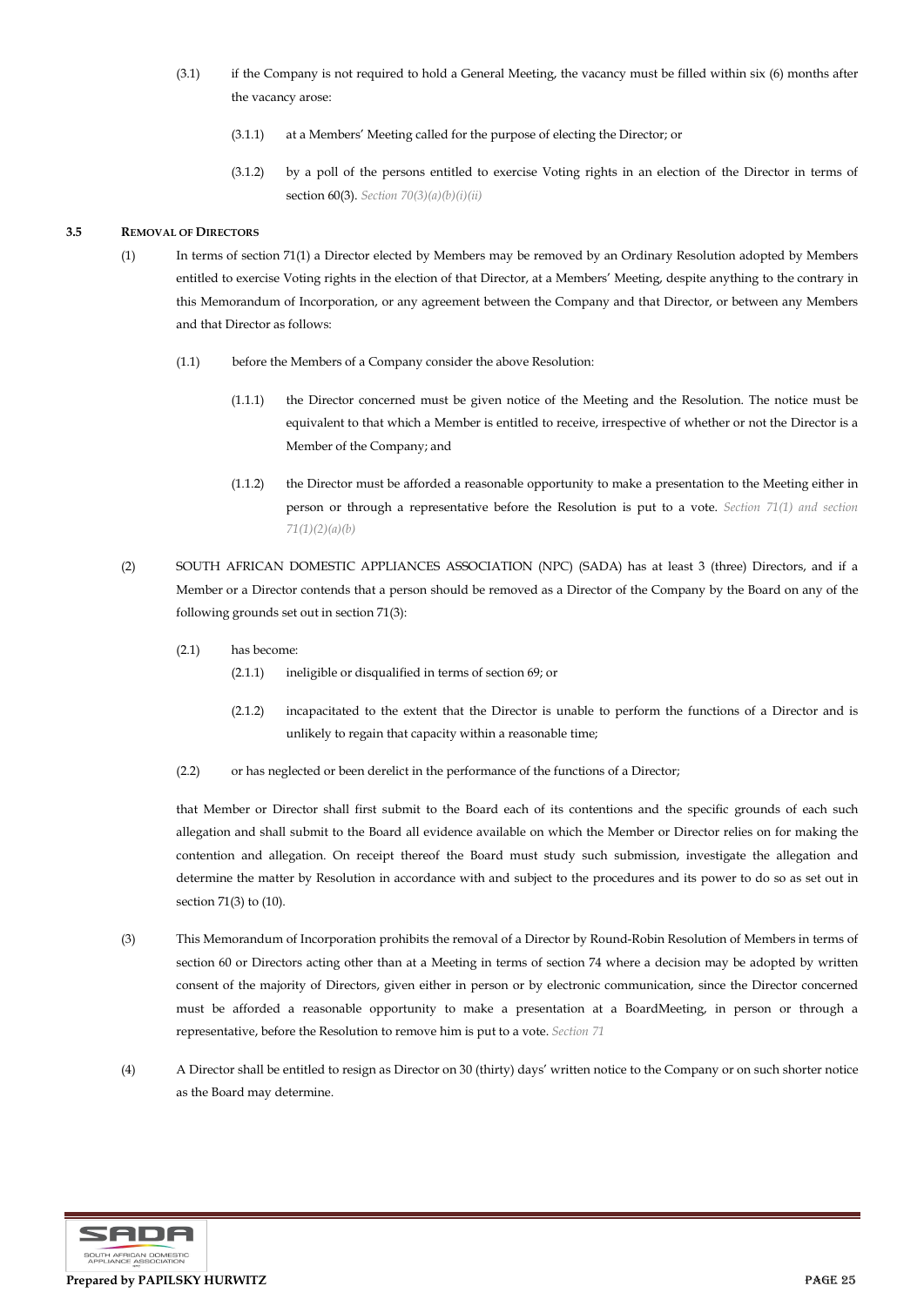(3.1) if the Company is not required to hold a General Meeting, the vacancy must be filled within six (6) months after the vacancy arose:

(3.1.1) at a Members' Meeting called for the purpose of electing the Director; or

(3.1.2) by a poll of the persons entitled to exercise Voting rights in an election of the Director in terms of section 60(3). *Section 70(3)(a)(b)(i)(ii)*

### 3.5 REMOVAL OF DIRECTORS

(1) In terms of section 71(1) a Director elected by Members may be removed by an Ordinary Resolution adopted by Members entitled to exercise Voting rights in the election of that Director, at a Members' Meeting, despite anything to the contrary in this Memorandum of Incorporation, or any agreement between the Company and that Director, or between any Members and that Director as follows:

(1.1) before the Members of a Company consider the above Resolution:

(1.1.1) the Director concerned must be given notice of the Meeting and the Resolution. The notice must be equivalent to that which a Member is entitled to receive, irrespective of whether or not the Director is a Member of the Company; and

(1.1.2) the Director must be afforded a reasonable opportunity to make a presentation to the Meeting either in person or through a representative before the Resolution is put to a vote. *Section 71(1) and section 71(1)(2)(a)(b)*

(2) SOUTH AFRICAN DOMESTIC APPLIANCES ASSOCIATION (NPC) (SADA) has at least 3 (three) Directors, and if a Member or a Director contends that a person should be removed as a Director of the Company by the Board on any of the following grounds set out in section 71(3):

(2.1) has become:

(2.1.1) ineligible or disqualified in terms of section 69; or

(2.1.2) incapacitated to the extent that the Director is unable to perform the functions of a Director and is unlikely to regain that capacity within a reasonable time;

(2.2) or has neglected or been derelict in the performance of the functions of a Director;

that Member or Director shall first submit to the Board each of its contentions and the specific grounds of each such allegation and shall submit to the Board all evidence available on which the Member or Director relies on for making the contention and allegation. On receipt thereof the Board must study such submission, investigate the allegation and determine the matter by Resolution in accordance with and subject to the procedures and its power to do so as set out in section 71(3) to (10).

(3) This Memorandum of Incorporation prohibits the removal of a Director by Round-Robin Resolution of Members in terms of section 60 or Directors acting other than at a Meeting in terms of section 74 where a decision may be adopted by written consent of the majority of Directors, given either in person or by electronic communication, since the Director concerned must be afforded a reasonable opportunity to make a presentation at a BoardMeeting, in person or through a representative, before the Resolution to remove him is put to a vote. *Section 71*

(4) A Director shall be entitled to resign as Director on 30 (thirty) days' written notice to the Company or on such shorter notice as the Board may determine.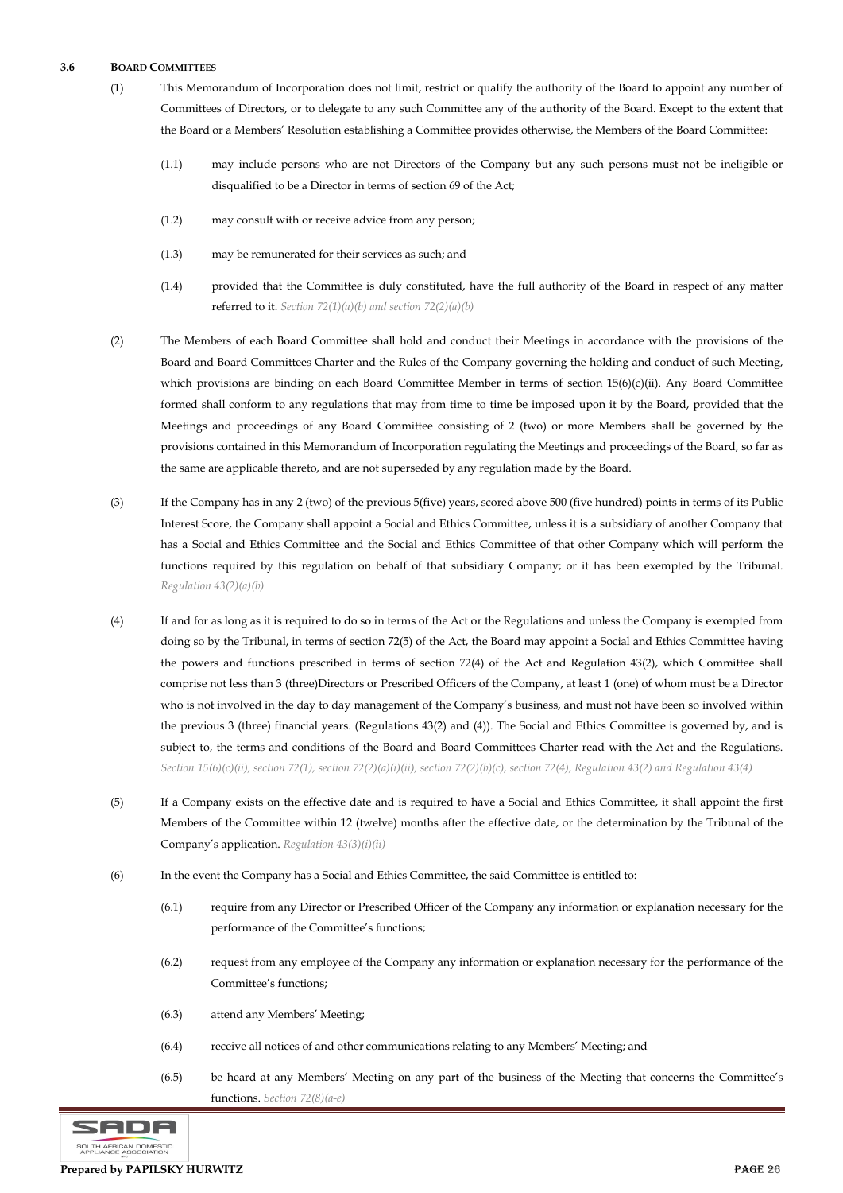### 3.6 BOARD COMMITTEES

(1) This Memorandum of Incorporation does not limit, restrict or qualify the authority of the Board to appoint any number of Committees of Directors, or to delegate to any such Committee any of the authority of the Board. Except to the extent that the Board or a Members' Resolution establishing a Committee provides otherwise, the Members of the Board Committee:

(1.1) may include persons who are not Directors of the Company but any such persons must not be ineligible or disqualified to be a Director in terms of section 69 of the Act;

(1.2) may consult with or receive advice from any person;

(1.3) may be remunerated for their services as such; and

(1.4) provided that the Committee is duly constituted, have the full authority of the Board in respect of any matter referred to it. *Section 72(1)(a)(b) and section 72(2)(a)(b)*

(2) The Members of each Board Committee shall hold and conduct their Meetings in accordance with the provisions of the Board and Board Committees Charter and the Rules of the Company governing the holding and conduct of such Meeting, which provisions are binding on each Board Committee Member in terms of section 15(6)(c)(ii). Any Board Committee formed shall conform to any regulations that may from time to time be imposed upon it by the Board, provided that the Meetings and proceedings of any Board Committee consisting of 2 (two) or more Members shall be governed by the provisions contained in this Memorandum of Incorporation regulating the Meetings and proceedings of the Board, so far as the same are applicable thereto, and are not superseded by any regulation made by the Board.

(3) If the Company has in any 2 (two) of the previous 5(five) years, scored above 500 (five hundred) points in terms of its Public Interest Score, the Company shall appoint a Social and Ethics Committee, unless it is a subsidiary of another Company that has a Social and Ethics Committee and the Social and Ethics Committee of that other Company which will perform the functions required by this regulation on behalf of that subsidiary Company; or it has been exempted by the Tribunal. *Regulation 43(2)(a)(b)*

(4) If and for as long as it is required to do so in terms of the Act or the Regulations and unless the Company is exempted from doing so by the Tribunal, in terms of section 72(5) of the Act, the Board may appoint a Social and Ethics Committee having the powers and functions prescribed in terms of section 72(4) of the Act and Regulation 43(2), which Committee shall comprise not less than 3 (three)Directors or Prescribed Officers of the Company, at least 1 (one) of whom must be a Director who is not involved in the day to day management of the Company's business, and must not have been so involved within the previous 3 (three) financial years. (Regulations 43(2) and (4)). The Social and Ethics Committee is governed by, and is subject to, the terms and conditions of the Board and Board Committees Charter read with the Act and the Regulations. *Section 15(6)(c)(ii), section 72(1), section 72(2)(a)(i)(ii), section 72(2)(b)(c), section 72(4), Regulation 43(2) and Regulation 43(4)*

(5) If a Company exists on the effective date and is required to have a Social and Ethics Committee, it shall appoint the first Members of the Committee within 12 (twelve) months after the effective date, or the determination by the Tribunal of the Company's application. *Regulation 43(3)(i)(ii)*

(6) In the event the Company has a Social and Ethics Committee, the said Committee is entitled to:

(6.1) require from any Director or Prescribed Officer of the Company any information or explanation necessary for the performance of the Committee's functions;

(6.2) request from any employee of the Company any information or explanation necessary for the performance of the Committee's functions;

(6.3) attend any Members' Meeting;

(6.4) receive all notices of and other communications relating to any Members' Meeting; and

(6.5) be heard at any Members' Meeting on any part of the business of the Meeting that concerns the Committee's functions. *Section 72(8)(a-e)*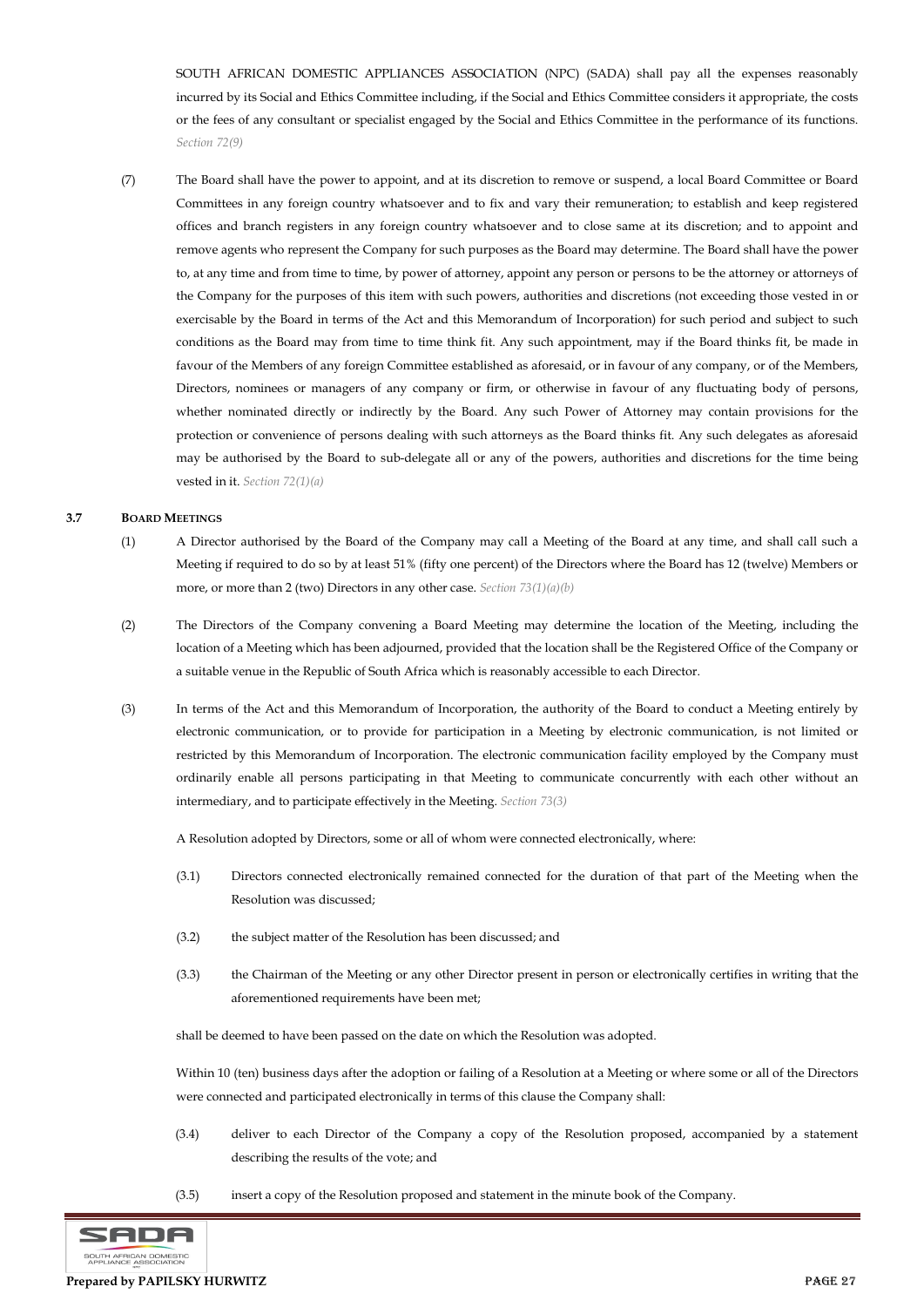SOUTH AFRICAN DOMESTIC APPLIANCES ASSOCIATION (NPC) (SADA) shall pay all the expenses reasonably incurred by its Social and Ethics Committee including, if the Social and Ethics Committee considers it appropriate, the costs or the fees of any consultant or specialist engaged by the Social and Ethics Committee in the performance of its functions. *Section 72(9)*

(7) The Board shall have the power to appoint, and at its discretion to remove or suspend, a local Board Committee or Board Committees in any foreign country whatsoever and to fix and vary their remuneration; to establish and keep registered offices and branch registers in any foreign country whatsoever and to close same at its discretion; and to appoint and remove agents who represent the Company for such purposes as the Board may determine. The Board shall have the power to, at any time and from time to time, by power of attorney, appoint any person or persons to be the attorney or attorneys of the Company for the purposes of this item with such powers, authorities and discretions (not exceeding those vested in or exercisable by the Board in terms of the Act and this Memorandum of Incorporation) for such period and subject to such conditions as the Board may from time to time think fit. Any such appointment, may if the Board thinks fit, be made in favour of the Members of any foreign Committee established as aforesaid, or in favour of any company, or of the Members, Directors, nominees or managers of any company or firm, or otherwise in favour of any fluctuating body of persons, whether nominated directly or indirectly by the Board. Any such Power of Attorney may contain provisions for the protection or convenience of persons dealing with such attorneys as the Board thinks fit. Any such delegates as aforesaid may be authorised by the Board to sub-delegate all or any of the powers, authorities and discretions for the time being vested in it. *Section 72(1)(a)*

### 3.7 BOARD MEETINGS

(1) A Director authorised by the Board of the Company may call a Meeting of the Board at any time, and shall call such a Meeting if required to do so by at least 51% (fifty one percent) of the Directors where the Board has 12 (twelve) Members or more, or more than 2 (two) Directors in any other case. *Section 73(1)(a)(b)*

(2) The Directors of the Company convening a Board Meeting may determine the location of the Meeting, including the location of a Meeting which has been adjourned, provided that the location shall be the Registered Office of the Company or a suitable venue in the Republic of South Africa which is reasonably accessible to each Director.

(3) In terms of the Act and this Memorandum of Incorporation, the authority of the Board to conduct a Meeting entirely by electronic communication, or to provide for participation in a Meeting by electronic communication, is not limited or restricted by this Memorandum of Incorporation. The electronic communication facility employed by the Company must ordinarily enable all persons participating in that Meeting to communicate concurrently with each other without an intermediary, and to participate effectively in the Meeting. *Section 73(3)*

A Resolution adopted by Directors, some or all of whom were connected electronically, where:

(3.1) Directors connected electronically remained connected for the duration of that part of the Meeting when the Resolution was discussed;

(3.2) the subject matter of the Resolution has been discussed; and

(3.3) the Chairman of the Meeting or any other Director present in person or electronically certifies in writing that the aforementioned requirements have been met;

shall be deemed to have been passed on the date on which the Resolution was adopted.

Within 10 (ten) business days after the adoption or failing of a Resolution at a Meeting or where some or all of the Directors were connected and participated electronically in terms of this clause the Company shall:

(3.4) deliver to each Director of the Company a copy of the Resolution proposed, accompanied by a statement describing the results of the vote; and

(3.5) insert a copy of the Resolution proposed and statement in the minute book of the Company.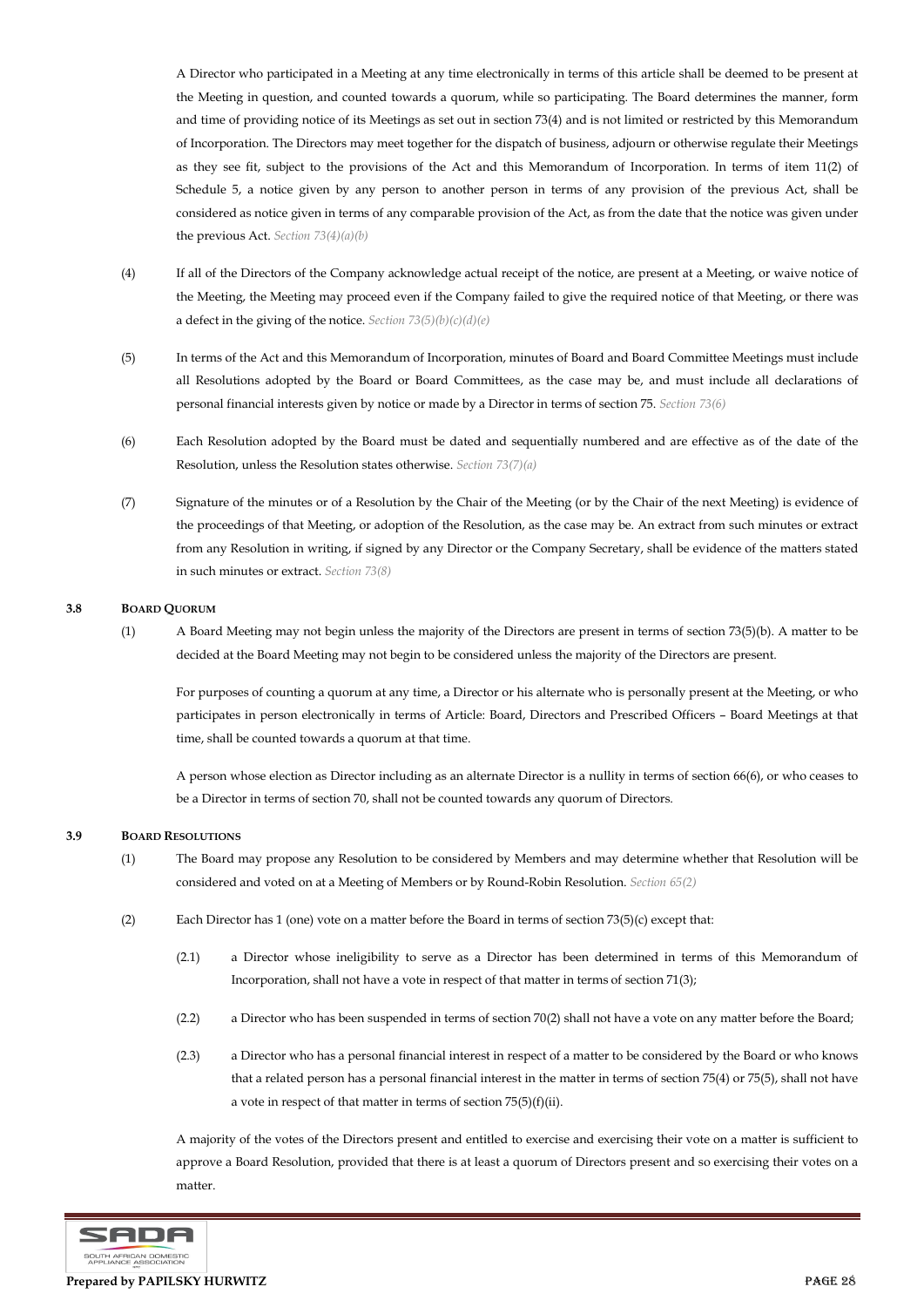A Director who participated in a Meeting at any time electronically in terms of this article shall be deemed to be present at the Meeting in question, and counted towards a quorum, while so participating. The Board determines the manner, form and time of providing notice of its Meetings as set out in section 73(4) and is not limited or restricted by this Memorandum of Incorporation. The Directors may meet together for the dispatch of business, adjourn or otherwise regulate their Meetings as they see fit, subject to the provisions of the Act and this Memorandum of Incorporation. In terms of item 11(2) of Schedule 5, a notice given by any person to another person in terms of any provision of the previous Act, shall be considered as notice given in terms of any comparable provision of the Act, as from the date that the notice was given under the previous Act. *Section 73(4)(a)(b)*

(4) If all of the Directors of the Company acknowledge actual receipt of the notice, are present at a Meeting, or waive notice of the Meeting, the Meeting may proceed even if the Company failed to give the required notice of that Meeting, or there was a defect in the giving of the notice. *Section 73(5)(b)(c)(d)(e)*

(5) In terms of the Act and this Memorandum of Incorporation, minutes of Board and Board Committee Meetings must include all Resolutions adopted by the Board or Board Committees, as the case may be, and must include all declarations of personal financial interests given by notice or made by a Director in terms of section 75. *Section 73(6)*

(6) Each Resolution adopted by the Board must be dated and sequentially numbered and are effective as of the date of the Resolution, unless the Resolution states otherwise. *Section 73(7)(a)*

(7) Signature of the minutes or of a Resolution by the Chair of the Meeting (or by the Chair of the next Meeting) is evidence of the proceedings of that Meeting, or adoption of the Resolution, as the case may be. An extract from such minutes or extract from any Resolution in writing, if signed by any Director or the Company Secretary, shall be evidence of the matters stated in such minutes or extract. *Section 73(8)*

### 3.8 BOARD QUORUM

(1) A Board Meeting may not begin unless the majority of the Directors are present in terms of section 73(5)(b). A matter to be decided at the Board Meeting may not begin to be considered unless the majority of the Directors are present.

For purposes of counting a quorum at any time, a Director or his alternate who is personally present at the Meeting, or who participates in person electronically in terms of Article: Board, Directors and Prescribed Officers – Board Meetings at that time, shall be counted towards a quorum at that time.

A person whose election as Director including as an alternate Director is a nullity in terms of section 66(6), or who ceases to be a Director in terms of section 70, shall not be counted towards any quorum of Directors.

### 3.9 BOARD RESOLUTIONS

(1) The Board may propose any Resolution to be considered by Members and may determine whether that Resolution will be considered and voted on at a Meeting of Members or by Round-Robin Resolution. *Section 65(2)*

(2) Each Director has 1 (one) vote on a matter before the Board in terms of section 73(5)(c) except that:

(2.1) a Director whose ineligibility to serve as a Director has been determined in terms of this Memorandum of Incorporation, shall not have a vote in respect of that matter in terms of section 71(3);

(2.2) a Director who has been suspended in terms of section 70(2) shall not have a vote on any matter before the Board;

(2.3) a Director who has a personal financial interest in respect of a matter to be considered by the Board or who knows that a related person has a personal financial interest in the matter in terms of section 75(4) or 75(5), shall not have a vote in respect of that matter in terms of section 75(5)(f)(ii).

A majority of the votes of the Directors present and entitled to exercise and exercising their vote on a matter is sufficient to approve a Board Resolution, provided that there is at least a quorum of Directors present and so exercising their votes on a matter.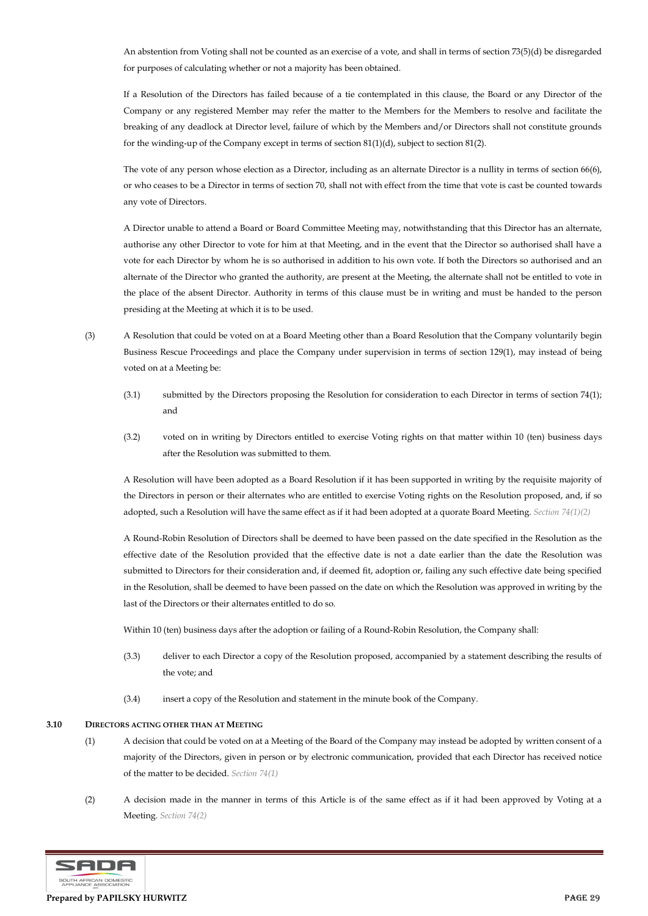An abstention from Voting shall not be counted as an exercise of a vote, and shall in terms of section 73(5)(d) be disregarded for purposes of calculating whether or not a majority has been obtained.

If a Resolution of the Directors has failed because of a tie contemplated in this clause, the Board or any Director of the Company or any registered Member may refer the matter to the Members for the Members to resolve and facilitate the breaking of any deadlock at Director level, failure of which by the Members and/or Directors shall not constitute grounds for the winding-up of the Company except in terms of section 81(1)(d), subject to section 81(2).

The vote of any person whose election as a Director, including as an alternate Director is a nullity in terms of section 66(6), or who ceases to be a Director in terms of section 70, shall not with effect from the time that vote is cast be counted towards any vote of Directors.

A Director unable to attend a Board or Board Committee Meeting may, notwithstanding that this Director has an alternate, authorise any other Director to vote for him at that Meeting, and in the event that the Director so authorised shall have a vote for each Director by whom he is so authorised in addition to his own vote. If both the Directors so authorised and an alternate of the Director who granted the authority, are present at the Meeting, the alternate shall not be entitled to vote in the place of the absent Director. Authority in terms of this clause must be in writing and must be handed to the person presiding at the Meeting at which it is to be used.

(3) A Resolution that could be voted on at a Board Meeting other than a Board Resolution that the Company voluntarily begin Business Rescue Proceedings and place the Company under supervision in terms of section 129(1), may instead of being voted on at a Meeting be:

(3.1) submitted by the Directors proposing the Resolution for consideration to each Director in terms of section 74(1); and

(3.2) voted on in writing by Directors entitled to exercise Voting rights on that matter within 10 (ten) business days after the Resolution was submitted to them.

A Resolution will have been adopted as a Board Resolution if it has been supported in writing by the requisite majority of the Directors in person or their alternates who are entitled to exercise Voting rights on the Resolution proposed, and, if so adopted, such a Resolution will have the same effect as if it had been adopted at a quorate Board Meeting. *Section 74(1)(2)*

A Round-Robin Resolution of Directors shall be deemed to have been passed on the date specified in the Resolution as the effective date of the Resolution provided that the effective date is not a date earlier than the date the Resolution was submitted to Directors for their consideration and, if deemed fit, adoption or, failing any such effective date being specified in the Resolution, shall be deemed to have been passed on the date on which the Resolution was approved in writing by the last of the Directors or their alternates entitled to do so.

Within 10 (ten) business days after the adoption or failing of a Round-Robin Resolution, the Company shall:

(3.3) deliver to each Director a copy of the Resolution proposed, accompanied by a statement describing the results of the vote; and

(3.4) insert a copy of the Resolution and statement in the minute book of the Company.

**3.10 DIRECTORS ACTING OTHER THAN AT MEETING**

(1) A decision that could be voted on at a Meeting of the Board of the Company may instead be adopted by written consent of a majority of the Directors, given in person or by electronic communication, provided that each Director has received notice of the matter to be decided. *Section 74(1)*

(2) A decision made in the manner in terms of this Article is of the same effect as if it had been approved by Voting at a Meeting. *Section 74(2)*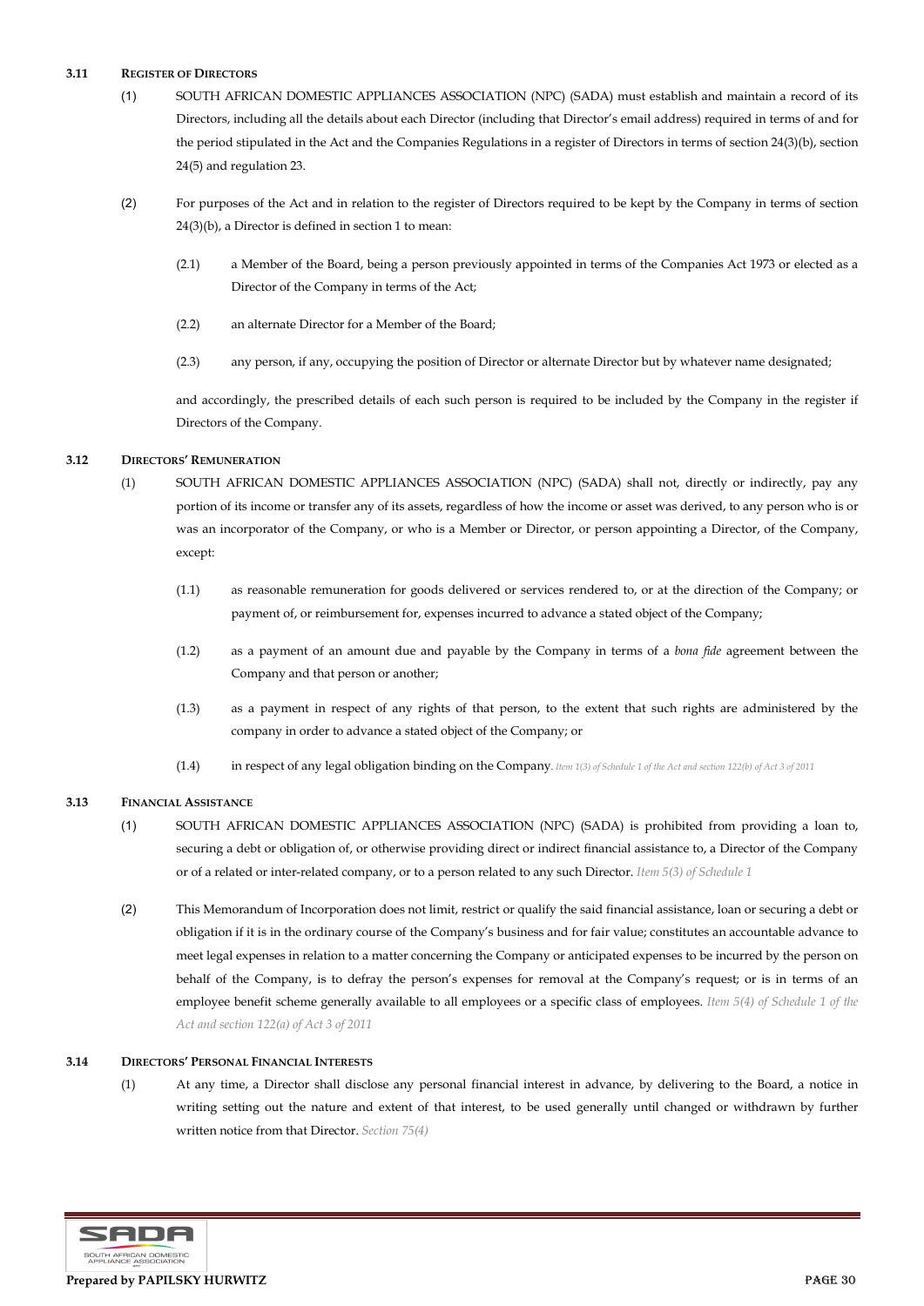### 3.11 Register of Directors

(1) SOUTH AFRICAN DOMESTIC APPLIANCES ASSOCIATION (NPC) (SADA) must establish and maintain a record of its Directors, including all the details about each Director (including that Director's email address) required in terms of and for the period stipulated in the Act and the Companies Regulations in a register of Directors in terms of section 24(3)(b), section 24(5) and regulation 23.

(2) For purposes of the Act and in relation to the register of Directors required to be kept by the Company in terms of section 24(3)(b), a Director is defined in section 1 to mean:

(2.1) a Member of the Board, being a person previously appointed in terms of the Companies Act 1973 or elected as a Director of the Company in terms of the Act;

(2.2) an alternate Director for a Member of the Board;

(2.3) any person, if any, occupying the position of Director or alternate Director but by whatever name designated;

and accordingly, the prescribed details of each such person is required to be included by the Company in the register if Directors of the Company.

### 3.12 Directors' Remuneration

(1) SOUTH AFRICAN DOMESTIC APPLIANCES ASSOCIATION (NPC) (SADA) shall not, directly or indirectly, pay any portion of its income or transfer any of its assets, regardless of how the income or asset was derived, to any person who is or was an incorporator of the Company, or who is a Member or Director, or person appointing a Director, of the Company, except:

(1.1) as reasonable remuneration for goods delivered or services rendered to, or at the direction of the Company; or payment of, or reimbursement for, expenses incurred to advance a stated object of the Company;

(1.2) as a payment of an amount due and payable by the Company in terms of a *bona fide* agreement between the Company and that person or another;

(1.3) as a payment in respect of any rights of that person, to the extent that such rights are administered by the company in order to advance a stated object of the Company; or

(1.4) in respect of any legal obligation binding on the Company. *Item 1(3) of Schedule 1 of the Act and section 122(b) of Act 3 of 2011*

### 3.13 Financial Assistance

(1) SOUTH AFRICAN DOMESTIC APPLIANCES ASSOCIATION (NPC) (SADA) is prohibited from providing a loan to, securing a debt or obligation of, or otherwise providing direct or indirect financial assistance to, a Director of the Company or of a related or inter-related company, or to a person related to any such Director. *Item 5(3) of Schedule 1*

(2) This Memorandum of Incorporation does not limit, restrict or qualify the said financial assistance, loan or securing a debt or obligation if it is in the ordinary course of the Company's business and for fair value; constitutes an accountable advance to meet legal expenses in relation to a matter concerning the Company or anticipated expenses to be incurred by the person on behalf of the Company, is to defray the person's expenses for removal at the Company's request; or is in terms of an employee benefit scheme generally available to all employees or a specific class of employees. *Item 5(4) of Schedule 1 of the Act and section 122(a) of Act 3 of 2011*

### 3.14 Directors' Personal Financial Interests

(1) At any time, a Director shall disclose any personal financial interest in advance, by delivering to the Board, a notice in writing setting out the nature and extent of that interest, to be used generally until changed or withdrawn by further written notice from that Director. *Section 75(4)*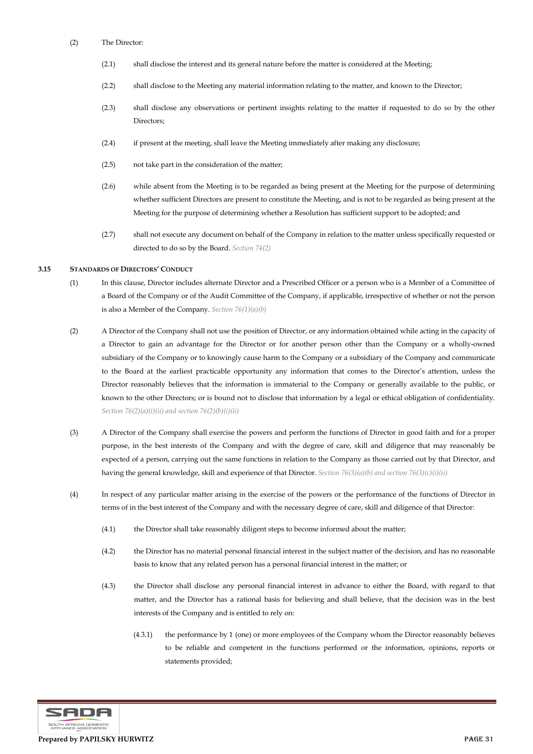(2) The Director:

(2.1) shall disclose the interest and its general nature before the matter is considered at the Meeting;

(2.2) shall disclose to the Meeting any material information relating to the matter, and known to the Director;

(2.3) shall disclose any observations or pertinent insights relating to the matter if requested to do so by the other Directors;

(2.4) if present at the meeting, shall leave the Meeting immediately after making any disclosure;

(2.5) not take part in the consideration of the matter;

(2.6) while absent from the Meeting is to be regarded as being present at the Meeting for the purpose of determining whether sufficient Directors are present to constitute the Meeting, and is not to be regarded as being present at the Meeting for the purpose of determining whether a Resolution has sufficient support to be adopted; and

(2.7) shall not execute any document on behalf of the Company in relation to the matter unless specifically requested or directed to do so by the Board. *Section 74(2)*

### 3.15 STANDARDS OF DIRECTORS' CONDUCT

(1) In this clause, Director includes alternate Director and a Prescribed Officer or a person who is a Member of a Committee of a Board of the Company or of the Audit Committee of the Company, if applicable, irrespective of whether or not the person is also a Member of the Company. *Section 76(1)(a)(b)*

(2) A Director of the Company shall not use the position of Director, or any information obtained while acting in the capacity of a Director to gain an advantage for the Director or for another person other than the Company or a wholly-owned subsidiary of the Company or to knowingly cause harm to the Company or a subsidiary of the Company and communicate to the Board at the earliest practicable opportunity any information that comes to the Director's attention, unless the Director reasonably believes that the information is immaterial to the Company or generally available to the public, or known to the other Directors; or is bound not to disclose that information by a legal or ethical obligation of confidentiality. *Section 76(2)(a)(i)(ii) and section 76(2)(b)(i)(ii)*

(3) A Director of the Company shall exercise the powers and perform the functions of Director in good faith and for a proper purpose, in the best interests of the Company and with the degree of care, skill and diligence that may reasonably be expected of a person, carrying out the same functions in relation to the Company as those carried out by that Director, and having the general knowledge, skill and experience of that Director. *Section 76(3)(a)(b) and section 76(3)(c)(i)(ii)*

(4) In respect of any particular matter arising in the exercise of the powers or the performance of the functions of Director in terms of in the best interest of the Company and with the necessary degree of care, skill and diligence of that Director:

(4.1) the Director shall take reasonably diligent steps to become informed about the matter;

(4.2) the Director has no material personal financial interest in the subject matter of the decision, and has no reasonable basis to know that any related person has a personal financial interest in the matter; or

(4.3) the Director shall disclose any personal financial interest in advance to either the Board, with regard to that matter, and the Director has a rational basis for believing and shall believe, that the decision was in the best interests of the Company and is entitled to rely on:

(4.3.1) the performance by 1 (one) or more employees of the Company whom the Director reasonably believes to be reliable and competent in the functions performed or the information, opinions, reports or statements provided;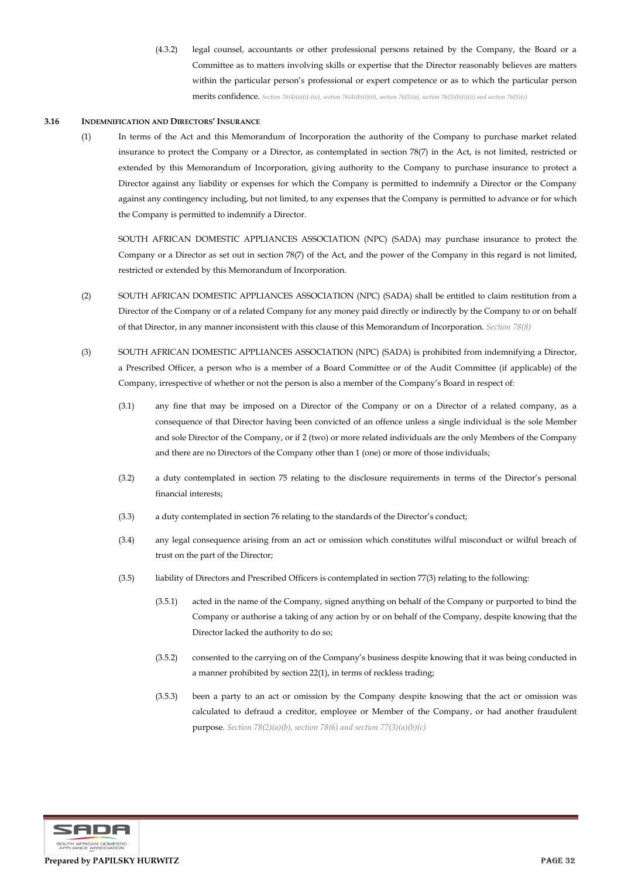(4.3.2) legal counsel, accountants or other professional persons retained by the Company, the Board or a Committee as to matters involving skills or expertise that the Director reasonably believes are matters within the particular person's professional or expert competence or as to which the particular person merits confidence. *Section 76(4)(a)(i)-(iii), section 76(4)(b)(i)(ii), section 76(5)(a), section 76(5)(b)(i)(ii) and section 76(5)(c)*

**3.16 INDEMNIFICATION AND DIRECTORS' INSURANCE**

(1) In terms of the Act and this Memorandum of Incorporation the authority of the Company to purchase market related insurance to protect the Company or a Director, as contemplated in section 78(7) in the Act, is not limited, restricted or extended by this Memorandum of Incorporation, giving authority to the Company to purchase insurance to protect a Director against any liability or expenses for which the Company is permitted to indemnify a Director or the Company against any contingency including, but not limited, to any expenses that the Company is permitted to advance or for which the Company is permitted to indemnify a Director.

SOUTH AFRICAN DOMESTIC APPLIANCES ASSOCIATION (NPC) (SADA) may purchase insurance to protect the Company or a Director as set out in section 78(7) of the Act, and the power of the Company in this regard is not limited, restricted or extended by this Memorandum of Incorporation.

(2) SOUTH AFRICAN DOMESTIC APPLIANCES ASSOCIATION (NPC) (SADA) shall be entitled to claim restitution from a Director of the Company or of a related Company for any money paid directly or indirectly by the Company to or on behalf of that Director, in any manner inconsistent with this clause of this Memorandum of Incorporation. *Section 78(8)*

(3) SOUTH AFRICAN DOMESTIC APPLIANCES ASSOCIATION (NPC) (SADA) is prohibited from indemnifying a Director, a Prescribed Officer, a person who is a member of a Board Committee or of the Audit Committee (if applicable) of the Company, irrespective of whether or not the person is also a member of the Company's Board in respect of:

(3.1) any fine that may be imposed on a Director of the Company or on a Director of a related company, as a consequence of that Director having been convicted of an offence unless a single individual is the sole Member and sole Director of the Company, or if 2 (two) or more related individuals are the only Members of the Company and there are no Directors of the Company other than 1 (one) or more of those individuals;

(3.2) a duty contemplated in section 75 relating to the disclosure requirements in terms of the Director's personal financial interests;

(3.3) a duty contemplated in section 76 relating to the standards of the Director's conduct;

(3.4) any legal consequence arising from an act or omission which constitutes wilful misconduct or wilful breach of trust on the part of the Director;

(3.5) liability of Directors and Prescribed Officers is contemplated in section 77(3) relating to the following:

(3.5.1) acted in the name of the Company, signed anything on behalf of the Company or purported to bind the Company or authorise a taking of any action by or on behalf of the Company, despite knowing that the Director lacked the authority to do so;

(3.5.2) consented to the carrying on of the Company's business despite knowing that it was being conducted in a manner prohibited by section 22(1), in terms of reckless trading;

(3.5.3) been a party to an act or omission by the Company despite knowing that the act or omission was calculated to defraud a creditor, employee or Member of the Company, or had another fraudulent purpose. *Section 78(2)(a)(b), section 78(6) and section 77(3)(a)(b)(c)*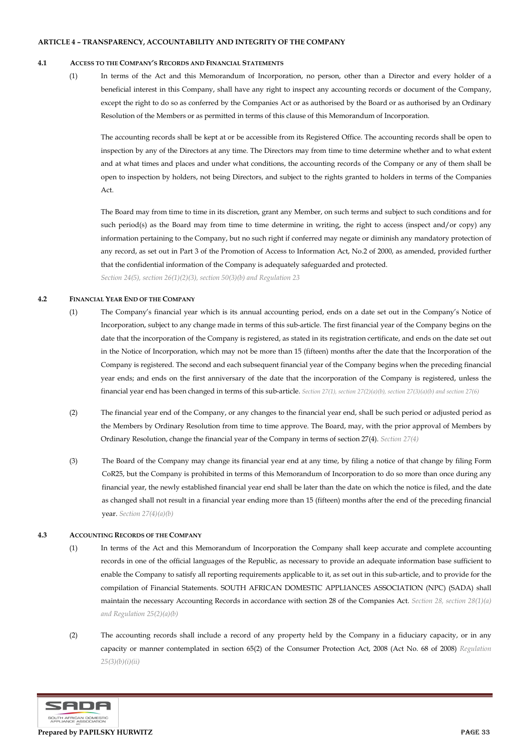**ARTICLE 4 – TRANSPARENCY, ACCOUNTABILITY AND INTEGRITY OF THE COMPANY**

**4.1 ACCESS TO THE COMPANY'S RECORDS AND FINANCIAL STATEMENTS**

(1) In terms of the Act and this Memorandum of Incorporation, no person, other than a Director and every holder of a beneficial interest in this Company, shall have any right to inspect any accounting records or document of the Company, except the right to do so as conferred by the Companies Act or as authorised by the Board or as authorised by an Ordinary Resolution of the Members or as permitted in terms of this clause of this Memorandum of Incorporation.

The accounting records shall be kept at or be accessible from its Registered Office. The accounting records shall be open to inspection by any of the Directors at any time. The Directors may from time to time determine whether and to what extent and at what times and places and under what conditions, the accounting records of the Company or any of them shall be open to inspection by holders, not being Directors, and subject to the rights granted to holders in terms of the Companies Act.

The Board may from time to time in its discretion, grant any Member, on such terms and subject to such conditions and for such period(s) as the Board may from time to time determine in writing, the right to access (inspect and/or copy) any information pertaining to the Company, but no such right if conferred may negate or diminish any mandatory protection of any record, as set out in Part 3 of the Promotion of Access to Information Act, No.2 of 2000, as amended, provided further that the confidential information of the Company is adequately safeguarded and protected.

*Section 24(5), section 26(1)(2)(3), section 50(3)(b) and Regulation 23*

**4.2 FINANCIAL YEAR END OF THE COMPANY**

(1) The Company's financial year which is its annual accounting period, ends on a date set out in the Company's Notice of Incorporation, subject to any change made in terms of this sub-article. The first financial year of the Company begins on the date that the incorporation of the Company is registered, as stated in its registration certificate, and ends on the date set out in the Notice of Incorporation, which may not be more than 15 (fifteen) months after the date that the Incorporation of the Company is registered. The second and each subsequent financial year of the Company begins when the preceding financial year ends; and ends on the first anniversary of the date that the incorporation of the Company is registered, unless the financial year end has been changed in terms of this sub-article. *Section 27(1), section 27(2)(a)(b), section 27(3)(a)(b) and section 27(6)*

(2) The financial year end of the Company, or any changes to the financial year end, shall be such period or adjusted period as the Members by Ordinary Resolution from time to time approve. The Board, may, with the prior approval of Members by Ordinary Resolution, change the financial year of the Company in terms of section 27(4). *Section 27(4)*

(3) The Board of the Company may change its financial year end at any time, by filing a notice of that change by filing Form CoR25, but the Company is prohibited in terms of this Memorandum of Incorporation to do so more than once during any financial year, the newly established financial year end shall be later than the date on which the notice is filed, and the date as changed shall not result in a financial year ending more than 15 (fifteen) months after the end of the preceding financial year. *Section 27(4)(a)(b)*

**4.3 ACCOUNTING RECORDS OF THE COMPANY**

(1) In terms of the Act and this Memorandum of Incorporation the Company shall keep accurate and complete accounting records in one of the official languages of the Republic, as necessary to provide an adequate information base sufficient to enable the Company to satisfy all reporting requirements applicable to it, as set out in this sub-article, and to provide for the compilation of Financial Statements. SOUTH AFRICAN DOMESTIC APPLIANCES ASSOCIATION (NPC) (SADA) shall maintain the necessary Accounting Records in accordance with section 28 of the Companies Act. *Section 28, section 28(1)(a) and Regulation 25(2)(a)(b)*

(2) The accounting records shall include a record of any property held by the Company in a fiduciary capacity, or in any capacity or manner contemplated in section 65(2) of the Consumer Protection Act, 2008 (Act No. 68 of 2008) *Regulation 25(3)(b)(i)(ii)*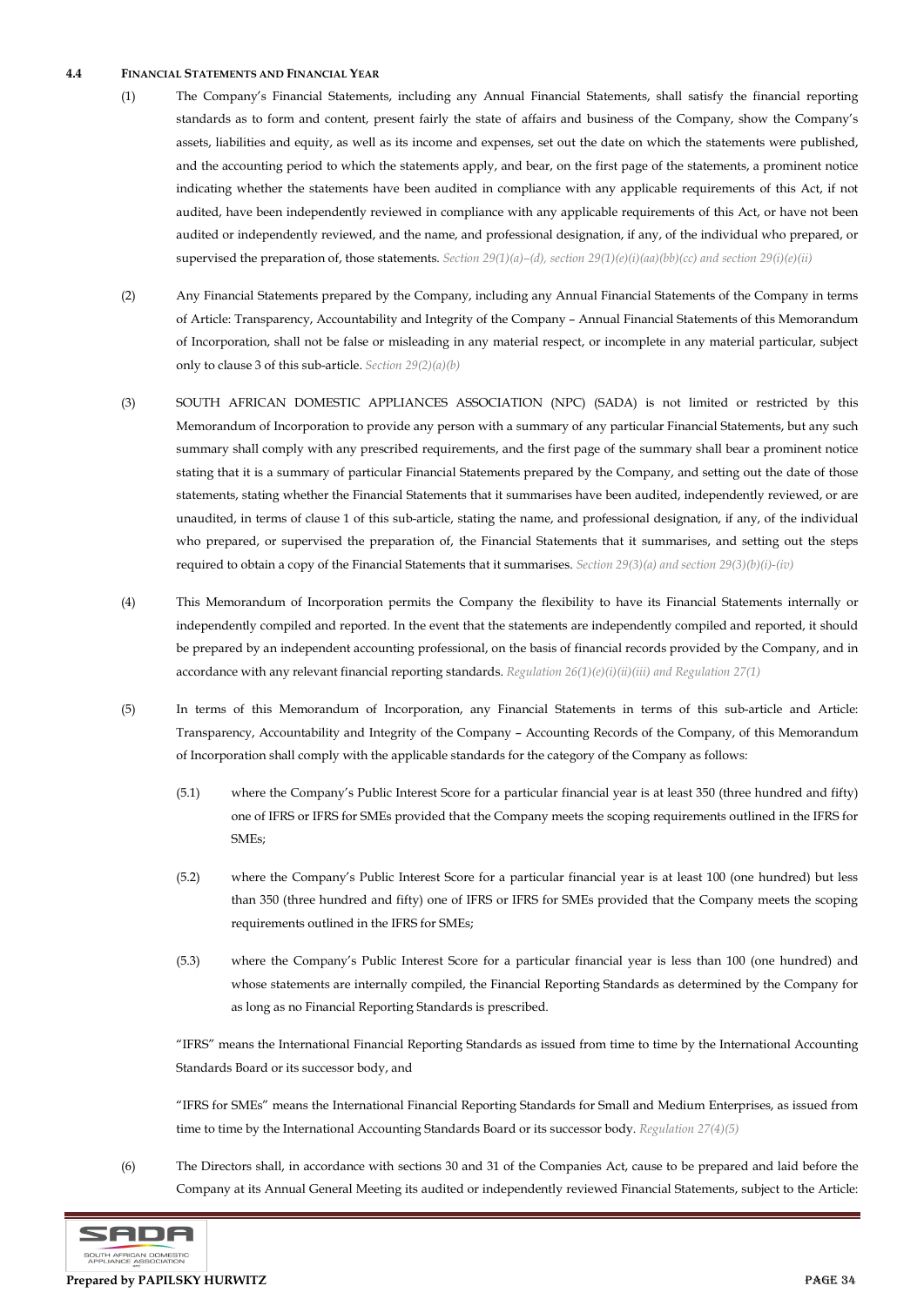#### 4.4 FINANCIAL STATEMENTS AND FINANCIAL YEAR

(1) The Company's Financial Statements, including any Annual Financial Statements, shall satisfy the financial reporting standards as to form and content, present fairly the state of affairs and business of the Company, show the Company's assets, liabilities and equity, as well as its income and expenses, set out the date on which the statements were published, and the accounting period to which the statements apply, and bear, on the first page of the statements, a prominent notice indicating whether the statements have been audited in compliance with any applicable requirements of this Act, if not audited, have been independently reviewed in compliance with any applicable requirements of this Act, or have not been audited or independently reviewed, and the name, and professional designation, if any, of the individual who prepared, or supervised the preparation of, those statements. *Section 29(1)(a)–(d), section 29(1)(e)(i)(aa)(bb)(cc) and section 29(i)(e)(ii)*

(2) Any Financial Statements prepared by the Company, including any Annual Financial Statements of the Company in terms of Article: Transparency, Accountability and Integrity of the Company – Annual Financial Statements of this Memorandum of Incorporation, shall not be false or misleading in any material respect, or incomplete in any material particular, subject only to clause 3 of this sub-article. *Section 29(2)(a)(b)*

(3) SOUTH AFRICAN DOMESTIC APPLIANCES ASSOCIATION (NPC) (SADA) is not limited or restricted by this Memorandum of Incorporation to provide any person with a summary of any particular Financial Statements, but any such summary shall comply with any prescribed requirements, and the first page of the summary shall bear a prominent notice stating that it is a summary of particular Financial Statements prepared by the Company, and setting out the date of those statements, stating whether the Financial Statements that it summarises have been audited, independently reviewed, or are unaudited, in terms of clause 1 of this sub-article, stating the name, and professional designation, if any, of the individual who prepared, or supervised the preparation of, the Financial Statements that it summarises, and setting out the steps required to obtain a copy of the Financial Statements that it summarises. *Section 29(3)(a) and section 29(3)(b)(i)-(iv)*

(4) This Memorandum of Incorporation permits the Company the flexibility to have its Financial Statements internally or independently compiled and reported. In the event that the statements are independently compiled and reported, it should be prepared by an independent accounting professional, on the basis of financial records provided by the Company, and in accordance with any relevant financial reporting standards. *Regulation 26(1)(e)(i)(ii)(iii) and Regulation 27(1)*

(5) In terms of this Memorandum of Incorporation, any Financial Statements in terms of this sub-article and Article: Transparency, Accountability and Integrity of the Company – Accounting Records of the Company, of this Memorandum of Incorporation shall comply with the applicable standards for the category of the Company as follows:

(5.1) where the Company's Public Interest Score for a particular financial year is at least 350 (three hundred and fifty) one of IFRS or IFRS for SMEs provided that the Company meets the scoping requirements outlined in the IFRS for SMEs;

(5.2) where the Company's Public Interest Score for a particular financial year is at least 100 (one hundred) but less than 350 (three hundred and fifty) one of IFRS or IFRS for SMEs provided that the Company meets the scoping requirements outlined in the IFRS for SMEs;

(5.3) where the Company's Public Interest Score for a particular financial year is less than 100 (one hundred) and whose statements are internally compiled, the Financial Reporting Standards as determined by the Company for as long as no Financial Reporting Standards is prescribed.

"IFRS" means the International Financial Reporting Standards as issued from time to time by the International Accounting Standards Board or its successor body, and

"IFRS for SMEs" means the International Financial Reporting Standards for Small and Medium Enterprises, as issued from time to time by the International Accounting Standards Board or its successor body. *Regulation 27(4)(5)*

(6) The Directors shall, in accordance with sections 30 and 31 of the Companies Act, cause to be prepared and laid before the Company at its Annual General Meeting its audited or independently reviewed Financial Statements, subject to the Article: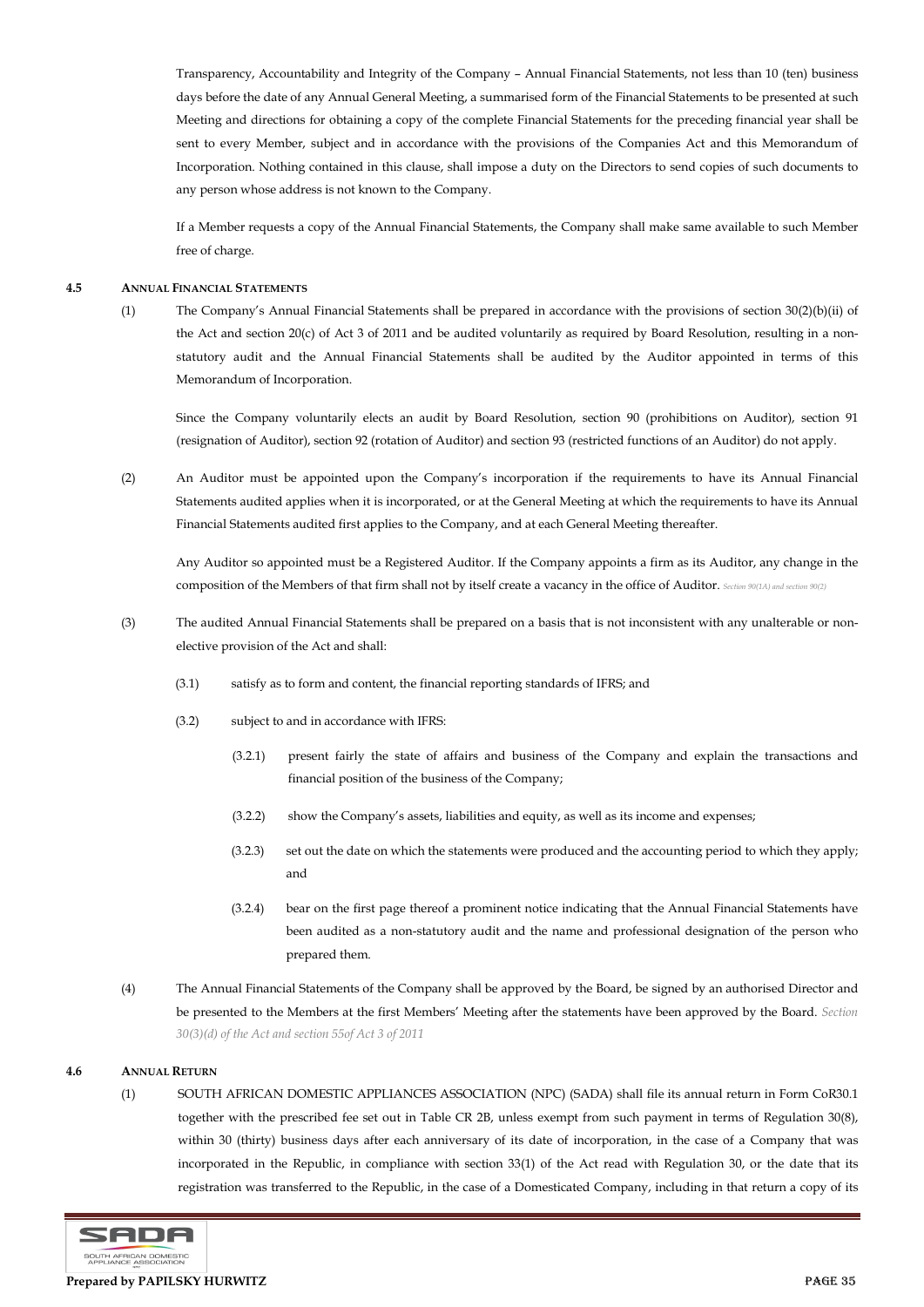Transparency, Accountability and Integrity of the Company – Annual Financial Statements, not less than 10 (ten) business days before the date of any Annual General Meeting, a summarised form of the Financial Statements to be presented at such Meeting and directions for obtaining a copy of the complete Financial Statements for the preceding financial year shall be sent to every Member, subject and in accordance with the provisions of the Companies Act and this Memorandum of Incorporation. Nothing contained in this clause, shall impose a duty on the Directors to send copies of such documents to any person whose address is not known to the Company.

If a Member requests a copy of the Annual Financial Statements, the Company shall make same available to such Member free of charge.

### 4.5 ANNUAL FINANCIAL STATEMENTS

(1) The Company's Annual Financial Statements shall be prepared in accordance with the provisions of section 30(2)(b)(ii) of the Act and section 20(c) of Act 3 of 2011 and be audited voluntarily as required by Board Resolution, resulting in a non-statutory audit and the Annual Financial Statements shall be audited by the Auditor appointed in terms of this Memorandum of Incorporation.

Since the Company voluntarily elects an audit by Board Resolution, section 90 (prohibitions on Auditor), section 91 (resignation of Auditor), section 92 (rotation of Auditor) and section 93 (restricted functions of an Auditor) do not apply.

(2) An Auditor must be appointed upon the Company's incorporation if the requirements to have its Annual Financial Statements audited applies when it is incorporated, or at the General Meeting at which the requirements to have its Annual Financial Statements audited first applies to the Company, and at each General Meeting thereafter.

Any Auditor so appointed must be a Registered Auditor. If the Company appoints a firm as its Auditor, any change in the composition of the Members of that firm shall not by itself create a vacancy in the office of Auditor. *Section 90(1A) and section 90(2)*

(3) The audited Annual Financial Statements shall be prepared on a basis that is not inconsistent with any unalterable or non-elective provision of the Act and shall:

(3.1) satisfy as to form and content, the financial reporting standards of IFRS; and

(3.2) subject to and in accordance with IFRS:

(3.2.1) present fairly the state of affairs and business of the Company and explain the transactions and financial position of the business of the Company;

(3.2.2) show the Company's assets, liabilities and equity, as well as its income and expenses;

(3.2.3) set out the date on which the statements were produced and the accounting period to which they apply; and

(3.2.4) bear on the first page thereof a prominent notice indicating that the Annual Financial Statements have been audited as a non-statutory audit and the name and professional designation of the person who prepared them.

(4) The Annual Financial Statements of the Company shall be approved by the Board, be signed by an authorised Director and be presented to the Members at the first Members' Meeting after the statements have been approved by the Board. *Section 30(3)(d) of the Act and section 55of Act 3 of 2011*

### 4.6 ANNUAL RETURN

(1) SOUTH AFRICAN DOMESTIC APPLIANCES ASSOCIATION (NPC) (SADA) shall file its annual return in Form CoR30.1 together with the prescribed fee set out in Table CR 2B, unless exempt from such payment in terms of Regulation 30(8), within 30 (thirty) business days after each anniversary of its date of incorporation, in the case of a Company that was incorporated in the Republic, in compliance with section 33(1) of the Act read with Regulation 30, or the date that its registration was transferred to the Republic, in the case of a Domesticated Company, including in that return a copy of its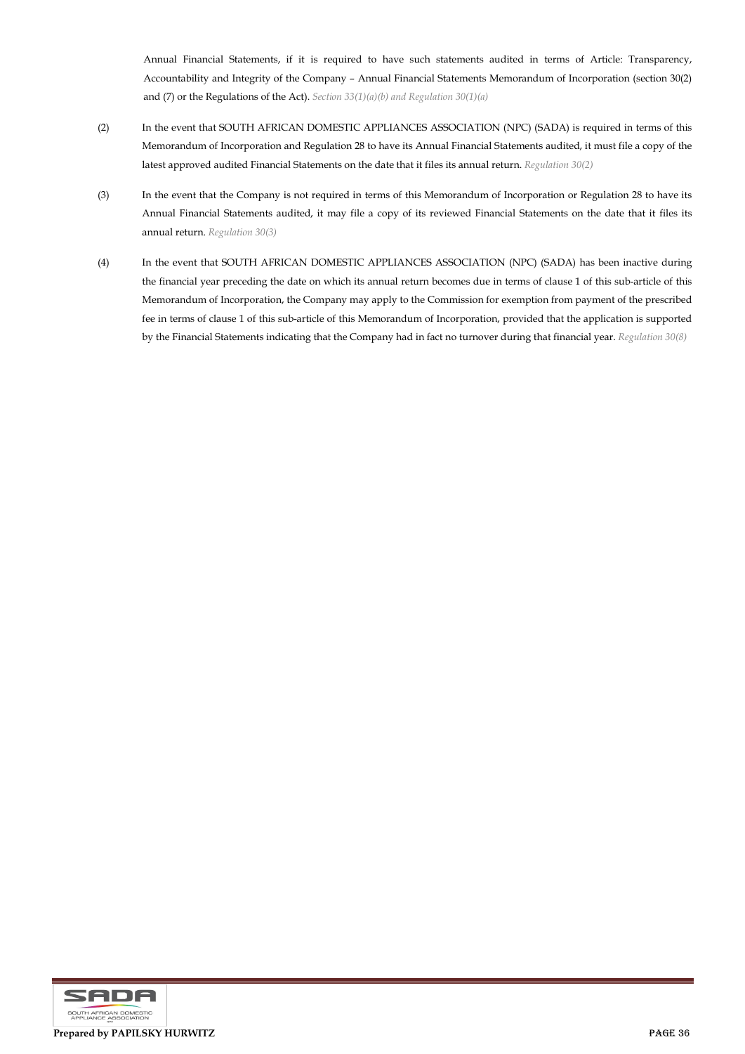Annual Financial Statements, if it is required to have such statements audited in terms of Article: Transparency, Accountability and Integrity of the Company – Annual Financial Statements Memorandum of Incorporation (section 30(2) and (7) or the Regulations of the Act). *Section 33(1)(a)(b) and Regulation 30(1)(a)*

(2) In the event that SOUTH AFRICAN DOMESTIC APPLIANCES ASSOCIATION (NPC) (SADA) is required in terms of this Memorandum of Incorporation and Regulation 28 to have its Annual Financial Statements audited, it must file a copy of the latest approved audited Financial Statements on the date that it files its annual return. *Regulation 30(2)*

(3) In the event that the Company is not required in terms of this Memorandum of Incorporation or Regulation 28 to have its Annual Financial Statements audited, it may file a copy of its reviewed Financial Statements on the date that it files its annual return. *Regulation 30(3)*

(4) In the event that SOUTH AFRICAN DOMESTIC APPLIANCES ASSOCIATION (NPC) (SADA) has been inactive during the financial year preceding the date on which its annual return becomes due in terms of clause 1 of this sub-article of this Memorandum of Incorporation, the Company may apply to the Commission for exemption from payment of the prescribed fee in terms of clause 1 of this sub-article of this Memorandum of Incorporation, provided that the application is supported by the Financial Statements indicating that the Company had in fact no turnover during that financial year. *Regulation 30(8)*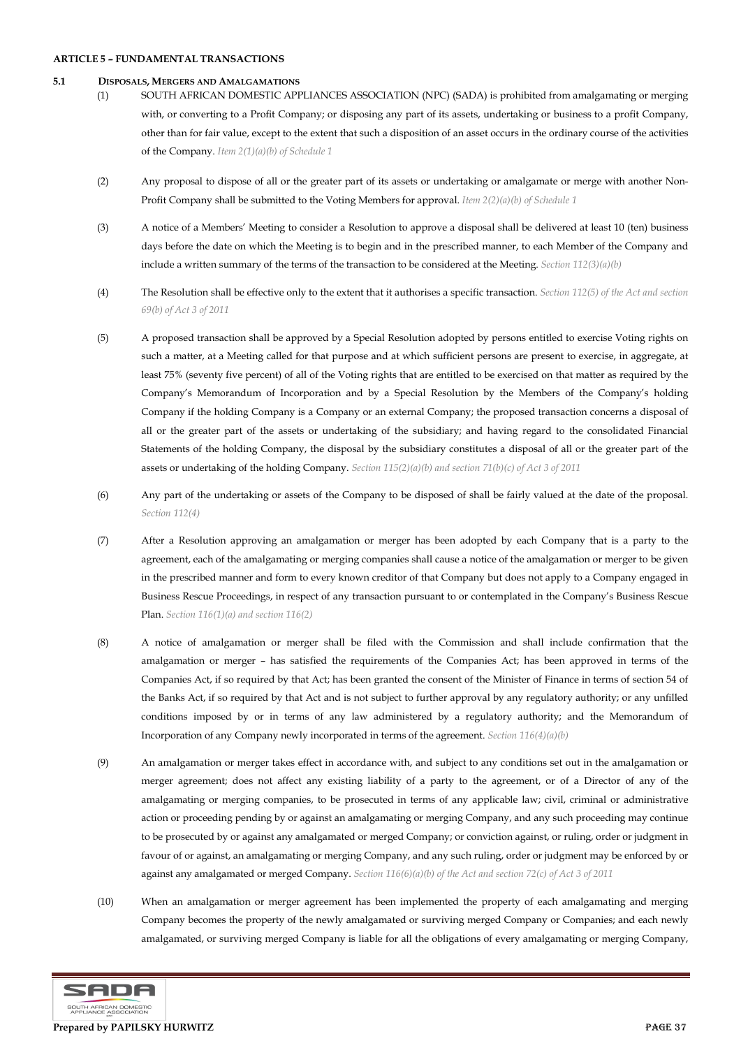**ARTICLE 5 – FUNDAMENTAL TRANSACTIONS**

**5.1 DISPOSALS, MERGERS AND AMALGAMATIONS**

(1) SOUTH AFRICAN DOMESTIC APPLIANCES ASSOCIATION (NPC) (SADA) is prohibited from amalgamating or merging with, or converting to a Profit Company; or disposing any part of its assets, undertaking or business to a profit Company, other than for fair value, except to the extent that such a disposition of an asset occurs in the ordinary course of the activities of the Company. *Item 2(1)(a)(b) of Schedule 1*

(2) Any proposal to dispose of all or the greater part of its assets or undertaking or amalgamate or merge with another Non-Profit Company shall be submitted to the Voting Members for approval. *Item 2(2)(a)(b) of Schedule 1*

(3) A notice of a Members' Meeting to consider a Resolution to approve a disposal shall be delivered at least 10 (ten) business days before the date on which the Meeting is to begin and in the prescribed manner, to each Member of the Company and include a written summary of the terms of the transaction to be considered at the Meeting. *Section 112(3)(a)(b)*

(4) The Resolution shall be effective only to the extent that it authorises a specific transaction. *Section 112(5) of the Act and section 69(b) of Act 3 of 2011*

(5) A proposed transaction shall be approved by a Special Resolution adopted by persons entitled to exercise Voting rights on such a matter, at a Meeting called for that purpose and at which sufficient persons are present to exercise, in aggregate, at least 75% (seventy five percent) of all of the Voting rights that are entitled to be exercised on that matter as required by the Company's Memorandum of Incorporation and by a Special Resolution by the Members of the Company's holding Company if the holding Company is a Company or an external Company; the proposed transaction concerns a disposal of all or the greater part of the assets or undertaking of the subsidiary; and having regard to the consolidated Financial Statements of the holding Company, the disposal by the subsidiary constitutes a disposal of all or the greater part of the assets or undertaking of the holding Company. *Section 115(2)(a)(b) and section 71(b)(c) of Act 3 of 2011*

(6) Any part of the undertaking or assets of the Company to be disposed of shall be fairly valued at the date of the proposal. *Section 112(4)*

(7) After a Resolution approving an amalgamation or merger has been adopted by each Company that is a party to the agreement, each of the amalgamating or merging companies shall cause a notice of the amalgamation or merger to be given in the prescribed manner and form to every known creditor of that Company but does not apply to a Company engaged in Business Rescue Proceedings, in respect of any transaction pursuant to or contemplated in the Company's Business Rescue Plan. *Section 116(1)(a) and section 116(2)*

(8) A notice of amalgamation or merger shall be filed with the Commission and shall include confirmation that the amalgamation or merger – has satisfied the requirements of the Companies Act; has been approved in terms of the Companies Act, if so required by that Act; has been granted the consent of the Minister of Finance in terms of section 54 of the Banks Act, if so required by that Act and is not subject to further approval by any regulatory authority; or any unfilled conditions imposed by or in terms of any law administered by a regulatory authority; and the Memorandum of Incorporation of any Company newly incorporated in terms of the agreement. *Section 116(4)(a)(b)*

(9) An amalgamation or merger takes effect in accordance with, and subject to any conditions set out in the amalgamation or merger agreement; does not affect any existing liability of a party to the agreement, or of a Director of any of the amalgamating or merging companies, to be prosecuted in terms of any applicable law; civil, criminal or administrative action or proceeding pending by or against an amalgamating or merging Company, and any such proceeding may continue to be prosecuted by or against any amalgamated or merged Company; or conviction against, or ruling, order or judgment in favour of or against, an amalgamating or merging Company, and any such ruling, order or judgment may be enforced by or against any amalgamated or merged Company. *Section 116(6)(a)(b) of the Act and section 72(c) of Act 3 of 2011*

(10) When an amalgamation or merger agreement has been implemented the property of each amalgamating and merging Company becomes the property of the newly amalgamated or surviving merged Company or Companies; and each newly amalgamated, or surviving merged Company is liable for all the obligations of every amalgamating or merging Company,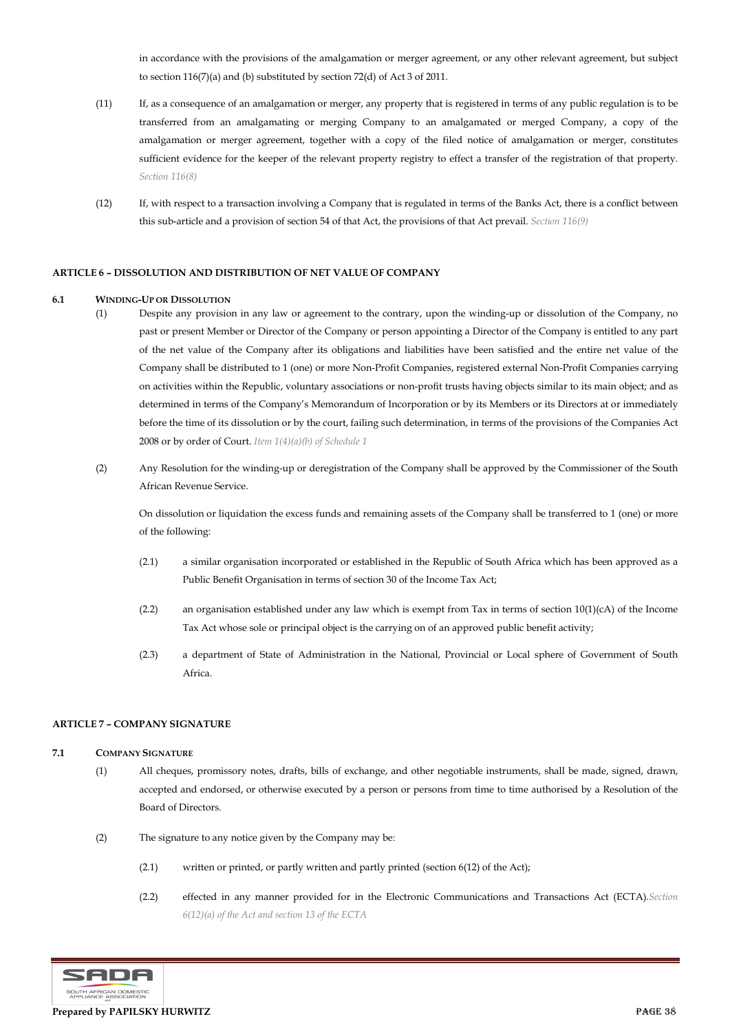in accordance with the provisions of the amalgamation or merger agreement, or any other relevant agreement, but subject to section 116(7)(a) and (b) substituted by section 72(d) of Act 3 of 2011.

(11) If, as a consequence of an amalgamation or merger, any property that is registered in terms of any public regulation is to be transferred from an amalgamating or merging Company to an amalgamated or merged Company, a copy of the amalgamation or merger agreement, together with a copy of the filed notice of amalgamation or merger, constitutes sufficient evidence for the keeper of the relevant property registry to effect a transfer of the registration of that property. *Section 116(8)*

(12) If, with respect to a transaction involving a Company that is regulated in terms of the Banks Act, there is a conflict between this sub-article and a provision of section 54 of that Act, the provisions of that Act prevail. *Section 116(9)*

## ARTICLE 6 – DISSOLUTION AND DISTRIBUTION OF NET VALUE OF COMPANY

### 6.1 WINDING-UP OR DISSOLUTION

(1) Despite any provision in any law or agreement to the contrary, upon the winding-up or dissolution of the Company, no past or present Member or Director of the Company or person appointing a Director of the Company is entitled to any part of the net value of the Company after its obligations and liabilities have been satisfied and the entire net value of the Company shall be distributed to 1 (one) or more Non-Profit Companies, registered external Non-Profit Companies carrying on activities within the Republic, voluntary associations or non-profit trusts having objects similar to its main object; and as determined in terms of the Company's Memorandum of Incorporation or by its Members or its Directors at or immediately before the time of its dissolution or by the court, failing such determination, in terms of the provisions of the Companies Act 2008 or by order of Court. *Item 1(4)(a)(b) of Schedule 1*

(2) Any Resolution for the winding-up or deregistration of the Company shall be approved by the Commissioner of the South African Revenue Service.

On dissolution or liquidation the excess funds and remaining assets of the Company shall be transferred to 1 (one) or more of the following:

(2.1) a similar organisation incorporated or established in the Republic of South Africa which has been approved as a Public Benefit Organisation in terms of section 30 of the Income Tax Act;

(2.2) an organisation established under any law which is exempt from Tax in terms of section 10(1)(cA) of the Income Tax Act whose sole or principal object is the carrying on of an approved public benefit activity;

(2.3) a department of State of Administration in the National, Provincial or Local sphere of Government of South Africa.

## ARTICLE 7 – COMPANY SIGNATURE

### 7.1 COMPANY SIGNATURE

(1) All cheques, promissory notes, drafts, bills of exchange, and other negotiable instruments, shall be made, signed, drawn, accepted and endorsed, or otherwise executed by a person or persons from time to time authorised by a Resolution of the Board of Directors.

(2) The signature to any notice given by the Company may be:

(2.1) written or printed, or partly written and partly printed (section 6(12) of the Act);

(2.2) effected in any manner provided for in the Electronic Communications and Transactions Act (ECTA). *Section 6(12)(a) of the Act and section 13 of the ECTA*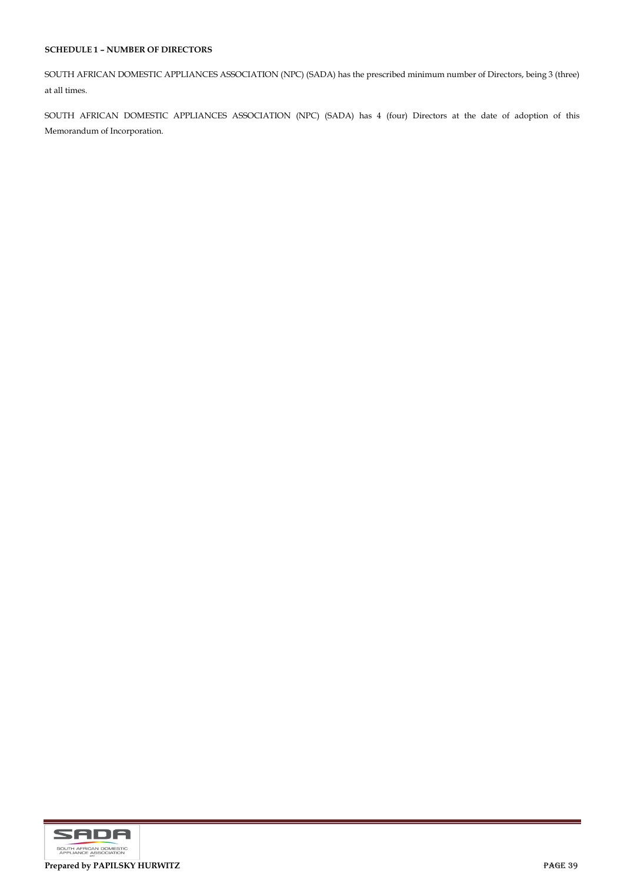**SCHEDULE 1 – NUMBER OF DIRECTORS**

SOUTH AFRICAN DOMESTIC APPLIANCES ASSOCIATION (NPC) (SADA) has the prescribed minimum number of Directors, being 3 (three) at all times.

SOUTH AFRICAN DOMESTIC APPLIANCES ASSOCIATION (NPC) (SADA) has 4 (four) Directors at the date of adoption of this Memorandum of Incorporation.